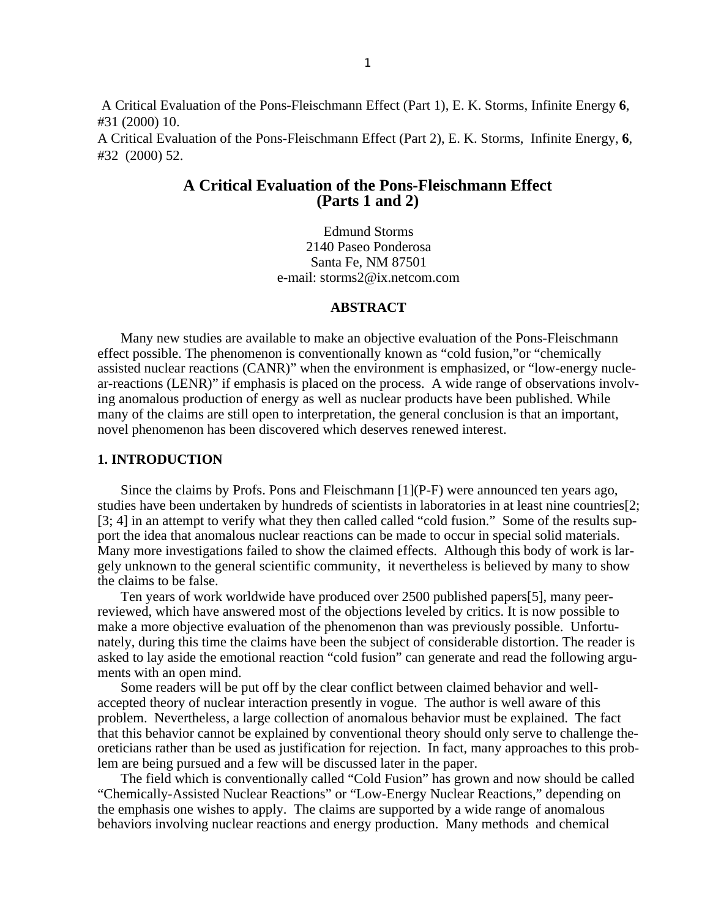A Critical Evaluation of the Pons-Fleischmann Effect (Part 1), E. K. Storms, Infinite Energy **6**, #31 (2000) 10.
A Critical Evaluation of the Pons-Fleischmann Effect (Part 2), E. K. Storms, Infinite Energy, **6**, #32 (2000) 52.

# A Critical Evaluation of the Pons-Fleischmann Effect (Parts 1 and 2)

Edmund Storms
2140 Paseo Ponderosa
Santa Fe, NM 87501
e-mail: storms2@ix.netcom.com

## ABSTRACT

Many new studies are available to make an objective evaluation of the Pons-Fleischmann effect possible. The phenomenon is conventionally known as "cold fusion,"or "chemically assisted nuclear reactions (CANR)" when the environment is emphasized, or "low-energy nuclear-reactions (LENR)" if emphasis is placed on the process. A wide range of observations involving anomalous production of energy as well as nuclear products have been published. While many of the claims are still open to interpretation, the general conclusion is that an important, novel phenomenon has been discovered which deserves renewed interest.

## 1. INTRODUCTION

Since the claims by Profs. Pons and Fleischmann [1](P-F) were announced ten years ago, studies have been undertaken by hundreds of scientists in laboratories in at least nine countries[2; [3; 4] in an attempt to verify what they then called called "cold fusion." Some of the results support the idea that anomalous nuclear reactions can be made to occur in special solid materials. Many more investigations failed to show the claimed effects. Although this body of work is largely unknown to the general scientific community, it nevertheless is believed by many to show the claims to be false.

Ten years of work worldwide have produced over 2500 published papers[5], many peer-reviewed, which have answered most of the objections leveled by critics. It is now possible to make a more objective evaluation of the phenomenon than was previously possible. Unfortunately, during this time the claims have been the subject of considerable distortion. The reader is asked to lay aside the emotional reaction "cold fusion" can generate and read the following arguments with an open mind.

Some readers will be put off by the clear conflict between claimed behavior and well-accepted theory of nuclear interaction presently in vogue. The author is well aware of this problem. Nevertheless, a large collection of anomalous behavior must be explained. The fact that this behavior cannot be explained by conventional theory should only serve to challenge theoreticians rather than be used as justification for rejection. In fact, many approaches to this problem are being pursued and a few will be discussed later in the paper.

The field which is conventionally called "Cold Fusion" has grown and now should be called "Chemically-Assisted Nuclear Reactions" or "Low-Energy Nuclear Reactions," depending on the emphasis one wishes to apply. The claims are supported by a wide range of anomalous behaviors involving nuclear reactions and energy production. Many methods and chemical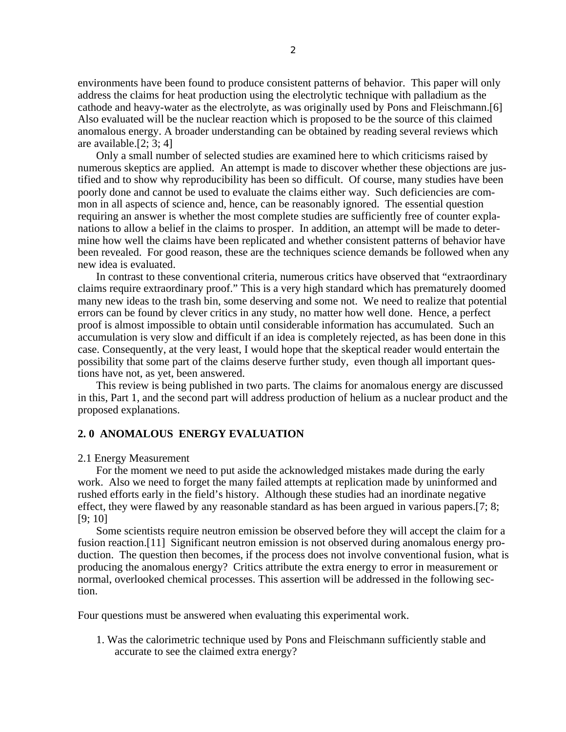environments have been found to produce consistent patterns of behavior. This paper will only address the claims for heat production using the electrolytic technique with palladium as the cathode and heavy-water as the electrolyte, as was originally used by Pons and Fleischmann.[6] Also evaluated will be the nuclear reaction which is proposed to be the source of this claimed anomalous energy. A broader understanding can be obtained by reading several reviews which are available.[2; 3; 4]

Only a small number of selected studies are examined here to which criticisms raised by numerous skeptics are applied. An attempt is made to discover whether these objections are justified and to show why reproducibility has been so difficult. Of course, many studies have been poorly done and cannot be used to evaluate the claims either way. Such deficiencies are common in all aspects of science and, hence, can be reasonably ignored. The essential question requiring an answer is whether the most complete studies are sufficiently free of counter explanations to allow a belief in the claims to prosper. In addition, an attempt will be made to determine how well the claims have been replicated and whether consistent patterns of behavior have been revealed. For good reason, these are the techniques science demands be followed when any new idea is evaluated.

In contrast to these conventional criteria, numerous critics have observed that "extraordinary claims require extraordinary proof." This is a very high standard which has prematurely doomed many new ideas to the trash bin, some deserving and some not. We need to realize that potential errors can be found by clever critics in any study, no matter how well done. Hence, a perfect proof is almost impossible to obtain until considerable information has accumulated. Such an accumulation is very slow and difficult if an idea is completely rejected, as has been done in this case. Consequently, at the very least, I would hope that the skeptical reader would entertain the possibility that some part of the claims deserve further study, even though all important questions have not, as yet, been answered.

This review is being published in two parts. The claims for anomalous energy are discussed in this, Part 1, and the second part will address production of helium as a nuclear product and the proposed explanations.

## 2. 0 ANOMALOUS ENERGY EVALUATION

### 2.1 Energy Measurement

For the moment we need to put aside the acknowledged mistakes made during the early work. Also we need to forget the many failed attempts at replication made by uninformed and rushed efforts early in the field's history. Although these studies had an inordinate negative effect, they were flawed by any reasonable standard as has been argued in various papers.[7; 8; [9; 10]

Some scientists require neutron emission be observed before they will accept the claim for a fusion reaction.[11] Significant neutron emission is not observed during anomalous energy production. The question then becomes, if the process does not involve conventional fusion, what is producing the anomalous energy? Critics attribute the extra energy to error in measurement or normal, overlooked chemical processes. This assertion will be addressed in the following section.

Four questions must be answered when evaluating this experimental work.

1. Was the calorimetric technique used by Pons and Fleischmann sufficiently stable and accurate to see the claimed extra energy?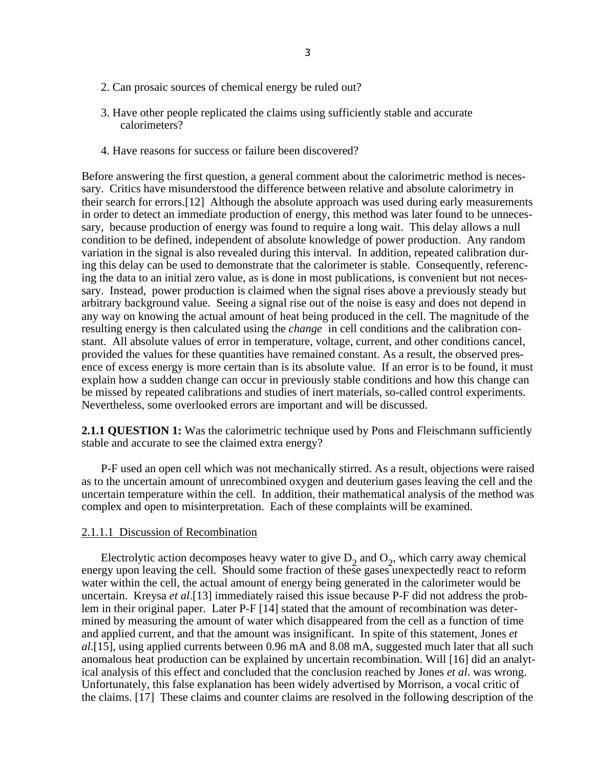2. Can prosaic sources of chemical energy be ruled out?

3. Have other people replicated the claims using sufficiently stable and accurate calorimeters?

4. Have reasons for success or failure been discovered?

Before answering the first question, a general comment about the calorimetric method is necessary. Critics have misunderstood the difference between relative and absolute calorimetry in their search for errors.[12] Although the absolute approach was used during early measurements in order to detect an immediate production of energy, this method was later found to be unnecessary, because production of energy was found to require a long wait. This delay allows a null condition to be defined, independent of absolute knowledge of power production. Any random variation in the signal is also revealed during this interval. In addition, repeated calibration during this delay can be used to demonstrate that the calorimeter is stable. Consequently, referencing the data to an initial zero value, as is done in most publications, is convenient but not necessary. Instead, power production is claimed when the signal rises above a previously steady but arbitrary background value. Seeing a signal rise out of the noise is easy and does not depend in any way on knowing the actual amount of heat being produced in the cell. The magnitude of the resulting energy is then calculated using the *change* in cell conditions and the calibration constant. All absolute values of error in temperature, voltage, current, and other conditions cancel, provided the values for these quantities have remained constant. As a result, the observed presence of excess energy is more certain than is its absolute value. If an error is to be found, it must explain how a sudden change can occur in previously stable conditions and how this change can be missed by repeated calibrations and studies of inert materials, so-called control experiments. Nevertheless, some overlooked errors are important and will be discussed.

**2.1.1 QUESTION 1:** Was the calorimetric technique used by Pons and Fleischmann sufficiently stable and accurate to see the claimed extra energy?

P-F used an open cell which was not mechanically stirred. As a result, objections were raised as to the uncertain amount of unrecombined oxygen and deuterium gases leaving the cell and the uncertain temperature within the cell. In addition, their mathematical analysis of the method was complex and open to misinterpretation. Each of these complaints will be examined.

#### 2.1.1.1 Discussion of Recombination

Electrolytic action decomposes heavy water to give $D_2$ and $O_2$, which carry away chemical energy upon leaving the cell. Should some fraction of these gases unexpectedly react to reform water within the cell, the actual amount of energy being generated in the calorimeter would be uncertain. Kreysa *et al*.[13] immediately raised this issue because P-F did not address the problem in their original paper. Later P-F [14] stated that the amount of recombination was determined by measuring the amount of water which disappeared from the cell as a function of time and applied current, and that the amount was insignificant. In spite of this statement, Jones *et al*.[15], using applied currents between 0.96 mA and 8.08 mA, suggested much later that all such anomalous heat production can be explained by uncertain recombination. Will [16] did an analytical analysis of this effect and concluded that the conclusion reached by Jones *et al.* was wrong. Unfortunately, this false explanation has been widely advertised by Morrison, a vocal critic of the claims. [17] These claims and counter claims are resolved in the following description of the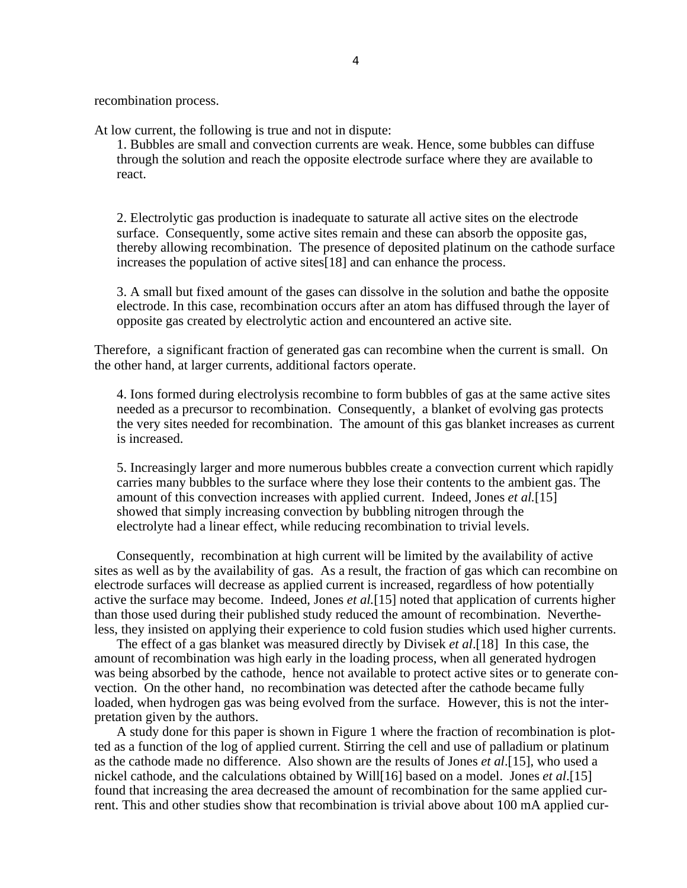recombination process.

At low current, the following is true and not in dispute:

1. Bubbles are small and convection currents are weak. Hence, some bubbles can diffuse through the solution and reach the opposite electrode surface where they are available to react.

2. Electrolytic gas production is inadequate to saturate all active sites on the electrode surface. Consequently, some active sites remain and these can absorb the opposite gas, thereby allowing recombination. The presence of deposited platinum on the cathode surface increases the population of active sites[18] and can enhance the process.

3. A small but fixed amount of the gases can dissolve in the solution and bathe the opposite electrode. In this case, recombination occurs after an atom has diffused through the layer of opposite gas created by electrolytic action and encountered an active site.

Therefore, a significant fraction of generated gas can recombine when the current is small. On the other hand, at larger currents, additional factors operate.

4. Ions formed during electrolysis recombine to form bubbles of gas at the same active sites needed as a precursor to recombination. Consequently, a blanket of evolving gas protects the very sites needed for recombination. The amount of this gas blanket increases as current is increased.

5. Increasingly larger and more numerous bubbles create a convection current which rapidly carries many bubbles to the surface where they lose their contents to the ambient gas. The amount of this convection increases with applied current. Indeed, Jones *et al.*[15] showed that simply increasing convection by bubbling nitrogen through the electrolyte had a linear effect, while reducing recombination to trivial levels.

Consequently, recombination at high current will be limited by the availability of active sites as well as by the availability of gas. As a result, the fraction of gas which can recombine on electrode surfaces will decrease as applied current is increased, regardless of how potentially active the surface may become. Indeed, Jones *et al.*[15] noted that application of currents higher than those used during their published study reduced the amount of recombination. Nevertheless, they insisted on applying their experience to cold fusion studies which used higher currents.

The effect of a gas blanket was measured directly by Divisek *et al*.[18] In this case, the amount of recombination was high early in the loading process, when all generated hydrogen was being absorbed by the cathode, hence not available to protect active sites or to generate convection. On the other hand, no recombination was detected after the cathode became fully loaded, when hydrogen gas was being evolved from the surface. However, this is not the interpretation given by the authors.

A study done for this paper is shown in Figure 1 where the fraction of recombination is plotted as a function of the log of applied current. Stirring the cell and use of palladium or platinum as the cathode made no difference. Also shown are the results of Jones *et al*.[15], who used a nickel cathode, and the calculations obtained by Will[16] based on a model. Jones *et al*.[15] found that increasing the area decreased the amount of recombination for the same applied current. This and other studies show that recombination is trivial above about 100 mA applied cur-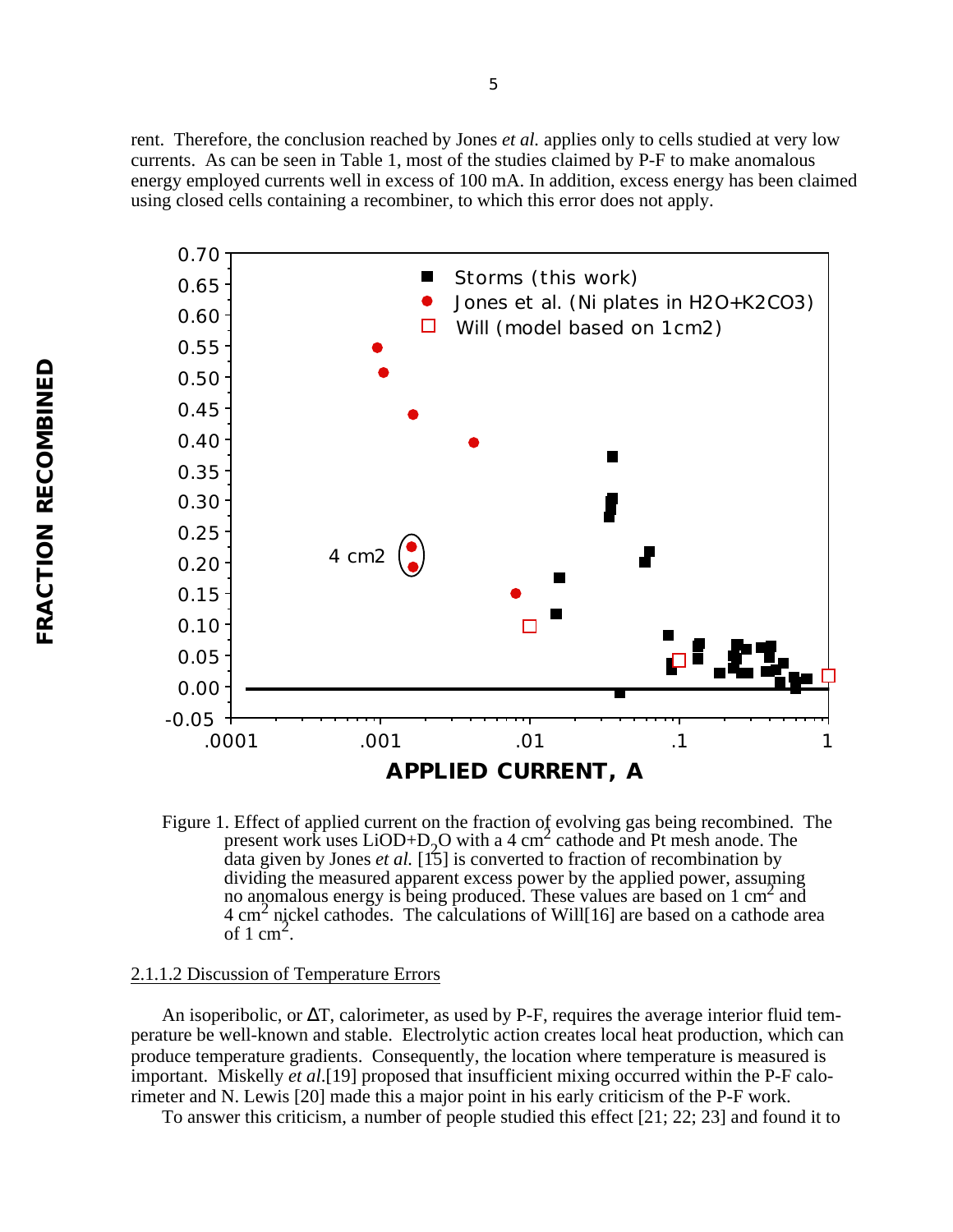rent. Therefore, the conclusion reached by Jones *et al.* applies only to cells studied at very low currents. As can be seen in Table 1, most of the studies claimed by P-F to make anomalous energy employed currents well in excess of 100 mA. In addition, excess energy has been claimed using closed cells containing a recombiner, to which this error does not apply.

Figure 1. Effect of applied current on the fraction of evolving gas being recombined. The present work uses LiOD+$D_2O$ with a 4 $cm^2$ cathode and Pt mesh anode. The data given by Jones *et al.* [15] is converted to fraction of recombination by dividing the measured apparent excess power by the applied power, assuming no anomalous energy is being produced. These values are based on 1 $cm^2$ and 4 $cm^2$ nickel cathodes. The calculations of Will[16] are based on a cathode area of 1 $cm^2$.

## 2.1.1.2 Discussion of Temperature Errors

An isoperibolic, or ΔT, calorimeter, as used by P-F, requires the average interior fluid temperature be well-known and stable. Electrolytic action creates local heat production, which can produce temperature gradients. Consequently, the location where temperature is measured is important. Miskelly *et al.*[19] proposed that insufficient mixing occurred within the P-F calorimeter and N. Lewis [20] made this a major point in his early criticism of the P-F work.

To answer this criticism, a number of people studied this effect [21; 22; 23] and found it to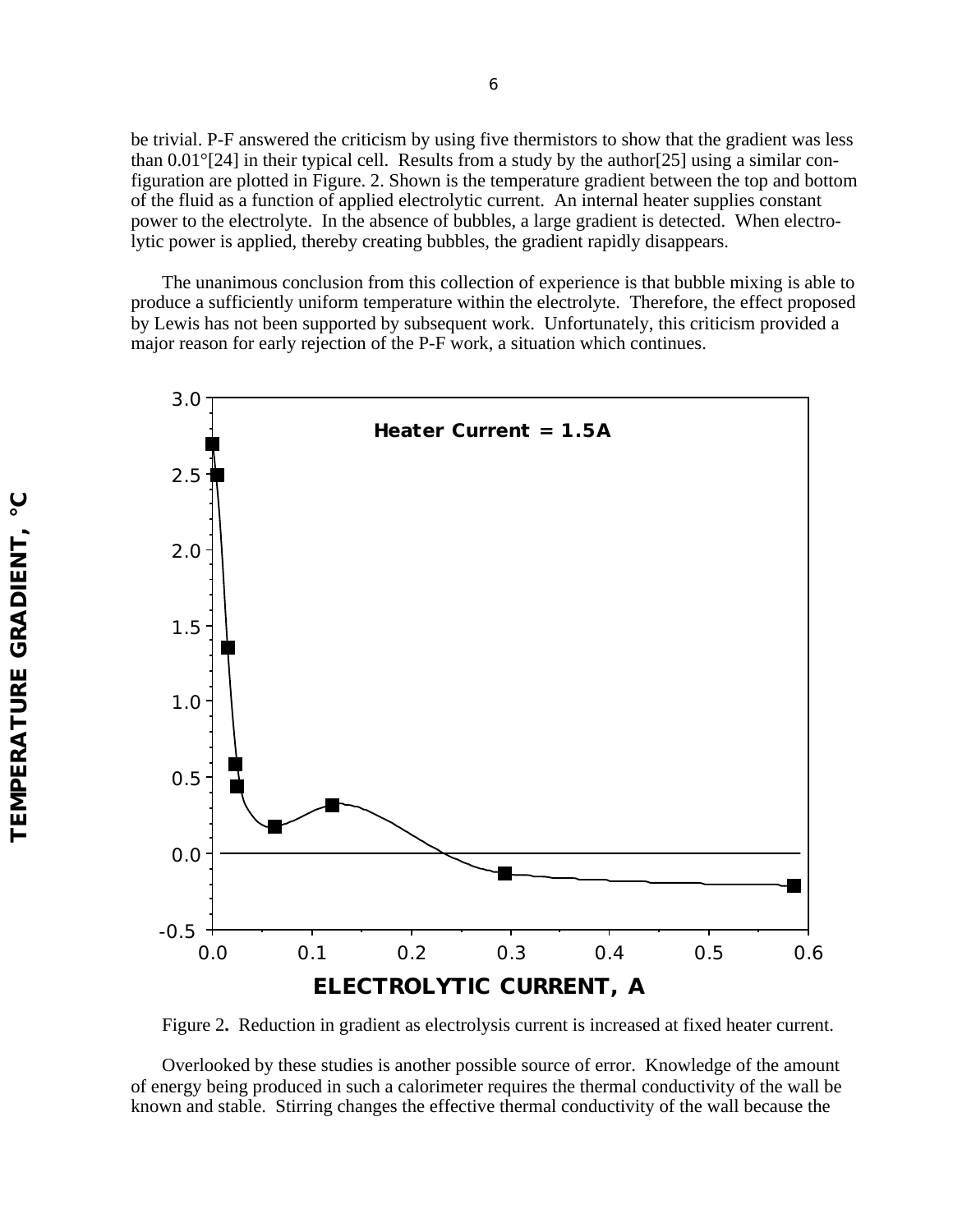be trivial. P-F answered the criticism by using five thermistors to show that the gradient was less than 0.01°[24] in their typical cell. Results from a study by the author[25] using a similar configuration are plotted in Figure. 2. Shown is the temperature gradient between the top and bottom of the fluid as a function of applied electrolytic current. An internal heater supplies constant power to the electrolyte. In the absence of bubbles, a large gradient is detected. When electrolytic power is applied, thereby creating bubbles, the gradient rapidly disappears.

The unanimous conclusion from this collection of experience is that bubble mixing is able to produce a sufficiently uniform temperature within the electrolyte. Therefore, the effect proposed by Lewis has not been supported by subsequent work. Unfortunately, this criticism provided a major reason for early rejection of the P-F work, a situation which continues.

Figure 2**.** Reduction in gradient as electrolysis current is increased at fixed heater current.

Overlooked by these studies is another possible source of error. Knowledge of the amount of energy being produced in such a calorimeter requires the thermal conductivity of the wall be known and stable. Stirring changes the effective thermal conductivity of the wall because the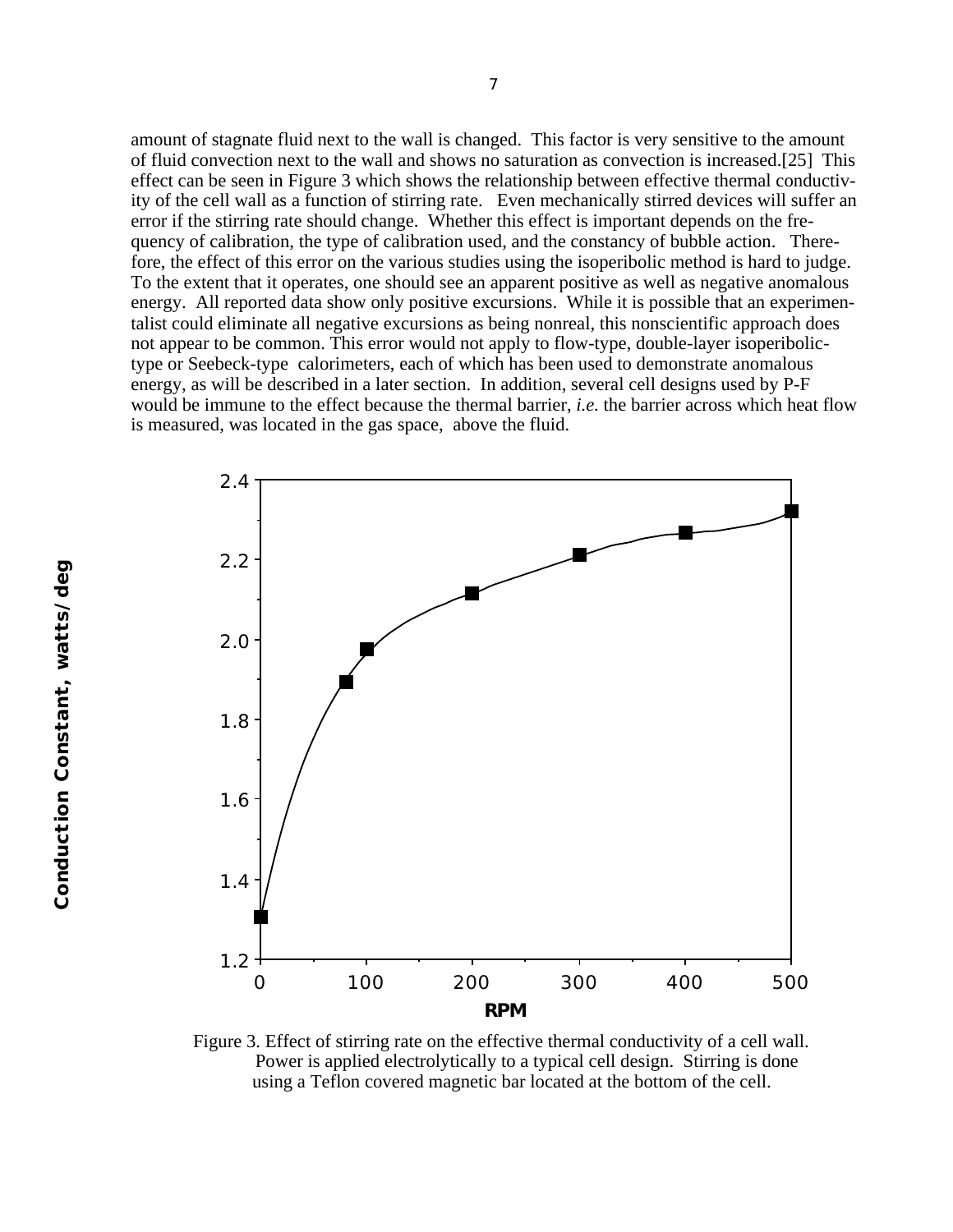amount of stagnate fluid next to the wall is changed. This factor is very sensitive to the amount of fluid convection next to the wall and shows no saturation as convection is increased.[25] This effect can be seen in Figure 3 which shows the relationship between effective thermal conductivity of the cell wall as a function of stirring rate. Even mechanically stirred devices will suffer an error if the stirring rate should change. Whether this effect is important depends on the frequency of calibration, the type of calibration used, and the constancy of bubble action. Therefore, the effect of this error on the various studies using the isoperibolic method is hard to judge. To the extent that it operates, one should see an apparent positive as well as negative anomalous energy. All reported data show only positive excursions. While it is possible that an experimentalist could eliminate all negative excursions as being nonreal, this nonscientific approach does not appear to be common. This error would not apply to flow-type, double-layer isoperibolic-type or Seebeck-type calorimeters, each of which has been used to demonstrate anomalous energy, as will be described in a later section. In addition, several cell designs used by P-F would be immune to the effect because the thermal barrier, *i.e.* the barrier across which heat flow is measured, was located in the gas space, above the fluid.

Figure 3. Effect of stirring rate on the effective thermal conductivity of a cell wall. Power is applied electrolytically to a typical cell design. Stirring is done using a Teflon covered magnetic bar located at the bottom of the cell.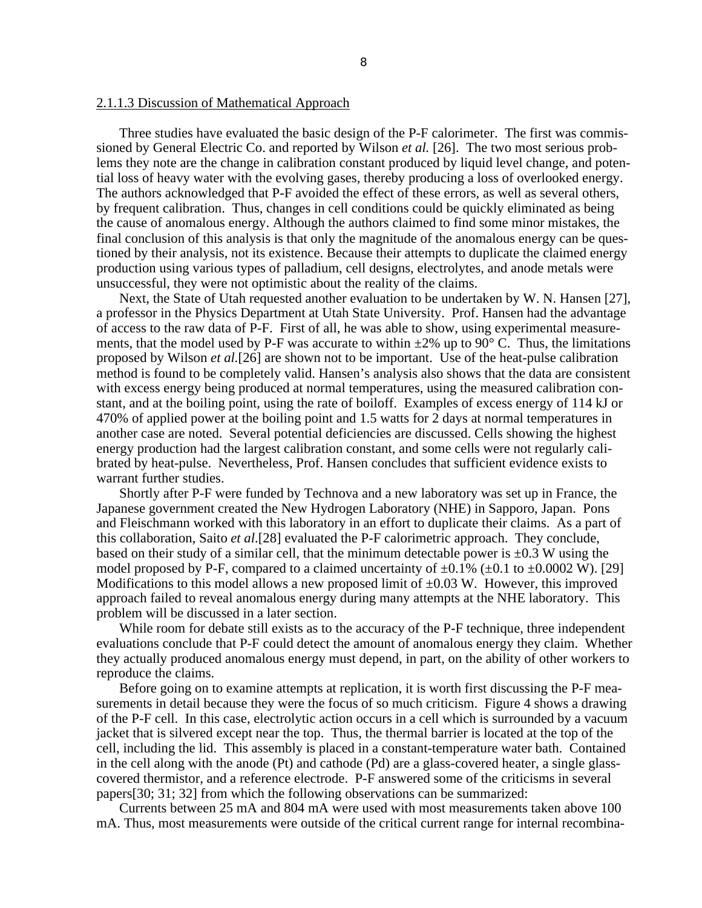2.1.1.3 Discussion of Mathematical Approach

Three studies have evaluated the basic design of the P-F calorimeter. The first was commissioned by General Electric Co. and reported by Wilson *et al.* [26]. The two most serious problems they note are the change in calibration constant produced by liquid level change, and potential loss of heavy water with the evolving gases, thereby producing a loss of overlooked energy. The authors acknowledged that P-F avoided the effect of these errors, as well as several others, by frequent calibration. Thus, changes in cell conditions could be quickly eliminated as being the cause of anomalous energy. Although the authors claimed to find some minor mistakes, the final conclusion of this analysis is that only the magnitude of the anomalous energy can be questioned by their analysis, not its existence. Because their attempts to duplicate the claimed energy production using various types of palladium, cell designs, electrolytes, and anode metals were unsuccessful, they were not optimistic about the reality of the claims.

Next, the State of Utah requested another evaluation to be undertaken by W. N. Hansen [27], a professor in the Physics Department at Utah State University. Prof. Hansen had the advantage of access to the raw data of P-F. First of all, he was able to show, using experimental measurements, that the model used by P-F was accurate to within ±2% up to 90° C. Thus, the limitations proposed by Wilson *et al.*[26] are shown not to be important. Use of the heat-pulse calibration method is found to be completely valid. Hansen's analysis also shows that the data are consistent with excess energy being produced at normal temperatures, using the measured calibration constant, and at the boiling point, using the rate of boiloff. Examples of excess energy of 114 kJ or 470% of applied power at the boiling point and 1.5 watts for 2 days at normal temperatures in another case are noted. Several potential deficiencies are discussed. Cells showing the highest energy production had the largest calibration constant, and some cells were not regularly calibrated by heat-pulse. Nevertheless, Prof. Hansen concludes that sufficient evidence exists to warrant further studies.

Shortly after P-F were funded by Technova and a new laboratory was set up in France, the Japanese government created the New Hydrogen Laboratory (NHE) in Sapporo, Japan. Pons and Fleischmann worked with this laboratory in an effort to duplicate their claims. As a part of this collaboration, Saito *et al.*[28] evaluated the P-F calorimetric approach. They conclude, based on their study of a similar cell, that the minimum detectable power is ±0.3 W using the model proposed by P-F, compared to a claimed uncertainty of ±0.1% (±0.1 to ±0.0002 W). [29] Modifications to this model allows a new proposed limit of ±0.03 W. However, this improved approach failed to reveal anomalous energy during many attempts at the NHE laboratory. This problem will be discussed in a later section.

While room for debate still exists as to the accuracy of the P-F technique, three independent evaluations conclude that P-F could detect the amount of anomalous energy they claim. Whether they actually produced anomalous energy must depend, in part, on the ability of other workers to reproduce the claims.

Before going on to examine attempts at replication, it is worth first discussing the P-F measurements in detail because they were the focus of so much criticism. Figure 4 shows a drawing of the P-F cell. In this case, electrolytic action occurs in a cell which is surrounded by a vacuum jacket that is silvered except near the top. Thus, the thermal barrier is located at the top of the cell, including the lid. This assembly is placed in a constant-temperature water bath. Contained in the cell along with the anode (Pt) and cathode (Pd) are a glass-covered heater, a single glass-covered thermistor, and a reference electrode. P-F answered some of the criticisms in several papers[30; 31; 32] from which the following observations can be summarized:

Currents between 25 mA and 804 mA were used with most measurements taken above 100 mA. Thus, most measurements were outside of the critical current range for internal recombina-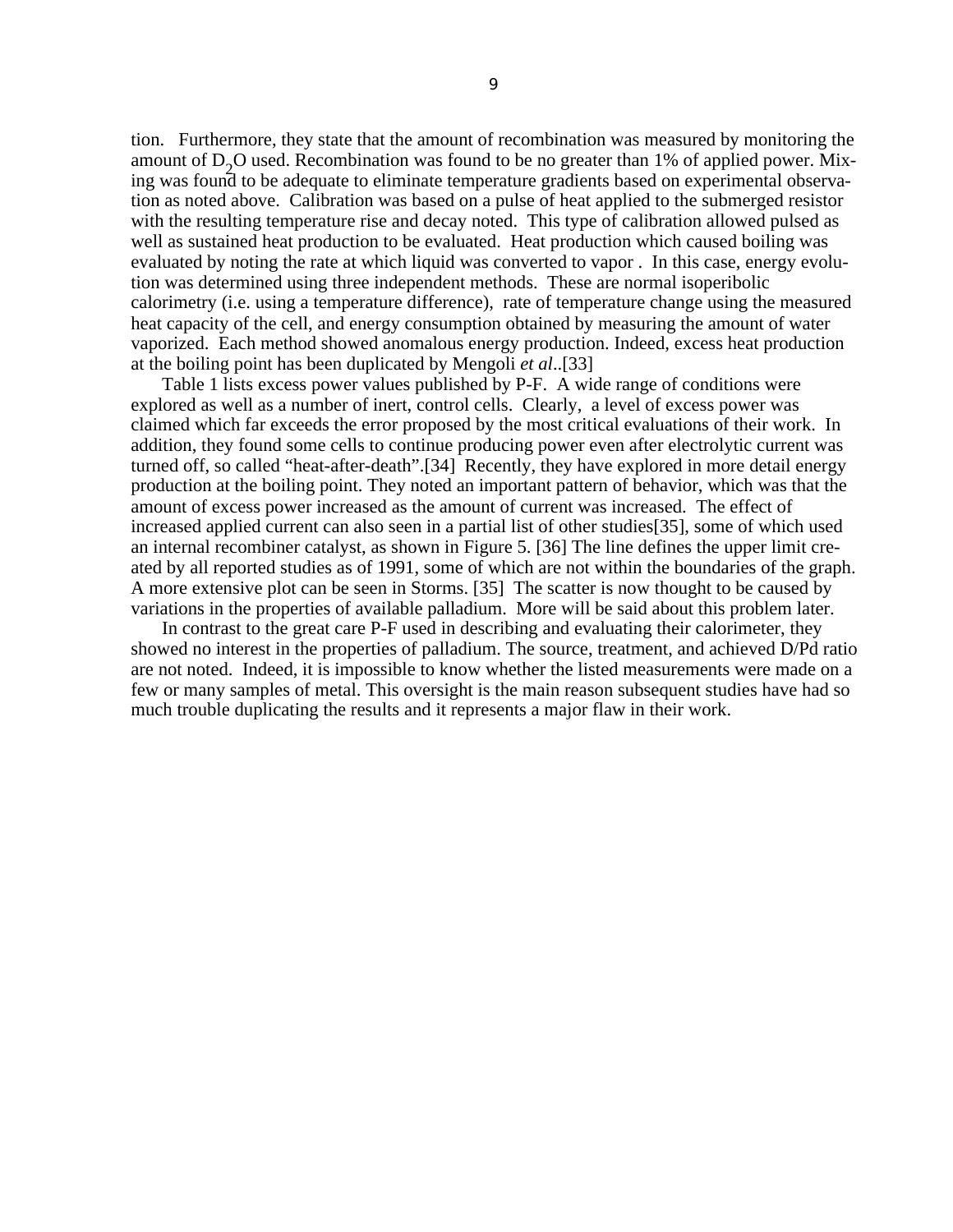tion. Furthermore, they state that the amount of recombination was measured by monitoring the amount of $D_2O$ used. Recombination was found to be no greater than 1% of applied power. Mixing was found to be adequate to eliminate temperature gradients based on experimental observation as noted above. Calibration was based on a pulse of heat applied to the submerged resistor with the resulting temperature rise and decay noted. This type of calibration allowed pulsed as well as sustained heat production to be evaluated. Heat production which caused boiling was evaluated by noting the rate at which liquid was converted to vapor . In this case, energy evolution was determined using three independent methods. These are normal isoperibolic calorimetry (i.e. using a temperature difference), rate of temperature change using the measured heat capacity of the cell, and energy consumption obtained by measuring the amount of water vaporized. Each method showed anomalous energy production. Indeed, excess heat production at the boiling point has been duplicated by Mengoli *et al*..[33]

Table 1 lists excess power values published by P-F. A wide range of conditions were explored as well as a number of inert, control cells. Clearly, a level of excess power was claimed which far exceeds the error proposed by the most critical evaluations of their work. In addition, they found some cells to continue producing power even after electrolytic current was turned off, so called "heat-after-death".[34] Recently, they have explored in more detail energy production at the boiling point. They noted an important pattern of behavior, which was that the amount of excess power increased as the amount of current was increased. The effect of increased applied current can also seen in a partial list of other studies[35], some of which used an internal recombiner catalyst, as shown in Figure 5. [36] The line defines the upper limit created by all reported studies as of 1991, some of which are not within the boundaries of the graph. A more extensive plot can be seen in Storms. [35] The scatter is now thought to be caused by variations in the properties of available palladium. More will be said about this problem later.

In contrast to the great care P-F used in describing and evaluating their calorimeter, they showed no interest in the properties of palladium. The source, treatment, and achieved D/Pd ratio are not noted. Indeed, it is impossible to know whether the listed measurements were made on a few or many samples of metal. This oversight is the main reason subsequent studies have had so much trouble duplicating the results and it represents a major flaw in their work.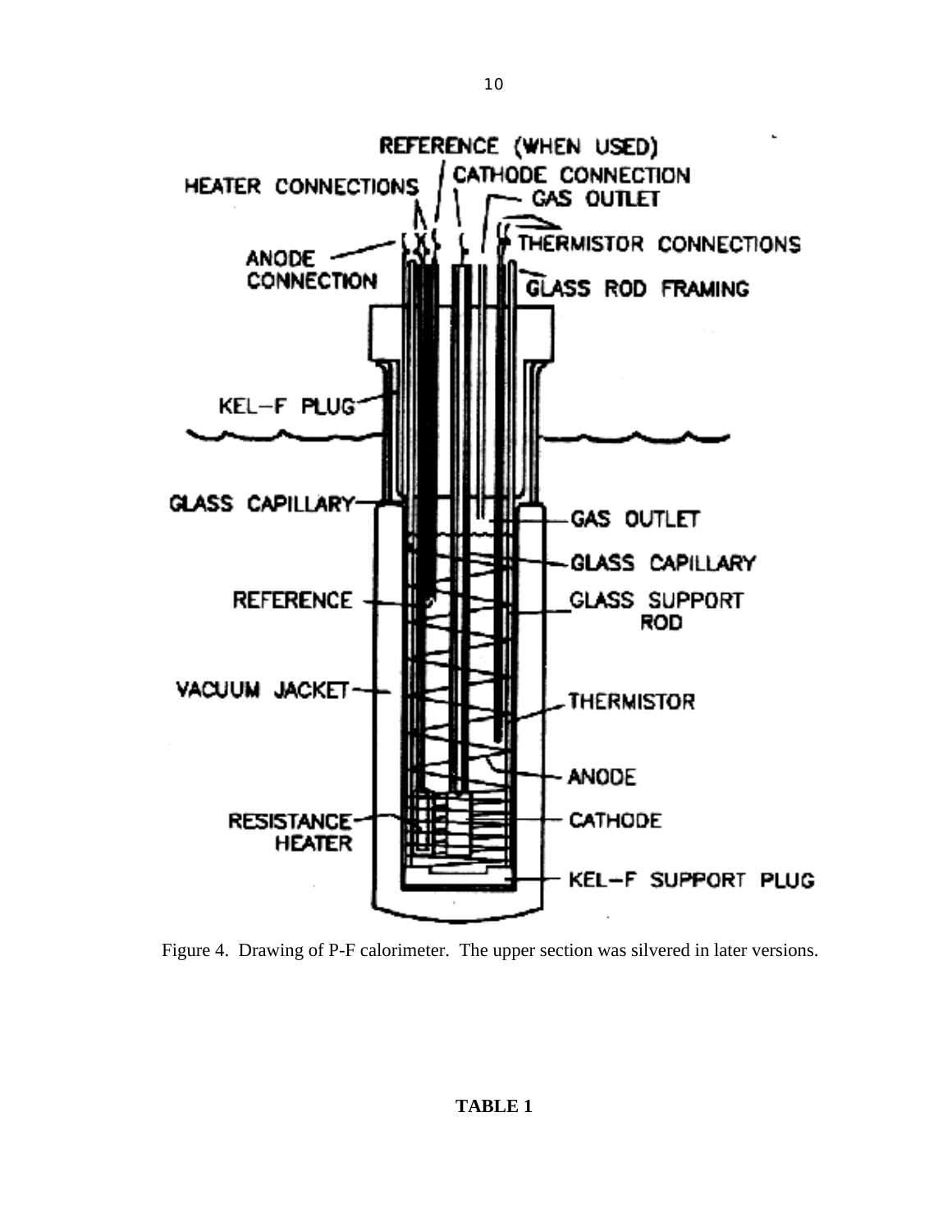Figure 4. Drawing of P-F calorimeter. The upper section was silvered in later versions.

**TABLE 1**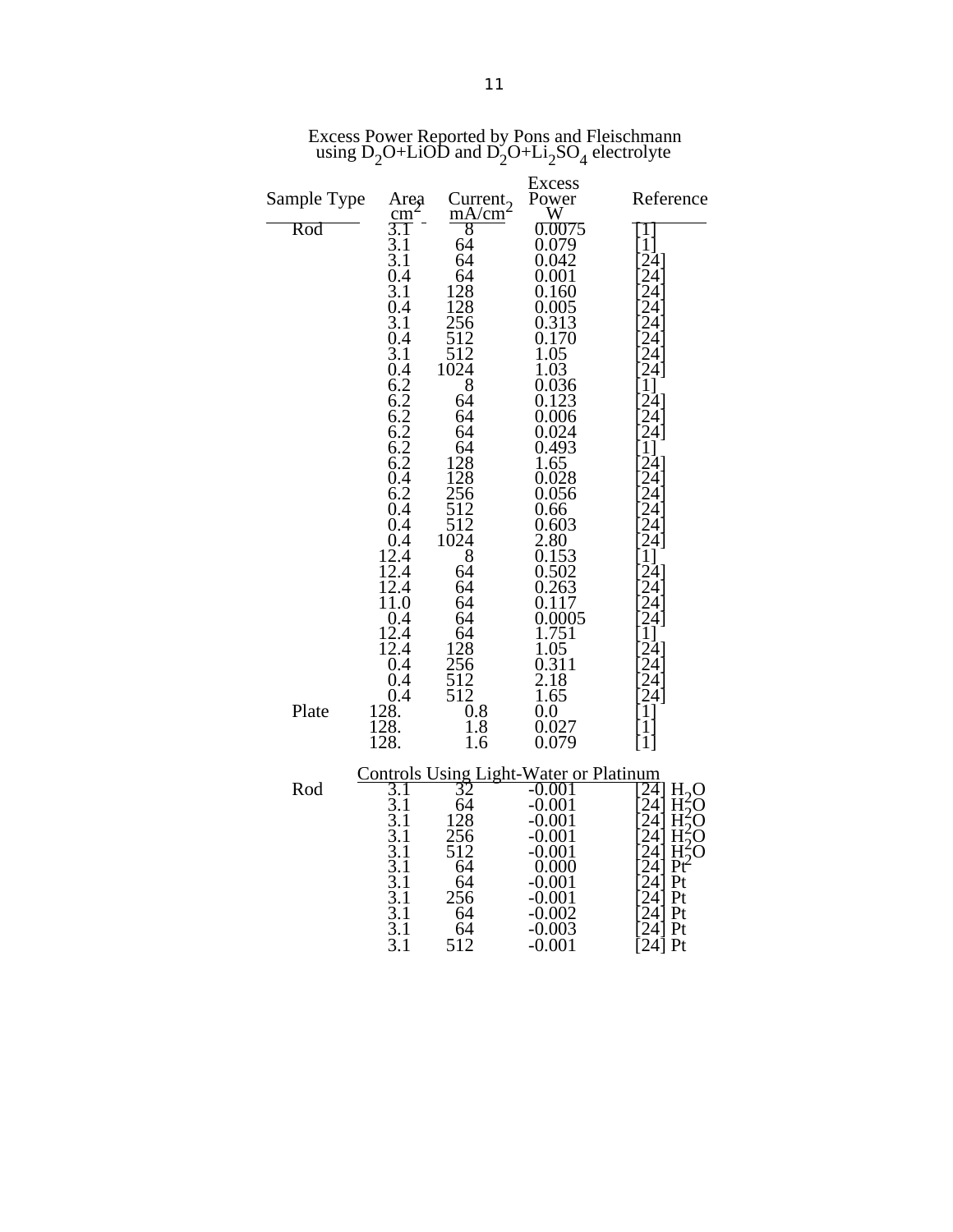Excess Power Reported by Pons and Fleischmann using $D_2O$+LiOD and $D_2O$+$Li_2SO_4$ electrolyte

| Sample Type | Area $cm^2$ | Current $mA/cm^2$ | Excess Power W | Reference |
|---|---|---|---|---|
| Rod | 3.1 | 8 | 0.0075 | [1] |
| | 3.1 | 64 | 0.079 | [1] |
| | 3.1 | 64 | 0.042 | [24] |
| | 0.4 | 64 | 0.001 | [24] |
| | 3.1 | 128 | 0.160 | [24] |
| | 0.4 | 128 | 0.005 | [24] |
| | 3.1 | 256 | 0.313 | [24] |
| | 0.4 | 512 | 0.170 | [24] |
| | 3.1 | 512 | 1.05 | [24] |
| | 0.4 | 1024 | 1.03 | [24] |
| | 6.2 | 8 | 0.036 | [1] |
| | 6.2 | 64 | 0.123 | [24] |
| | 6.2 | 64 | 0.006 | [24] |
| | 6.2 | 64 | 0.024 | [24] |
| | 6.2 | 64 | 0.493 | [1] |
| | 6.2 | 128 | 1.65 | [24] |
| | 0.4 | 128 | 0.028 | [24] |
| | 6.2 | 256 | 0.056 | [24] |
| | 0.4 | 512 | 0.66 | [24] |
| | 0.4 | 512 | 0.603 | [24] |
| | 0.4 | 1024 | 2.80 | [24] |
| | 12.4 | 8 | 0.153 | [1] |
| | 12.4 | 64 | 0.502 | [24] |
| | 12.4 | 64 | 0.263 | [24] |
| | 11.0 | 64 | 0.117 | [24] |
| | 0.4 | 64 | 0.0005 | [24] |
| | 12.4 | 64 | 1.751 | [1] |
| | 12.4 | 128 | 1.05 | [24] |
| | 0.4 | 256 | 0.311 | [24] |
| | 0.4 | 512 | 2.18 | [24] |
| | 0.4 | 512 | 1.65 | [24] |
| Plate | 128. | 0.8 | 0.0 | [1] |
| | 128. | 1.8 | 0.027 | [1] |
| | 128. | 1.6 | 0.079 | [1] |
| | **Controls Using Light-Water or Platinum** | | | |
| Rod | 3.1 | 32 | -0.001 | [24] $H_2O$ |
| | 3.1 | 64 | -0.001 | [24] $H_2O$ |
| | 3.1 | 128 | -0.001 | [24] $H_2O$ |
| | 3.1 | 256 | -0.001 | [24] $H_2O$ |
| | 3.1 | 512 | -0.001 | [24] $H_2O$ |
| | 3.1 | 64 | 0.000 | [24] Pt |
| | 3.1 | 64 | -0.001 | [24] Pt |
| | 3.1 | 256 | -0.001 | [24] Pt |
| | 3.1 | 64 | -0.002 | [24] Pt |
| | 3.1 | 64 | -0.003 | [24] Pt |
| | 3.1 | 512 | -0.001 | [24] Pt |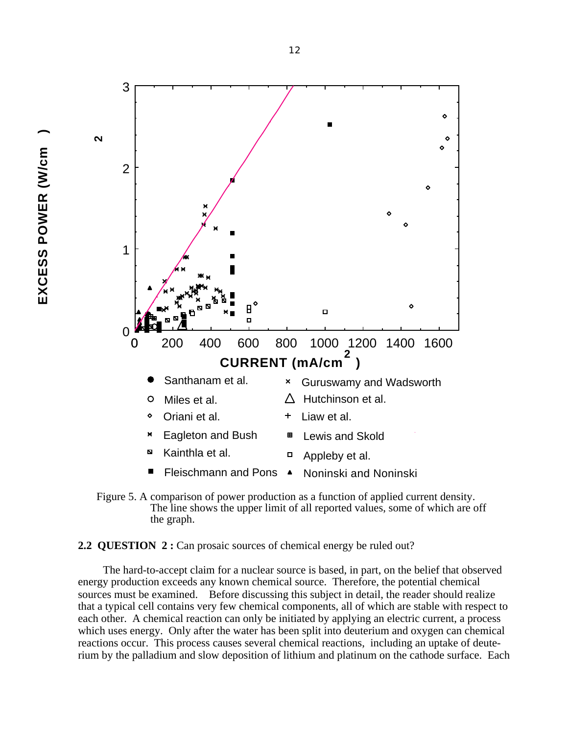Figure 5. A comparison of power production as a function of applied current density. The line shows the upper limit of all reported values, some of which are off the graph.

## 2.2 QUESTION 2 : Can prosaic sources of chemical energy be ruled out?

The hard-to-accept claim for a nuclear source is based, in part, on the belief that observed energy production exceeds any known chemical source. Therefore, the potential chemical sources must be examined. Before discussing this subject in detail, the reader should realize that a typical cell contains very few chemical components, all of which are stable with respect to each other. A chemical reaction can only be initiated by applying an electric current, a process which uses energy. Only after the water has been split into deuterium and oxygen can chemical reactions occur. This process causes several chemical reactions, including an uptake of deuterium by the palladium and slow deposition of lithium and platinum on the cathode surface. Each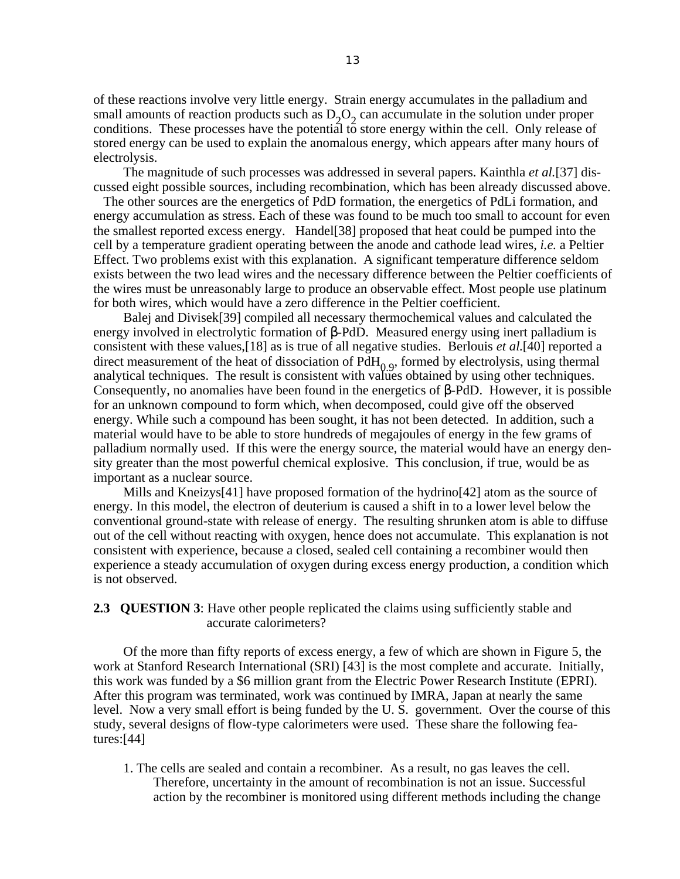of these reactions involve very little energy. Strain energy accumulates in the palladium and small amounts of reaction products such as $D_2O_2$ can accumulate in the solution under proper conditions. These processes have the potential to store energy within the cell. Only release of stored energy can be used to explain the anomalous energy, which appears after many hours of electrolysis.

The magnitude of such processes was addressed in several papers. Kainthla *et al.*[37] discussed eight possible sources, including recombination, which has been already discussed above. The other sources are the energetics of PdD formation, the energetics of PdLi formation, and energy accumulation as stress. Each of these was found to be much too small to account for even the smallest reported excess energy. Handel[38] proposed that heat could be pumped into the cell by a temperature gradient operating between the anode and cathode lead wires, *i.e.* a Peltier Effect. Two problems exist with this explanation. A significant temperature difference seldom exists between the two lead wires and the necessary difference between the Peltier coefficients of the wires must be unreasonably large to produce an observable effect. Most people use platinum for both wires, which would have a zero difference in the Peltier coefficient.

Balej and Divisek[39] compiled all necessary thermochemical values and calculated the energy involved in electrolytic formation of β-PdD. Measured energy using inert palladium is consistent with these values,[18] as is true of all negative studies. Berlouis *et al.*[40] reported a direct measurement of the heat of dissociation of $PdH_{0.9}$, formed by electrolysis, using thermal analytical techniques. The result is consistent with values obtained by using other techniques. Consequently, no anomalies have been found in the energetics of β-PdD. However, it is possible for an unknown compound to form which, when decomposed, could give off the observed energy. While such a compound has been sought, it has not been detected. In addition, such a material would have to be able to store hundreds of megajoules of energy in the few grams of palladium normally used. If this were the energy source, the material would have an energy density greater than the most powerful chemical explosive. This conclusion, if true, would be as important as a nuclear source.

Mills and Kneizys[41] have proposed formation of the hydrino[42] atom as the source of energy. In this model, the electron of deuterium is caused a shift in to a lower level below the conventional ground-state with release of energy. The resulting shrunken atom is able to diffuse out of the cell without reacting with oxygen, hence does not accumulate. This explanation is not consistent with experience, because a closed, sealed cell containing a recombiner would then experience a steady accumulation of oxygen during excess energy production, a condition which is not observed.

## 2.3 QUESTION 3: Have other people replicated the claims using sufficiently stable and accurate calorimeters?

Of the more than fifty reports of excess energy, a few of which are shown in Figure 5, the work at Stanford Research International (SRI) [43] is the most complete and accurate. Initially, this work was funded by a \$6 million grant from the Electric Power Research Institute (EPRI). After this program was terminated, work was continued by IMRA, Japan at nearly the same level. Now a very small effort is being funded by the U. S. government. Over the course of this study, several designs of flow-type calorimeters were used. These share the following features:[44]

1. The cells are sealed and contain a recombiner. As a result, no gas leaves the cell. Therefore, uncertainty in the amount of recombination is not an issue. Successful action by the recombiner is monitored using different methods including the change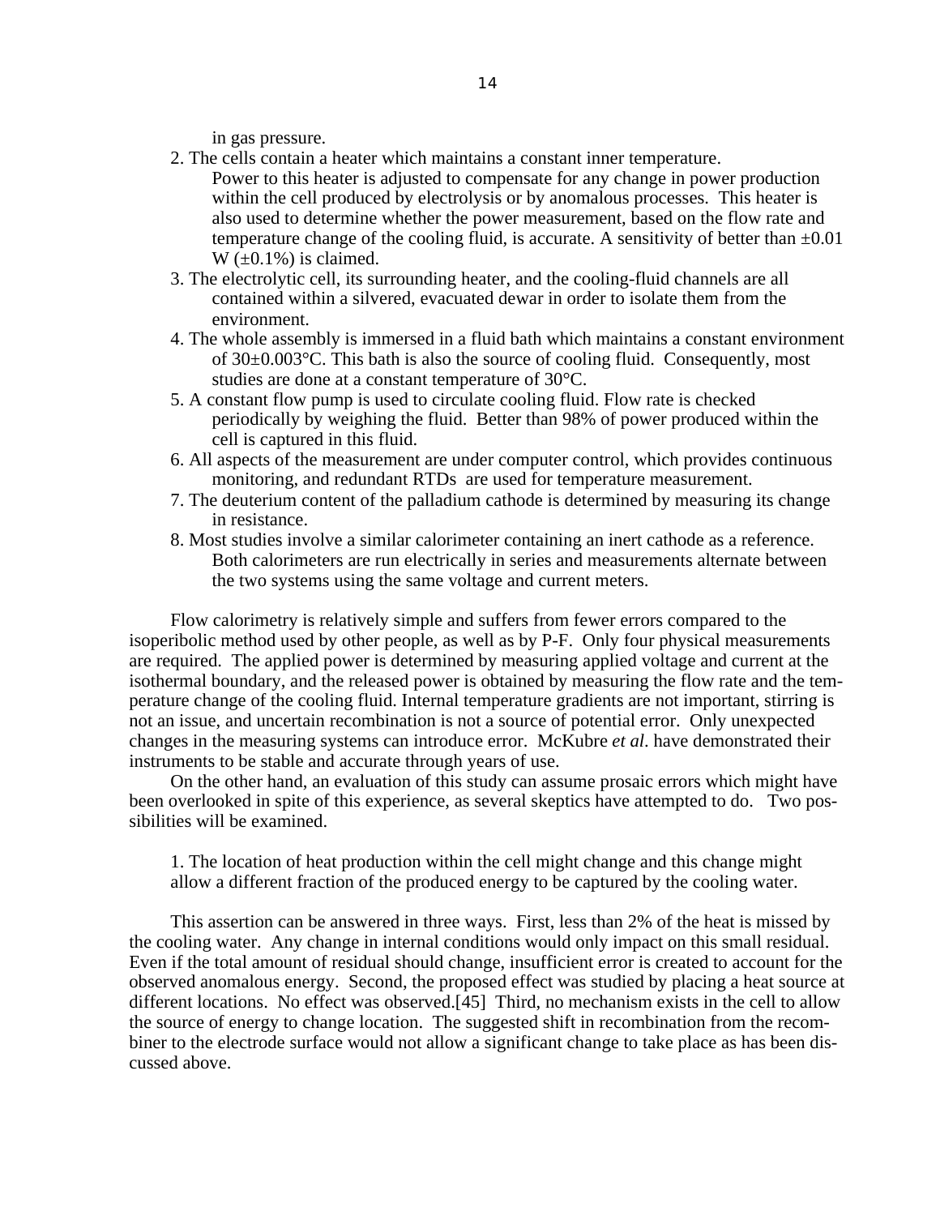in gas pressure.

2. The cells contain a heater which maintains a constant inner temperature. Power to this heater is adjusted to compensate for any change in power production within the cell produced by electrolysis or by anomalous processes. This heater is also used to determine whether the power measurement, based on the flow rate and temperature change of the cooling fluid, is accurate. A sensitivity of better than ±0.01 W (±0.1%) is claimed.
3. The electrolytic cell, its surrounding heater, and the cooling-fluid channels are all contained within a silvered, evacuated dewar in order to isolate them from the environment.
4. The whole assembly is immersed in a fluid bath which maintains a constant environment of 30±0.003°C. This bath is also the source of cooling fluid. Consequently, most studies are done at a constant temperature of 30°C.
5. A constant flow pump is used to circulate cooling fluid. Flow rate is checked periodically by weighing the fluid. Better than 98% of power produced within the cell is captured in this fluid.
6. All aspects of the measurement are under computer control, which provides continuous monitoring, and redundant RTDs are used for temperature measurement.
7. The deuterium content of the palladium cathode is determined by measuring its change in resistance.
8. Most studies involve a similar calorimeter containing an inert cathode as a reference. Both calorimeters are run electrically in series and measurements alternate between the two systems using the same voltage and current meters.

Flow calorimetry is relatively simple and suffers from fewer errors compared to the isoperibolic method used by other people, as well as by P-F. Only four physical measurements are required. The applied power is determined by measuring applied voltage and current at the isothermal boundary, and the released power is obtained by measuring the flow rate and the temperature change of the cooling fluid. Internal temperature gradients are not important, stirring is not an issue, and uncertain recombination is not a source of potential error. Only unexpected changes in the measuring systems can introduce error. McKubre *et al*. have demonstrated their instruments to be stable and accurate through years of use.

On the other hand, an evaluation of this study can assume prosaic errors which might have been overlooked in spite of this experience, as several skeptics have attempted to do. Two possibilities will be examined.

1. The location of heat production within the cell might change and this change might allow a different fraction of the produced energy to be captured by the cooling water.

This assertion can be answered in three ways. First, less than 2% of the heat is missed by the cooling water. Any change in internal conditions would only impact on this small residual. Even if the total amount of residual should change, insufficient error is created to account for the observed anomalous energy. Second, the proposed effect was studied by placing a heat source at different locations. No effect was observed.[45] Third, no mechanism exists in the cell to allow the source of energy to change location. The suggested shift in recombination from the recombiner to the electrode surface would not allow a significant change to take place as has been discussed above.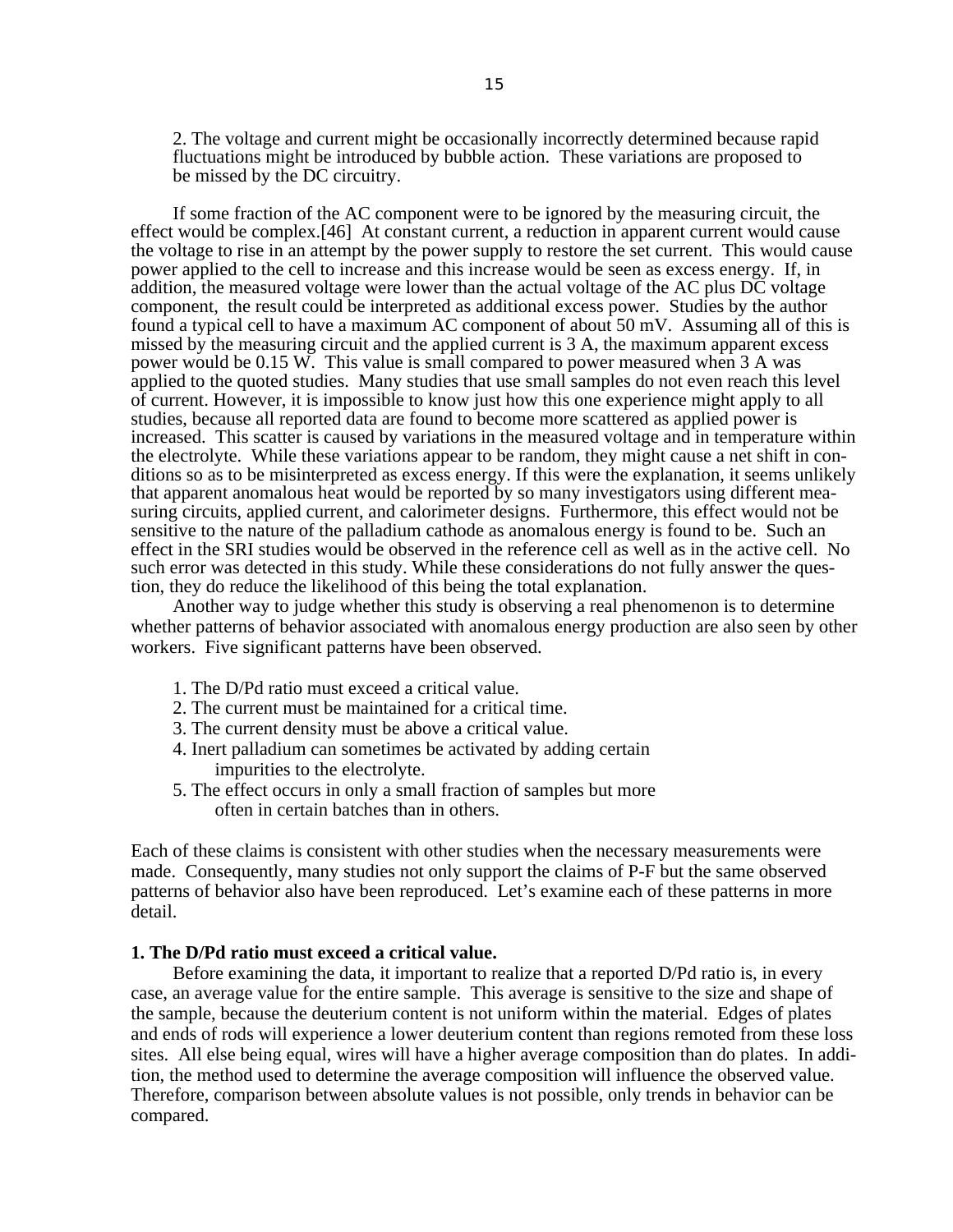2. The voltage and current might be occasionally incorrectly determined because rapid fluctuations might be introduced by bubble action. These variations are proposed to be missed by the DC circuitry.

If some fraction of the AC component were to be ignored by the measuring circuit, the effect would be complex.[46] At constant current, a reduction in apparent current would cause the voltage to rise in an attempt by the power supply to restore the set current. This would cause power applied to the cell to increase and this increase would be seen as excess energy. If, in addition, the measured voltage were lower than the actual voltage of the AC plus DC voltage component, the result could be interpreted as additional excess power. Studies by the author found a typical cell to have a maximum AC component of about 50 mV. Assuming all of this is missed by the measuring circuit and the applied current is 3 A, the maximum apparent excess power would be 0.15 W. This value is small compared to power measured when 3 A was applied to the quoted studies. Many studies that use small samples do not even reach this level of current. However, it is impossible to know just how this one experience might apply to all studies, because all reported data are found to become more scattered as applied power is increased. This scatter is caused by variations in the measured voltage and in temperature within the electrolyte. While these variations appear to be random, they might cause a net shift in conditions so as to be misinterpreted as excess energy. If this were the explanation, it seems unlikely that apparent anomalous heat would be reported by so many investigators using different measuring circuits, applied current, and calorimeter designs. Furthermore, this effect would not be sensitive to the nature of the palladium cathode as anomalous energy is found to be. Such an effect in the SRI studies would be observed in the reference cell as well as in the active cell. No such error was detected in this study. While these considerations do not fully answer the question, they do reduce the likelihood of this being the total explanation.

Another way to judge whether this study is observing a real phenomenon is to determine whether patterns of behavior associated with anomalous energy production are also seen by other workers. Five significant patterns have been observed.

1. The D/Pd ratio must exceed a critical value.
2. The current must be maintained for a critical time.
3. The current density must be above a critical value.
4. Inert palladium can sometimes be activated by adding certain impurities to the electrolyte.
5. The effect occurs in only a small fraction of samples but more often in certain batches than in others.

Each of these claims is consistent with other studies when the necessary measurements were made. Consequently, many studies not only support the claims of P-F but the same observed patterns of behavior also have been reproduced. Let's examine each of these patterns in more detail.

**1. The D/Pd ratio must exceed a critical value.**

Before examining the data, it important to realize that a reported D/Pd ratio is, in every case, an average value for the entire sample. This average is sensitive to the size and shape of the sample, because the deuterium content is not uniform within the material. Edges of plates and ends of rods will experience a lower deuterium content than regions remoted from these loss sites. All else being equal, wires will have a higher average composition than do plates. In addition, the method used to determine the average composition will influence the observed value. Therefore, comparison between absolute values is not possible, only trends in behavior can be compared.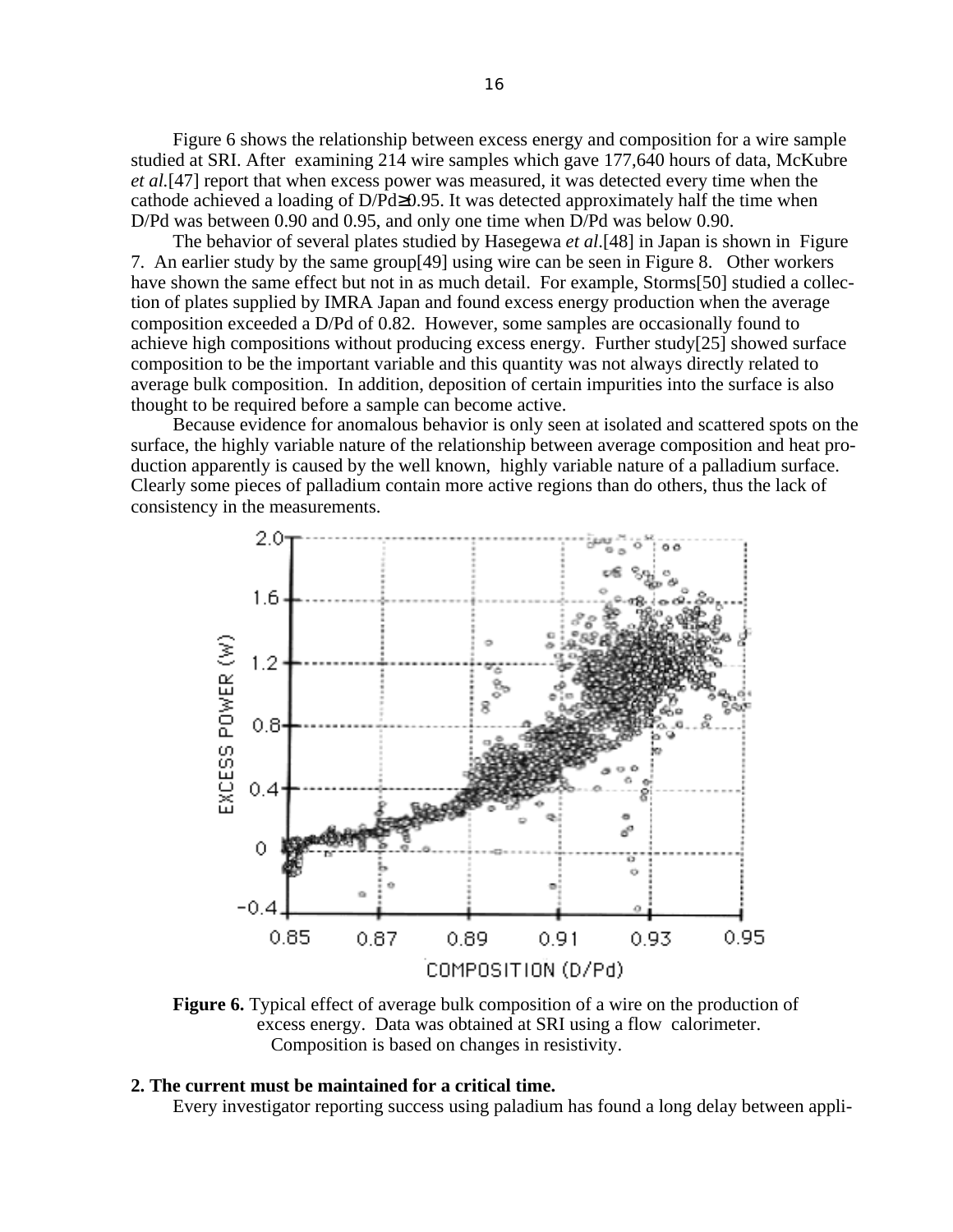Figure 6 shows the relationship between excess energy and composition for a wire sample studied at SRI. After examining 214 wire samples which gave 177,640 hours of data, McKubre *et al.*[47] report that when excess power was measured, it was detected every time when the cathode achieved a loading of D/Pd≥0.95. It was detected approximately half the time when D/Pd was between 0.90 and 0.95, and only one time when D/Pd was below 0.90.

The behavior of several plates studied by Hasegewa *et al.*[48] in Japan is shown in Figure 7. An earlier study by the same group[49] using wire can be seen in Figure 8. Other workers have shown the same effect but not in as much detail. For example, Storms[50] studied a collection of plates supplied by IMRA Japan and found excess energy production when the average composition exceeded a D/Pd of 0.82. However, some samples are occasionally found to achieve high compositions without producing excess energy. Further study[25] showed surface composition to be the important variable and this quantity was not always directly related to average bulk composition. In addition, deposition of certain impurities into the surface is also thought to be required before a sample can become active.

Because evidence for anomalous behavior is only seen at isolated and scattered spots on the surface, the highly variable nature of the relationship between average composition and heat production apparently is caused by the well known, highly variable nature of a palladium surface. Clearly some pieces of palladium contain more active regions than do others, thus the lack of consistency in the measurements.

**Figure 6.** Typical effect of average bulk composition of a wire on the production of excess energy. Data was obtained at SRI using a flow calorimeter. Composition is based on changes in resistivity.

**2. The current must be maintained for a critical time.**

Every investigator reporting success using paladium has found a long delay between appli-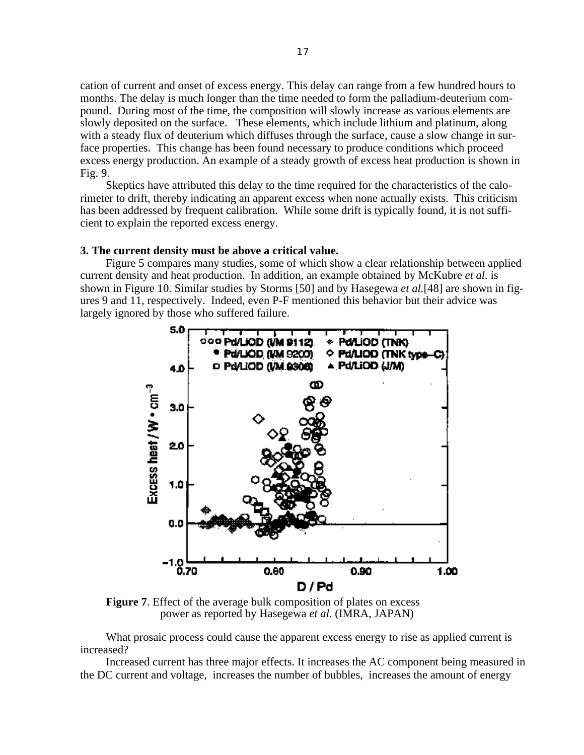cation of current and onset of excess energy. This delay can range from a few hundred hours to months. The delay is much longer than the time needed to form the palladium-deuterium compound. During most of the time, the composition will slowly increase as various elements are slowly deposited on the surface. These elements, which include lithium and platinum, along with a steady flux of deuterium which diffuses through the surface, cause a slow change in surface properties. This change has been found necessary to produce conditions which proceed excess energy production. An example of a steady growth of excess heat production is shown in Fig. 9.

Skeptics have attributed this delay to the time required for the characteristics of the calorimeter to drift, thereby indicating an apparent excess when none actually exists. This criticism has been addressed by frequent calibration. While some drift is typically found, it is not sufficient to explain the reported excess energy.

### 3. The current density must be above a critical value.

Figure 5 compares many studies, some of which show a clear relationship between applied current density and heat production. In addition, an example obtained by McKubre *et al.* is shown in Figure 10. Similar studies by Storms [50] and by Hasegewa *et al.*[48] are shown in figures 9 and 11, respectively. Indeed, even P-F mentioned this behavior but their advice was largely ignored by those who suffered failure.

**Figure 7**. Effect of the average bulk composition of plates on excess power as reported by Hasegewa *et al.* (IMRA, JAPAN)

What prosaic process could cause the apparent excess energy to rise as applied current is increased?

Increased current has three major effects. It increases the AC component being measured in the DC current and voltage, increases the number of bubbles, increases the amount of energy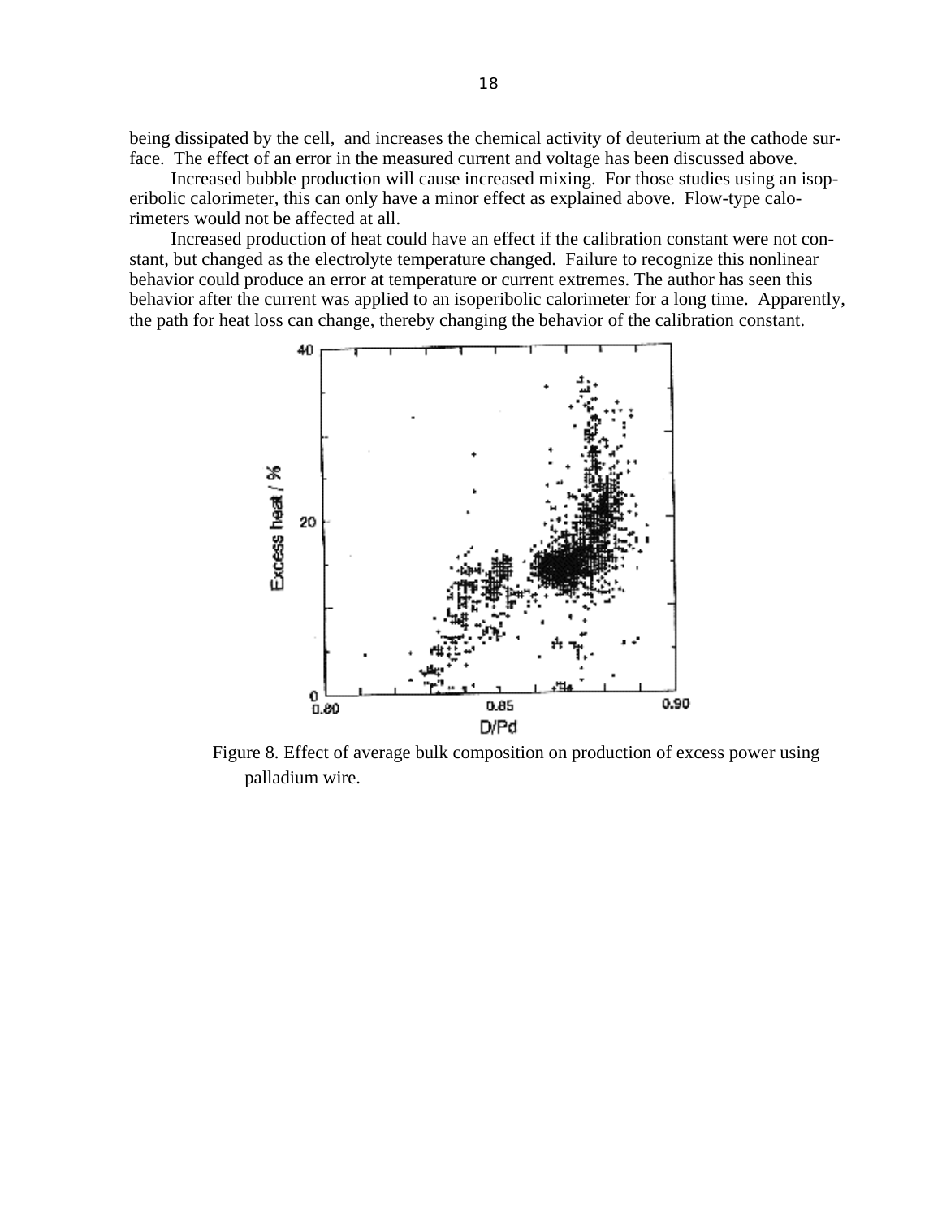being dissipated by the cell, and increases the chemical activity of deuterium at the cathode surface. The effect of an error in the measured current and voltage has been discussed above.

Increased bubble production will cause increased mixing. For those studies using an isoperibolic calorimeter, this can only have a minor effect as explained above. Flow-type calorimeters would not be affected at all.

Increased production of heat could have an effect if the calibration constant were not constant, but changed as the electrolyte temperature changed. Failure to recognize this nonlinear behavior could produce an error at temperature or current extremes. The author has seen this behavior after the current was applied to an isoperibolic calorimeter for a long time. Apparently, the path for heat loss can change, thereby changing the behavior of the calibration constant.

Figure 8. Effect of average bulk composition on production of excess power using palladium wire.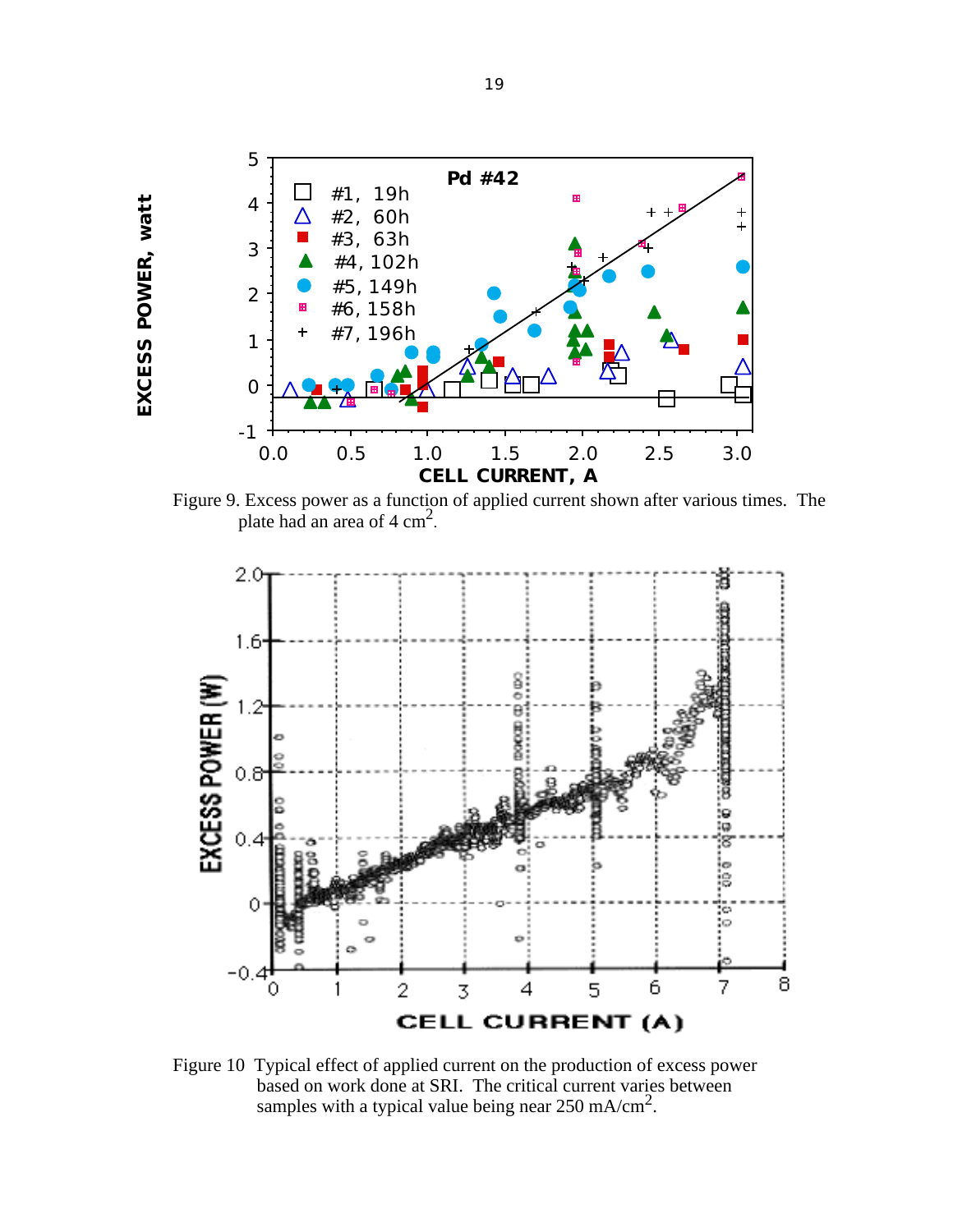Figure 9. Excess power as a function of applied current shown after various times. The plate had an area of 4 $cm^2$.

Figure 10 Typical effect of applied current on the production of excess power based on work done at SRI. The critical current varies between samples with a typical value being near 250 $mA/cm^2$.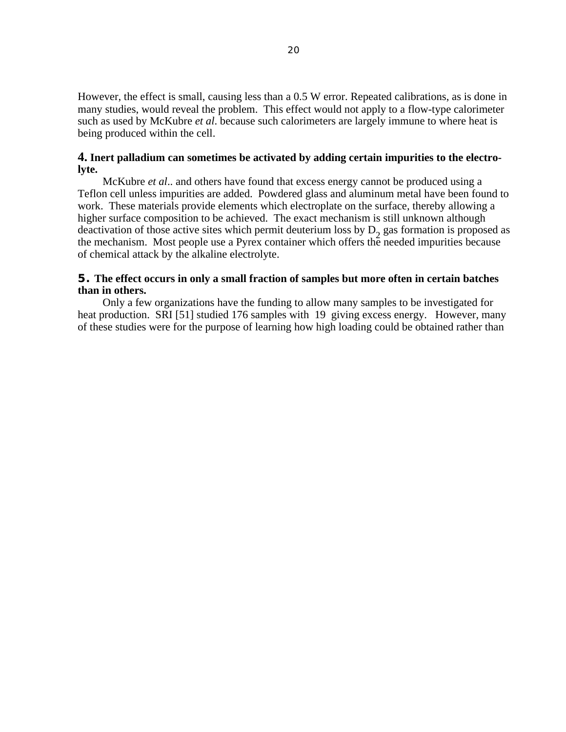However, the effect is small, causing less than a 0.5 W error. Repeated calibrations, as is done in many studies, would reveal the problem. This effect would not apply to a flow-type calorimeter such as used by McKubre *et al*. because such calorimeters are largely immune to where heat is being produced within the cell.

**4. Inert palladium can sometimes be activated by adding certain impurities to the electrolyte.**

McKubre *et al*.. and others have found that excess energy cannot be produced using a Teflon cell unless impurities are added. Powdered glass and aluminum metal have been found to work. These materials provide elements which electroplate on the surface, thereby allowing a higher surface composition to be achieved. The exact mechanism is still unknown although deactivation of those active sites which permit deuterium loss by $D_2$ gas formation is proposed as the mechanism. Most people use a Pyrex container which offers the needed impurities because of chemical attack by the alkaline electrolyte.

**5. The effect occurs in only a small fraction of samples but more often in certain batches than in others.**

Only a few organizations have the funding to allow many samples to be investigated for heat production. SRI [51] studied 176 samples with 19 giving excess energy. However, many of these studies were for the purpose of learning how high loading could be obtained rather than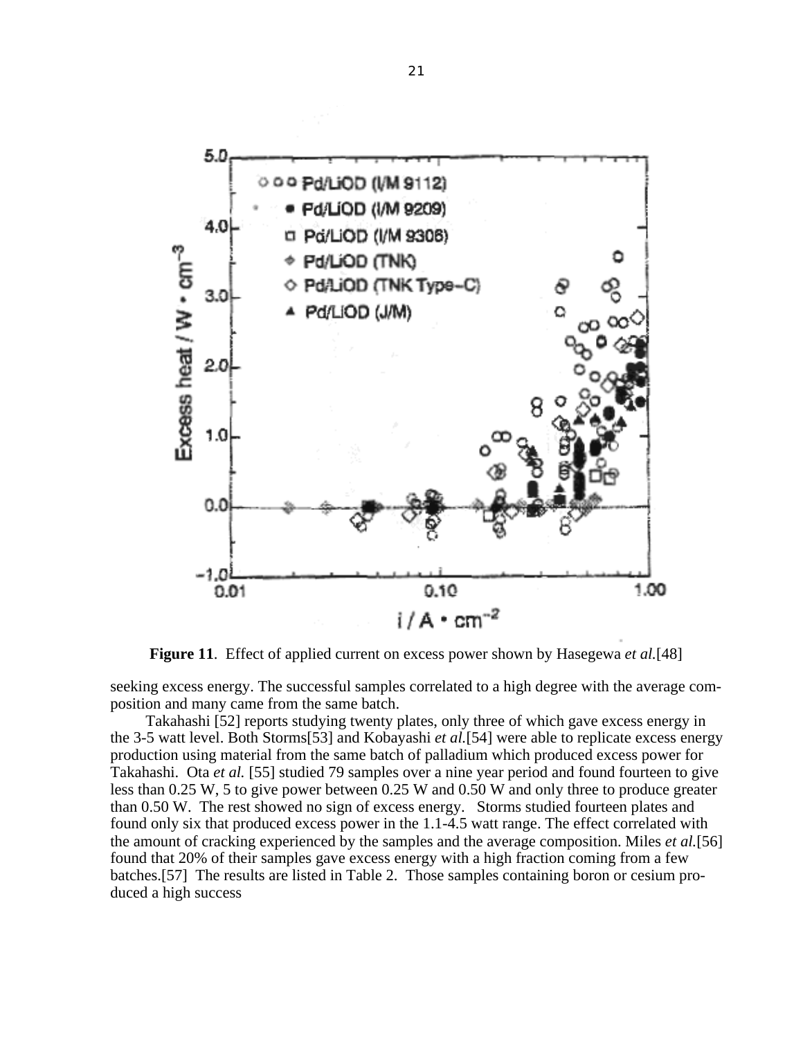**Figure 11**. Effect of applied current on excess power shown by Hasegewa *et al.*[48]

seeking excess energy. The successful samples correlated to a high degree with the average composition and many came from the same batch.

Takahashi [52] reports studying twenty plates, only three of which gave excess energy in the 3-5 watt level. Both Storms[53] and Kobayashi *et al.*[54] were able to replicate excess energy production using material from the same batch of palladium which produced excess power for Takahashi. Ota *et al.* [55] studied 79 samples over a nine year period and found fourteen to give less than 0.25 W, 5 to give power between 0.25 W and 0.50 W and only three to produce greater than 0.50 W. The rest showed no sign of excess energy. Storms studied fourteen plates and found only six that produced excess power in the 1.1-4.5 watt range. The effect correlated with the amount of cracking experienced by the samples and the average composition. Miles *et al.*[56] found that 20% of their samples gave excess energy with a high fraction coming from a few batches.[57] The results are listed in Table 2. Those samples containing boron or cesium produced a high success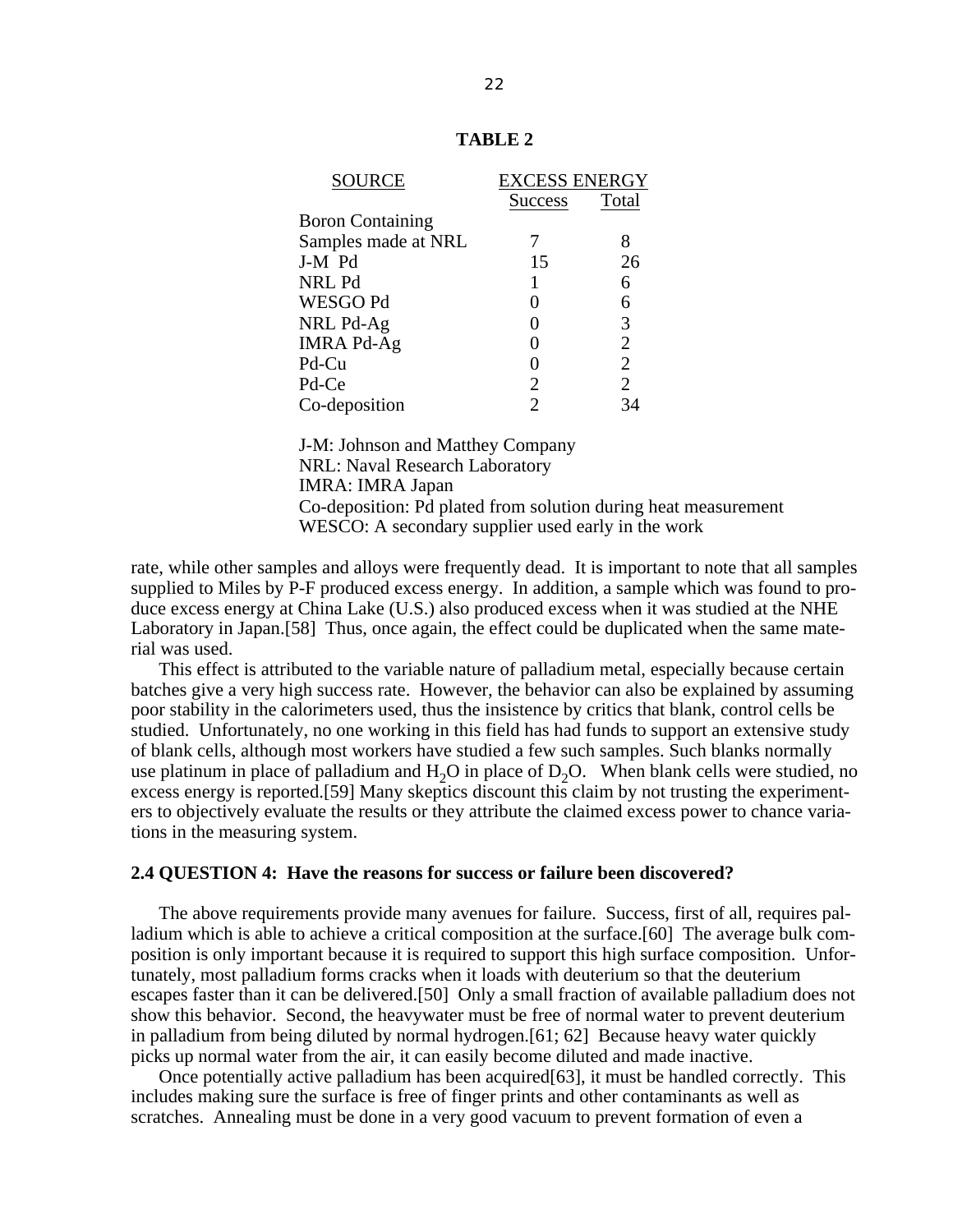**TABLE 2**

| SOURCE | EXCESS ENERGY | |
|---|---|---|
| | Success | Total |
| Boron Containing Samples made at NRL | 7 | 8 |
| J-M Pd | 15 | 26 |
| NRL Pd | 1 | 6 |
| WESGO Pd | 0 | 6 |
| NRL Pd-Ag | 0 | 3 |
| IMRA Pd-Ag | 0 | 2 |
| Pd-Cu | 0 | 2 |
| Pd-Ce | 2 | 2 |
| Co-deposition | 2 | 34 |

J-M: Johnson and Matthey Company
NRL: Naval Research Laboratory
IMRA: IMRA Japan
Co-deposition: Pd plated from solution during heat measurement
WESCO: A secondary supplier used early in the work

rate, while other samples and alloys were frequently dead. It is important to note that all samples supplied to Miles by P-F produced excess energy. In addition, a sample which was found to produce excess energy at China Lake (U.S.) also produced excess when it was studied at the NHE Laboratory in Japan.[58] Thus, once again, the effect could be duplicated when the same material was used.

This effect is attributed to the variable nature of palladium metal, especially because certain batches give a very high success rate. However, the behavior can also be explained by assuming poor stability in the calorimeters used, thus the insistence by critics that blank, control cells be studied. Unfortunately, no one working in this field has had funds to support an extensive study of blank cells, although most workers have studied a few such samples. Such blanks normally use platinum in place of palladium and $H_2O$ in place of $D_2O$. When blank cells were studied, no excess energy is reported.[59] Many skeptics discount this claim by not trusting the experimenters to objectively evaluate the results or they attribute the claimed excess power to chance variations in the measuring system.

## 2.4 QUESTION 4: Have the reasons for success or failure been discovered?

The above requirements provide many avenues for failure. Success, first of all, requires palladium which is able to achieve a critical composition at the surface.[60] The average bulk composition is only important because it is required to support this high surface composition. Unfortunately, most palladium forms cracks when it loads with deuterium so that the deuterium escapes faster than it can be delivered.[50] Only a small fraction of available palladium does not show this behavior. Second, the heavywater must be free of normal water to prevent deuterium in palladium from being diluted by normal hydrogen.[61; 62] Because heavy water quickly picks up normal water from the air, it can easily become diluted and made inactive.

Once potentially active palladium has been acquired[63], it must be handled correctly. This includes making sure the surface is free of finger prints and other contaminants as well as scratches. Annealing must be done in a very good vacuum to prevent formation of even a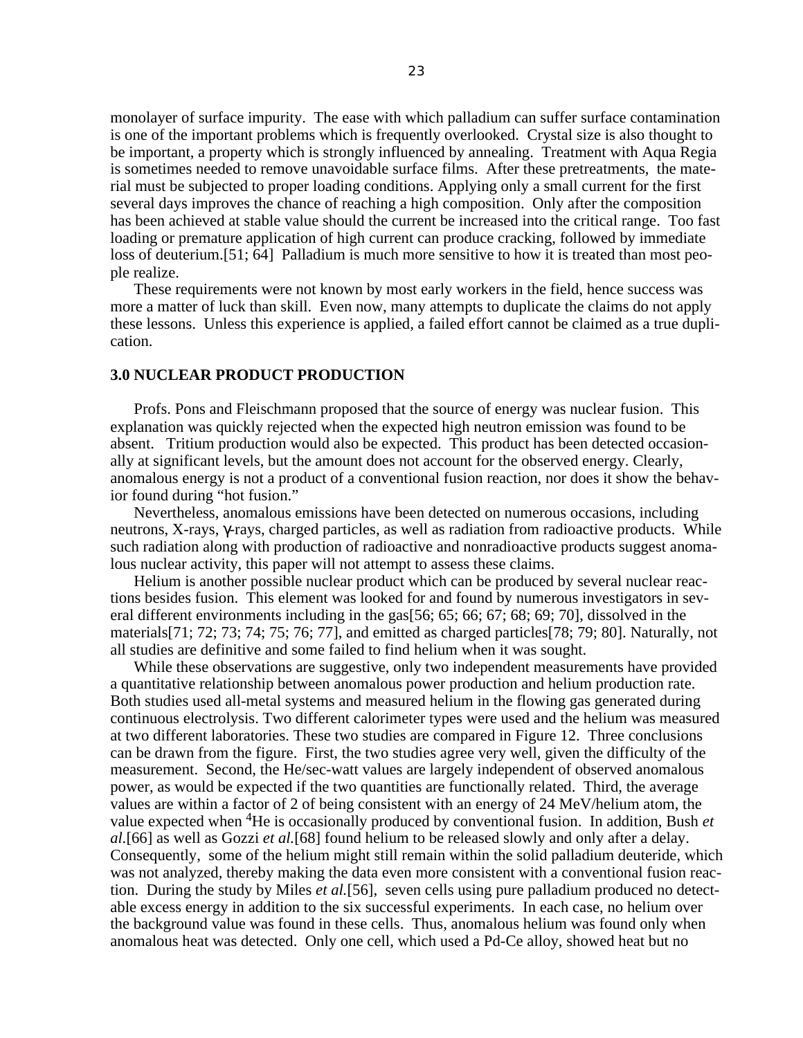monolayer of surface impurity. The ease with which palladium can suffer surface contamination is one of the important problems which is frequently overlooked. Crystal size is also thought to be important, a property which is strongly influenced by annealing. Treatment with Aqua Regia is sometimes needed to remove unavoidable surface films. After these pretreatments, the material must be subjected to proper loading conditions. Applying only a small current for the first several days improves the chance of reaching a high composition. Only after the composition has been achieved at stable value should the current be increased into the critical range. Too fast loading or premature application of high current can produce cracking, followed by immediate loss of deuterium.[51; 64] Palladium is much more sensitive to how it is treated than most people realize.

These requirements were not known by most early workers in the field, hence success was more a matter of luck than skill. Even now, many attempts to duplicate the claims do not apply these lessons. Unless this experience is applied, a failed effort cannot be claimed as a true duplication.

### 3.0 NUCLEAR PRODUCT PRODUCTION

Profs. Pons and Fleischmann proposed that the source of energy was nuclear fusion. This explanation was quickly rejected when the expected high neutron emission was found to be absent. Tritium production would also be expected. This product has been detected occasionally at significant levels, but the amount does not account for the observed energy. Clearly, anomalous energy is not a product of a conventional fusion reaction, nor does it show the behavior found during "hot fusion."

Nevertheless, anomalous emissions have been detected on numerous occasions, including neutrons, X-rays, $\gamma$-rays, charged particles, as well as radiation from radioactive products. While such radiation along with production of radioactive and nonradioactive products suggest anomalous nuclear activity, this paper will not attempt to assess these claims.

Helium is another possible nuclear product which can be produced by several nuclear reactions besides fusion. This element was looked for and found by numerous investigators in several different environments including in the gas[56; 65; 66; 67; 68; 69; 70], dissolved in the materials[71; 72; 73; 74; 75; 76; 77], and emitted as charged particles[78; 79; 80]. Naturally, not all studies are definitive and some failed to find helium when it was sought.

While these observations are suggestive, only two independent measurements have provided a quantitative relationship between anomalous power production and helium production rate. Both studies used all-metal systems and measured helium in the flowing gas generated during continuous electrolysis. Two different calorimeter types were used and the helium was measured at two different laboratories. These two studies are compared in Figure 12. Three conclusions can be drawn from the figure. First, the two studies agree very well, given the difficulty of the measurement. Second, the He/sec-watt values are largely independent of observed anomalous power, as would be expected if the two quantities are functionally related. Third, the average values are within a factor of 2 of being consistent with an energy of 24 MeV/helium atom, the value expected when $^4$He is occasionally produced by conventional fusion. In addition, Bush *et al.*[66] as well as Gozzi *et al.*[68] found helium to be released slowly and only after a delay. Consequently, some of the helium might still remain within the solid palladium deuteride, which was not analyzed, thereby making the data even more consistent with a conventional fusion reaction. During the study by Miles *et al.*[56], seven cells using pure palladium produced no detectable excess energy in addition to the six successful experiments. In each case, no helium over the background value was found in these cells. Thus, anomalous helium was found only when anomalous heat was detected. Only one cell, which used a Pd-Ce alloy, showed heat but no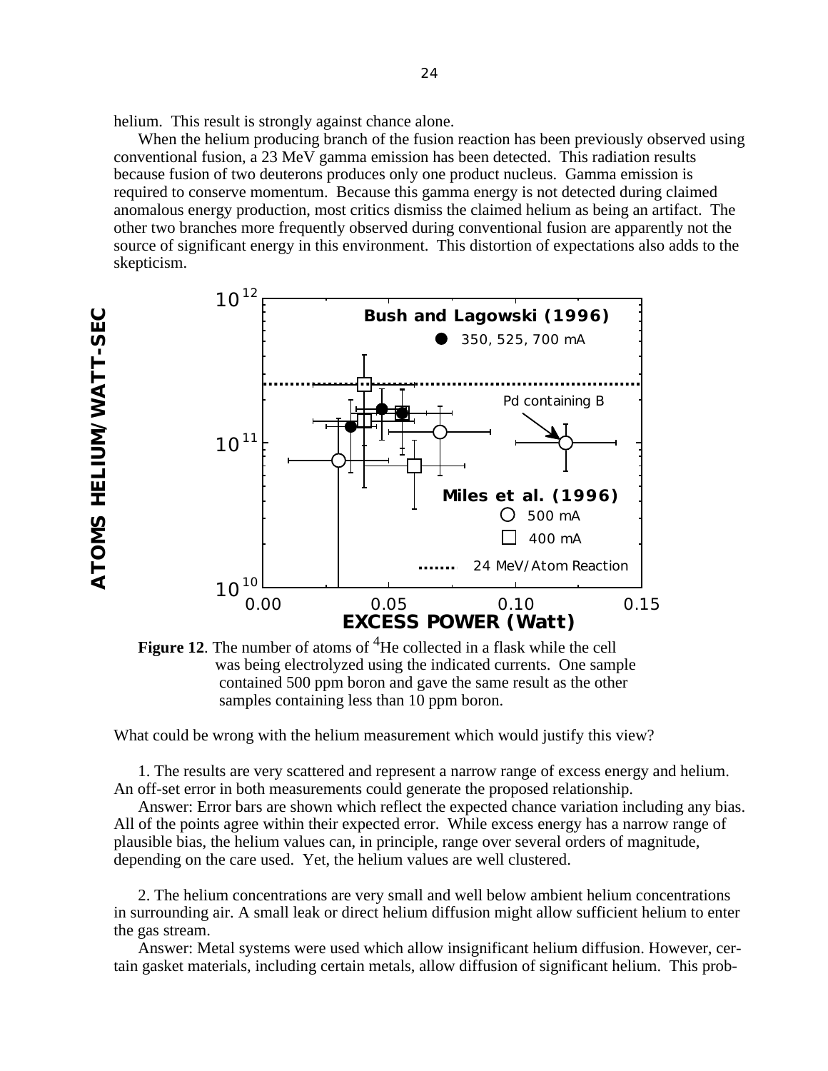helium. This result is strongly against chance alone.

When the helium producing branch of the fusion reaction has been previously observed using conventional fusion, a 23 MeV gamma emission has been detected. This radiation results because fusion of two deuterons produces only one product nucleus. Gamma emission is required to conserve momentum. Because this gamma energy is not detected during claimed anomalous energy production, most critics dismiss the claimed helium as being an artifact. The other two branches more frequently observed during conventional fusion are apparently not the source of significant energy in this environment. This distortion of expectations also adds to the skepticism.

**Figure 12**. The number of atoms of $^4$He collected in a flask while the cell was being electrolyzed using the indicated currents. One sample contained 500 ppm boron and gave the same result as the other samples containing less than 10 ppm boron.

What could be wrong with the helium measurement which would justify this view?

1. The results are very scattered and represent a narrow range of excess energy and helium. An off-set error in both measurements could generate the proposed relationship.

Answer: Error bars are shown which reflect the expected chance variation including any bias. All of the points agree within their expected error. While excess energy has a narrow range of plausible bias, the helium values can, in principle, range over several orders of magnitude, depending on the care used. Yet, the helium values are well clustered.

2. The helium concentrations are very small and well below ambient helium concentrations in surrounding air. A small leak or direct helium diffusion might allow sufficient helium to enter the gas stream.

Answer: Metal systems were used which allow insignificant helium diffusion. However, certain gasket materials, including certain metals, allow diffusion of significant helium. This prob-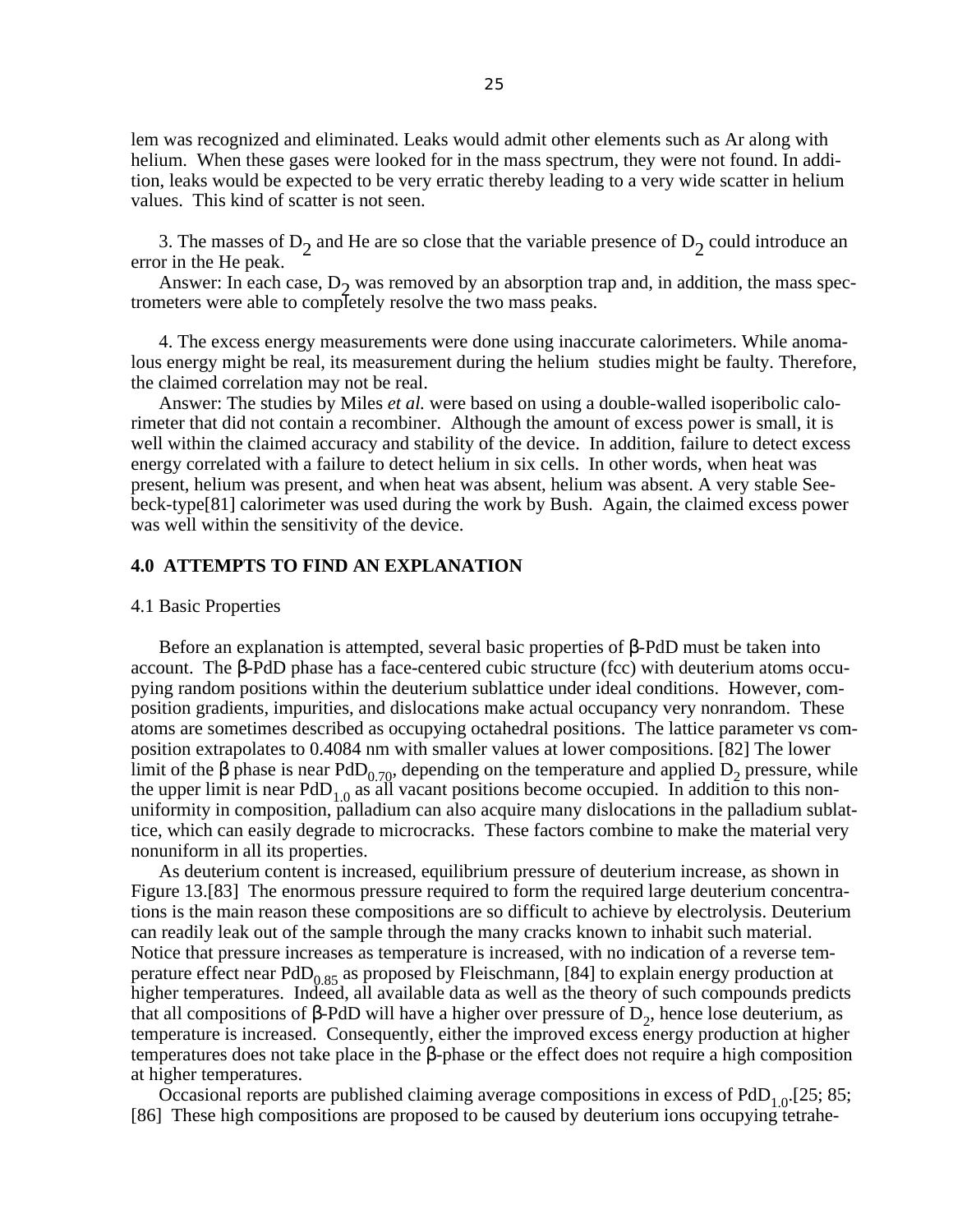lem was recognized and eliminated. Leaks would admit other elements such as Ar along with helium. When these gases were looked for in the mass spectrum, they were not found. In addition, leaks would be expected to be very erratic thereby leading to a very wide scatter in helium values. This kind of scatter is not seen.

3. The masses of $D_2$ and He are so close that the variable presence of $D_2$ could introduce an error in the He peak.

Answer: In each case, $D_2$ was removed by an absorption trap and, in addition, the mass spectrometers were able to completely resolve the two mass peaks.

4. The excess energy measurements were done using inaccurate calorimeters. While anomalous energy might be real, its measurement during the helium studies might be faulty. Therefore, the claimed correlation may not be real.

Answer: The studies by Miles *et al.* were based on using a double-walled isoperibolic calorimeter that did not contain a recombiner. Although the amount of excess power is small, it is well within the claimed accuracy and stability of the device. In addition, failure to detect excess energy correlated with a failure to detect helium in six cells. In other words, when heat was present, helium was present, and when heat was absent, helium was absent. A very stable Seebeck-type[81] calorimeter was used during the work by Bush. Again, the claimed excess power was well within the sensitivity of the device.

## 4.0 ATTEMPTS TO FIND AN EXPLANATION

### 4.1 Basic Properties

Before an explanation is attempted, several basic properties of β-PdD must be taken into account. The β-PdD phase has a face-centered cubic structure (fcc) with deuterium atoms occupying random positions within the deuterium sublattice under ideal conditions. However, composition gradients, impurities, and dislocations make actual occupancy very nonrandom. These atoms are sometimes described as occupying octahedral positions. The lattice parameter vs composition extrapolates to 0.4084 nm with smaller values at lower compositions. [82] The lower limit of the β phase is near $PdD_{0.70}$, depending on the temperature and applied $D_2$ pressure, while the upper limit is near $PdD_{1.0}$ as all vacant positions become occupied. In addition to this nonuniformity in composition, palladium can also acquire many dislocations in the palladium sublattice, which can easily degrade to microcracks. These factors combine to make the material very nonuniform in all its properties.

As deuterium content is increased, equilibrium pressure of deuterium increase, as shown in Figure 13.[83] The enormous pressure required to form the required large deuterium concentrations is the main reason these compositions are so difficult to achieve by electrolysis. Deuterium can readily leak out of the sample through the many cracks known to inhabit such material. Notice that pressure increases as temperature is increased, with no indication of a reverse temperature effect near $PdD_{0.85}$ as proposed by Fleischmann, [84] to explain energy production at higher temperatures. Indeed, all available data as well as the theory of such compounds predicts that all compositions of β-PdD will have a higher over pressure of $D_2$, hence lose deuterium, as temperature is increased. Consequently, either the improved excess energy production at higher temperatures does not take place in the β-phase or the effect does not require a high composition at higher temperatures.

Occasional reports are published claiming average compositions in excess of $PdD_{1.0}$.[25; 85; [86] These high compositions are proposed to be caused by deuterium ions occupying tetrahe-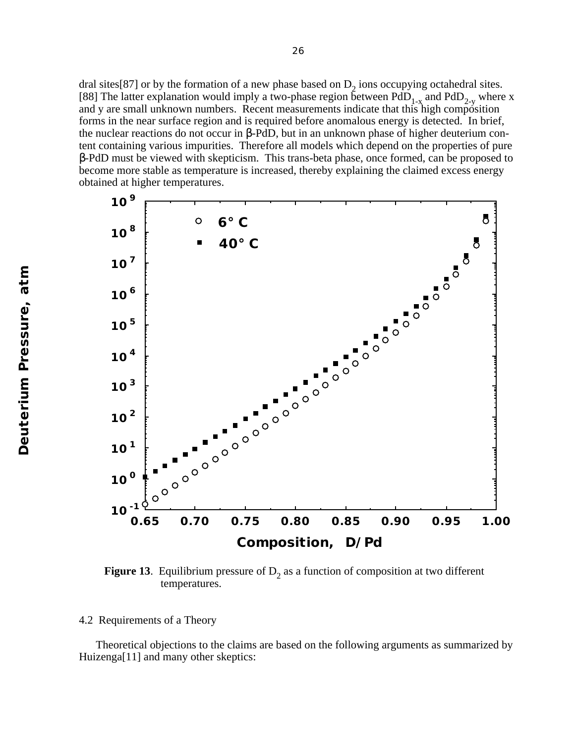dral sites[87] or by the formation of a new phase based on $D_2$ ions occupying octahedral sites. [88] The latter explanation would imply a two-phase region between $PdD_{1-x}$ and $PdD_{2-y}$ where x and y are small unknown numbers. Recent measurements indicate that this high composition forms in the near surface region and is required before anomalous energy is detected. In brief, the nuclear reactions do not occur in β-PdD, but in an unknown phase of higher deuterium content containing various impurities. Therefore all models which depend on the properties of pure β-PdD must be viewed with skepticism. This trans-beta phase, once formed, can be proposed to become more stable as temperature is increased, thereby explaining the claimed excess energy obtained at higher temperatures.

**Figure 13**. Equilibrium pressure of $D_2$ as a function of composition at two different temperatures.

4.2 Requirements of a Theory

Theoretical objections to the claims are based on the following arguments as summarized by Huizenga[11] and many other skeptics: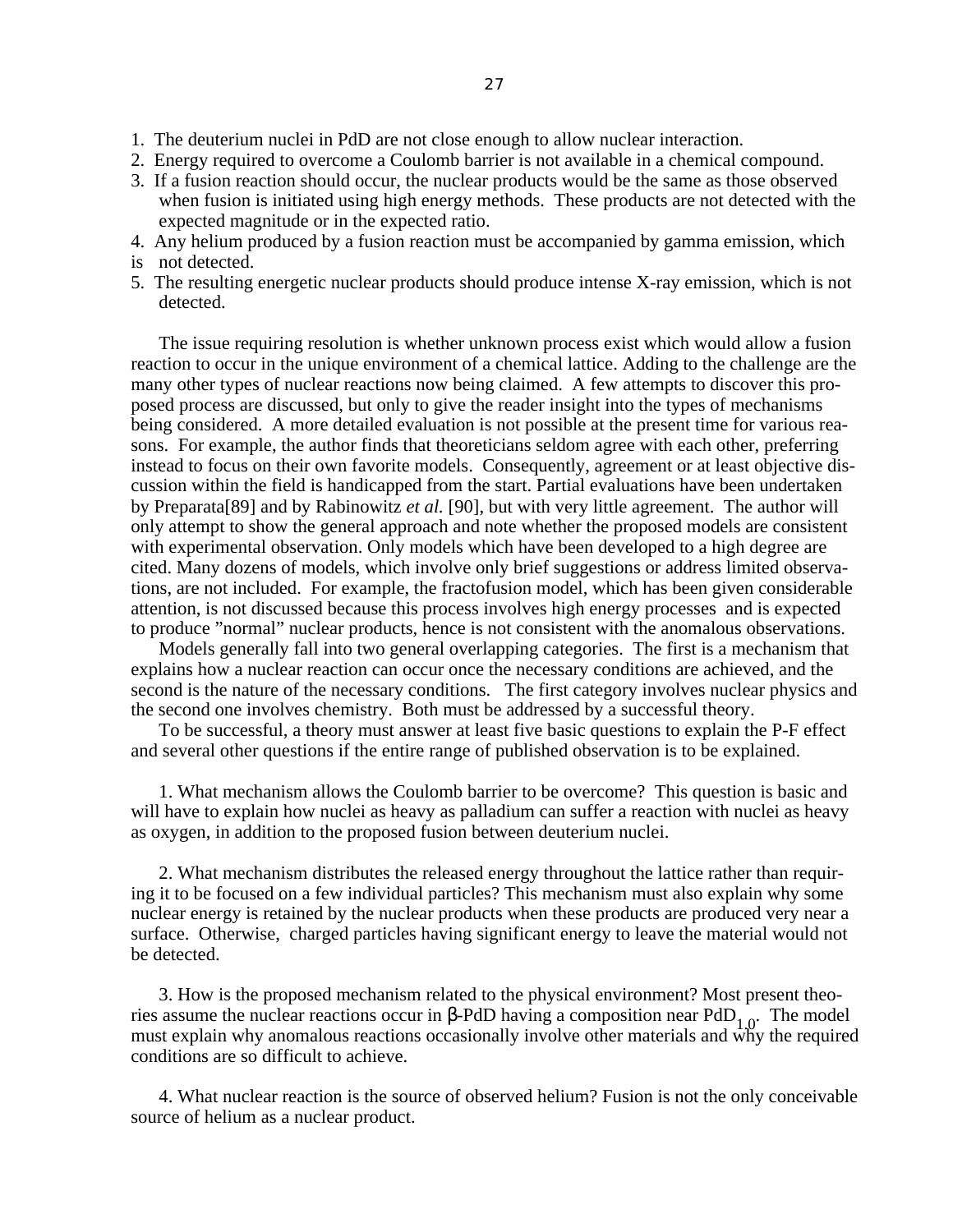1. The deuterium nuclei in PdD are not close enough to allow nuclear interaction.
2. Energy required to overcome a Coulomb barrier is not available in a chemical compound.
3. If a fusion reaction should occur, the nuclear products would be the same as those observed when fusion is initiated using high energy methods. These products are not detected with the expected magnitude or in the expected ratio.
4. Any helium produced by a fusion reaction must be accompanied by gamma emission, which is not detected.
5. The resulting energetic nuclear products should produce intense X-ray emission, which is not detected.

The issue requiring resolution is whether unknown process exist which would allow a fusion reaction to occur in the unique environment of a chemical lattice. Adding to the challenge are the many other types of nuclear reactions now being claimed. A few attempts to discover this proposed process are discussed, but only to give the reader insight into the types of mechanisms being considered. A more detailed evaluation is not possible at the present time for various reasons. For example, the author finds that theoreticians seldom agree with each other, preferring instead to focus on their own favorite models. Consequently, agreement or at least objective discussion within the field is handicapped from the start. Partial evaluations have been undertaken by Preparata[89] and by Rabinowitz *et al.* [90], but with very little agreement. The author will only attempt to show the general approach and note whether the proposed models are consistent with experimental observation. Only models which have been developed to a high degree are cited. Many dozens of models, which involve only brief suggestions or address limited observations, are not included. For example, the fractofusion model, which has been given considerable attention, is not discussed because this process involves high energy processes and is expected to produce "normal" nuclear products, hence is not consistent with the anomalous observations.

Models generally fall into two general overlapping categories. The first is a mechanism that explains how a nuclear reaction can occur once the necessary conditions are achieved, and the second is the nature of the necessary conditions. The first category involves nuclear physics and the second one involves chemistry. Both must be addressed by a successful theory.

To be successful, a theory must answer at least five basic questions to explain the P-F effect and several other questions if the entire range of published observation is to be explained.

1. What mechanism allows the Coulomb barrier to be overcome? This question is basic and will have to explain how nuclei as heavy as palladium can suffer a reaction with nuclei as heavy as oxygen, in addition to the proposed fusion between deuterium nuclei.

2. What mechanism distributes the released energy throughout the lattice rather than requiring it to be focused on a few individual particles? This mechanism must also explain why some nuclear energy is retained by the nuclear products when these products are produced very near a surface. Otherwise, charged particles having significant energy to leave the material would not be detected.

3. How is the proposed mechanism related to the physical environment? Most present theories assume the nuclear reactions occur in β-PdD having a composition near $PdD_{1.0}$. The model must explain why anomalous reactions occasionally involve other materials and why the required conditions are so difficult to achieve.

4. What nuclear reaction is the source of observed helium? Fusion is not the only conceivable source of helium as a nuclear product.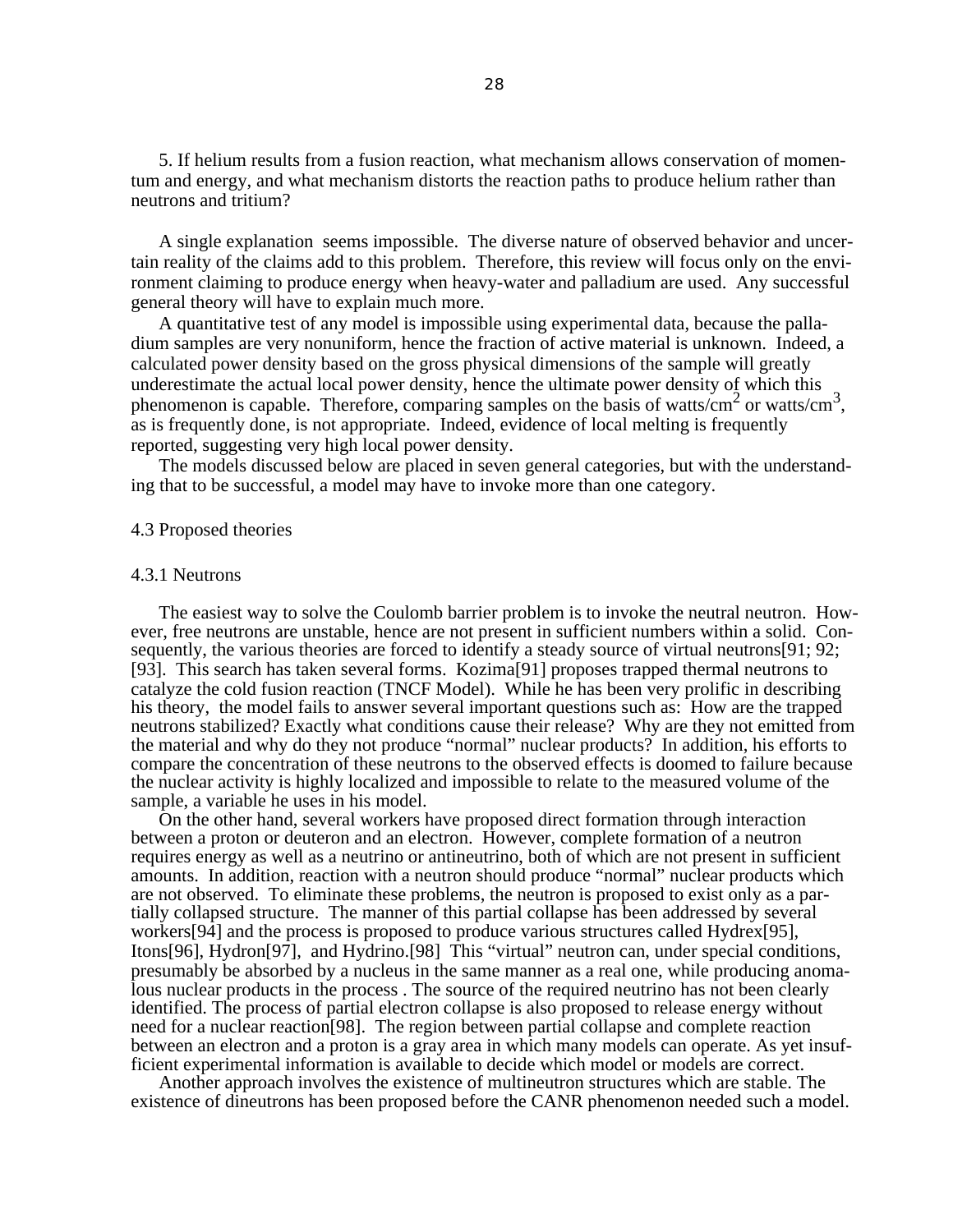5. If helium results from a fusion reaction, what mechanism allows conservation of momentum and energy, and what mechanism distorts the reaction paths to produce helium rather than neutrons and tritium?

A single explanation seems impossible. The diverse nature of observed behavior and uncertain reality of the claims add to this problem. Therefore, this review will focus only on the environment claiming to produce energy when heavy-water and palladium are used. Any successful general theory will have to explain much more.

A quantitative test of any model is impossible using experimental data, because the palladium samples are very nonuniform, hence the fraction of active material is unknown. Indeed, a calculated power density based on the gross physical dimensions of the sample will greatly underestimate the actual local power density, hence the ultimate power density of which this phenomenon is capable. Therefore, comparing samples on the basis of watts/cm$^2$ or watts/cm$^3$, as is frequently done, is not appropriate. Indeed, evidence of local melting is frequently reported, suggesting very high local power density.

The models discussed below are placed in seven general categories, but with the understanding that to be successful, a model may have to invoke more than one category.

## 4.3 Proposed theories

### 4.3.1 Neutrons

The easiest way to solve the Coulomb barrier problem is to invoke the neutral neutron. However, free neutrons are unstable, hence are not present in sufficient numbers within a solid. Consequently, the various theories are forced to identify a steady source of virtual neutrons[91; 92; [93]. This search has taken several forms. Kozima[91] proposes trapped thermal neutrons to catalyze the cold fusion reaction (TNCF Model). While he has been very prolific in describing his theory, the model fails to answer several important questions such as: How are the trapped neutrons stabilized? Exactly what conditions cause their release? Why are they not emitted from the material and why do they not produce "normal" nuclear products? In addition, his efforts to compare the concentration of these neutrons to the observed effects is doomed to failure because the nuclear activity is highly localized and impossible to relate to the measured volume of the sample, a variable he uses in his model.

On the other hand, several workers have proposed direct formation through interaction between a proton or deuteron and an electron. However, complete formation of a neutron requires energy as well as a neutrino or antineutrino, both of which are not present in sufficient amounts. In addition, reaction with a neutron should produce "normal" nuclear products which are not observed. To eliminate these problems, the neutron is proposed to exist only as a partially collapsed structure. The manner of this partial collapse has been addressed by several workers[94] and the process is proposed to produce various structures called Hydrex[95], Itons[96], Hydron[97], and Hydrino.[98] This "virtual" neutron can, under special conditions, presumably be absorbed by a nucleus in the same manner as a real one, while producing anomalous nuclear products in the process . The source of the required neutrino has not been clearly identified. The process of partial electron collapse is also proposed to release energy without need for a nuclear reaction[98]. The region between partial collapse and complete reaction between an electron and a proton is a gray area in which many models can operate. As yet insufficient experimental information is available to decide which model or models are correct.

Another approach involves the existence of multineutron structures which are stable. The existence of dineutrons has been proposed before the CANR phenomenon needed such a model.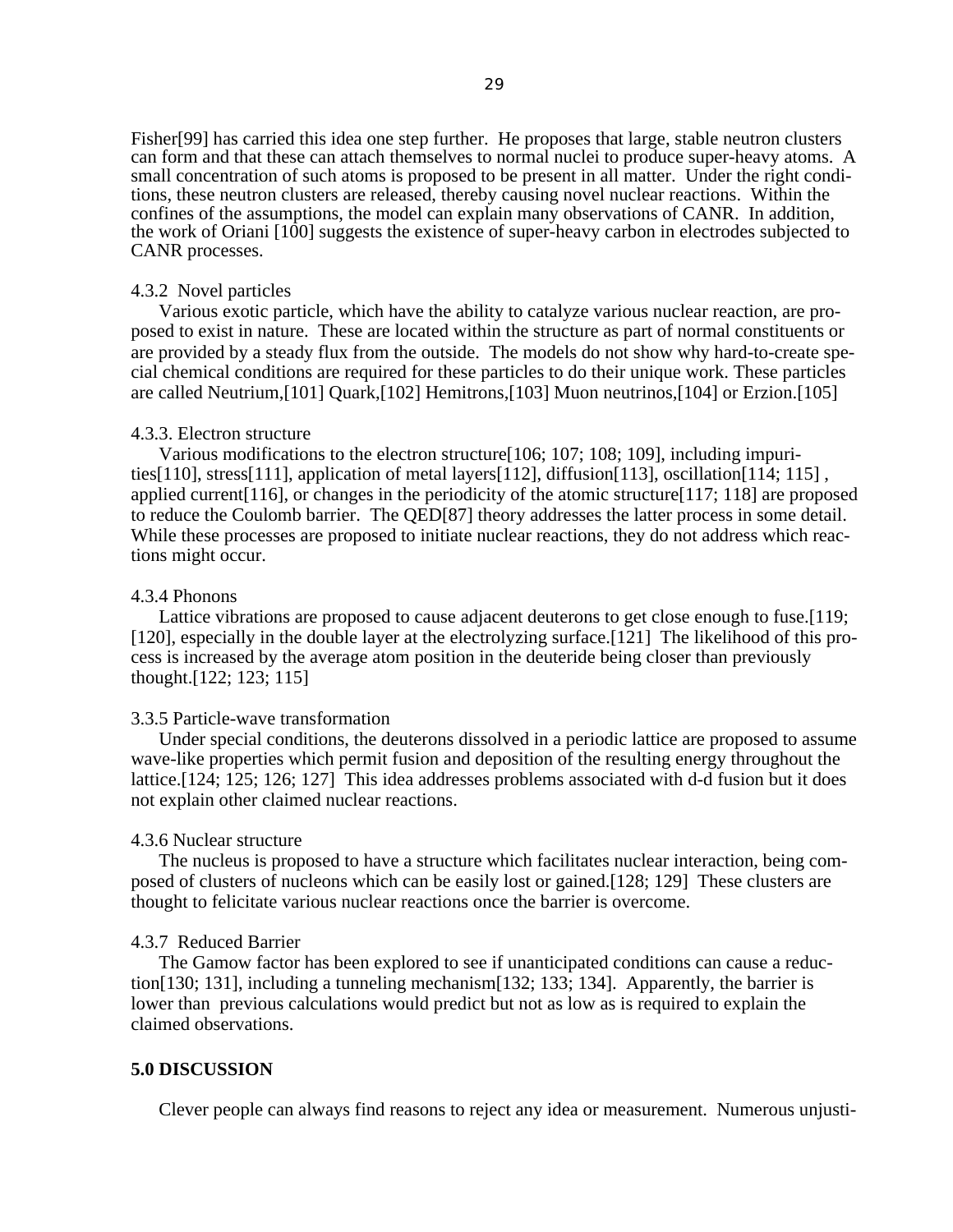Fisher[99] has carried this idea one step further. He proposes that large, stable neutron clusters can form and that these can attach themselves to normal nuclei to produce super-heavy atoms. A small concentration of such atoms is proposed to be present in all matter. Under the right conditions, these neutron clusters are released, thereby causing novel nuclear reactions. Within the confines of the assumptions, the model can explain many observations of CANR. In addition, the work of Oriani [100] suggests the existence of super-heavy carbon in electrodes subjected to CANR processes.

### 4.3.2 Novel particles

Various exotic particle, which have the ability to catalyze various nuclear reaction, are proposed to exist in nature. These are located within the structure as part of normal constituents or are provided by a steady flux from the outside. The models do not show why hard-to-create special chemical conditions are required for these particles to do their unique work. These particles are called Neutrium,[101] Quark,[102] Hemitrons,[103] Muon neutrinos,[104] or Erzion.[105]

### 4.3.3. Electron structure

Various modifications to the electron structure[106; 107; 108; 109], including impurities[110], stress[111], application of metal layers[112], diffusion[113], oscillation[114; 115] , applied current[116], or changes in the periodicity of the atomic structure[117; 118] are proposed to reduce the Coulomb barrier. The QED[87] theory addresses the latter process in some detail. While these processes are proposed to initiate nuclear reactions, they do not address which reactions might occur.

### 4.3.4 Phonons

Lattice vibrations are proposed to cause adjacent deuterons to get close enough to fuse.[119; [120], especially in the double layer at the electrolyzing surface.[121] The likelihood of this process is increased by the average atom position in the deuteride being closer than previously thought.[122; 123; 115]

### 3.3.5 Particle-wave transformation

Under special conditions, the deuterons dissolved in a periodic lattice are proposed to assume wave-like properties which permit fusion and deposition of the resulting energy throughout the lattice.[124; 125; 126; 127] This idea addresses problems associated with d-d fusion but it does not explain other claimed nuclear reactions.

### 4.3.6 Nuclear structure

The nucleus is proposed to have a structure which facilitates nuclear interaction, being composed of clusters of nucleons which can be easily lost or gained.[128; 129] These clusters are thought to felicitate various nuclear reactions once the barrier is overcome.

### 4.3.7 Reduced Barrier

The Gamow factor has been explored to see if unanticipated conditions can cause a reduction[130; 131], including a tunneling mechanism[132; 133; 134]. Apparently, the barrier is lower than previous calculations would predict but not as low as is required to explain the claimed observations.

## 5.0 DISCUSSION

Clever people can always find reasons to reject any idea or measurement. Numerous unjusti-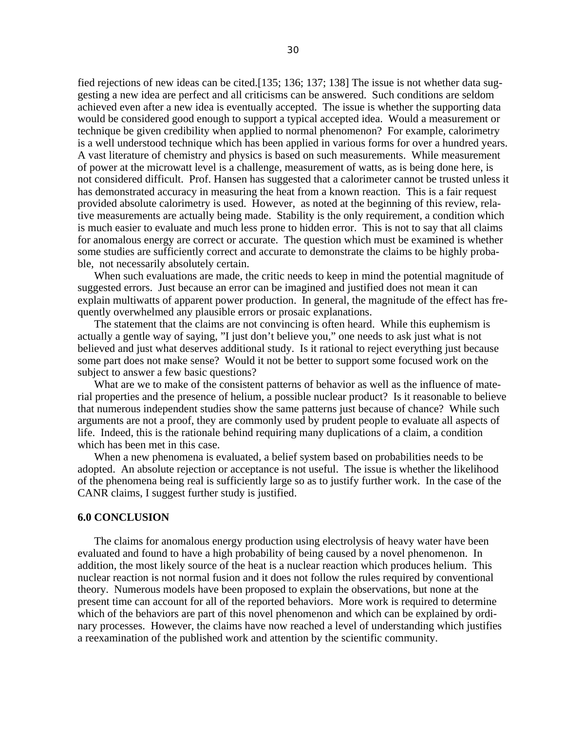fied rejections of new ideas can be cited.[135; 136; 137; 138] The issue is not whether data suggesting a new idea are perfect and all criticisms can be answered. Such conditions are seldom achieved even after a new idea is eventually accepted. The issue is whether the supporting data would be considered good enough to support a typical accepted idea. Would a measurement or technique be given credibility when applied to normal phenomenon? For example, calorimetry is a well understood technique which has been applied in various forms for over a hundred years. A vast literature of chemistry and physics is based on such measurements. While measurement of power at the microwatt level is a challenge, measurement of watts, as is being done here, is not considered difficult. Prof. Hansen has suggested that a calorimeter cannot be trusted unless it has demonstrated accuracy in measuring the heat from a known reaction. This is a fair request provided absolute calorimetry is used. However, as noted at the beginning of this review, relative measurements are actually being made. Stability is the only requirement, a condition which is much easier to evaluate and much less prone to hidden error. This is not to say that all claims for anomalous energy are correct or accurate. The question which must be examined is whether some studies are sufficiently correct and accurate to demonstrate the claims to be highly probable, not necessarily absolutely certain.

When such evaluations are made, the critic needs to keep in mind the potential magnitude of suggested errors. Just because an error can be imagined and justified does not mean it can explain multiwatts of apparent power production. In general, the magnitude of the effect has frequently overwhelmed any plausible errors or prosaic explanations.

The statement that the claims are not convincing is often heard. While this euphemism is actually a gentle way of saying, "I just don't believe you," one needs to ask just what is not believed and just what deserves additional study. Is it rational to reject everything just because some part does not make sense? Would it not be better to support some focused work on the subject to answer a few basic questions?

What are we to make of the consistent patterns of behavior as well as the influence of material properties and the presence of helium, a possible nuclear product? Is it reasonable to believe that numerous independent studies show the same patterns just because of chance? While such arguments are not a proof, they are commonly used by prudent people to evaluate all aspects of life. Indeed, this is the rationale behind requiring many duplications of a claim, a condition which has been met in this case.

When a new phenomena is evaluated, a belief system based on probabilities needs to be adopted. An absolute rejection or acceptance is not useful. The issue is whether the likelihood of the phenomena being real is sufficiently large so as to justify further work. In the case of the CANR claims, I suggest further study is justified.

## 6.0 CONCLUSION

The claims for anomalous energy production using electrolysis of heavy water have been evaluated and found to have a high probability of being caused by a novel phenomenon. In addition, the most likely source of the heat is a nuclear reaction which produces helium. This nuclear reaction is not normal fusion and it does not follow the rules required by conventional theory. Numerous models have been proposed to explain the observations, but none at the present time can account for all of the reported behaviors. More work is required to determine which of the behaviors are part of this novel phenomenon and which can be explained by ordinary processes. However, the claims have now reached a level of understanding which justifies a reexamination of the published work and attention by the scientific community.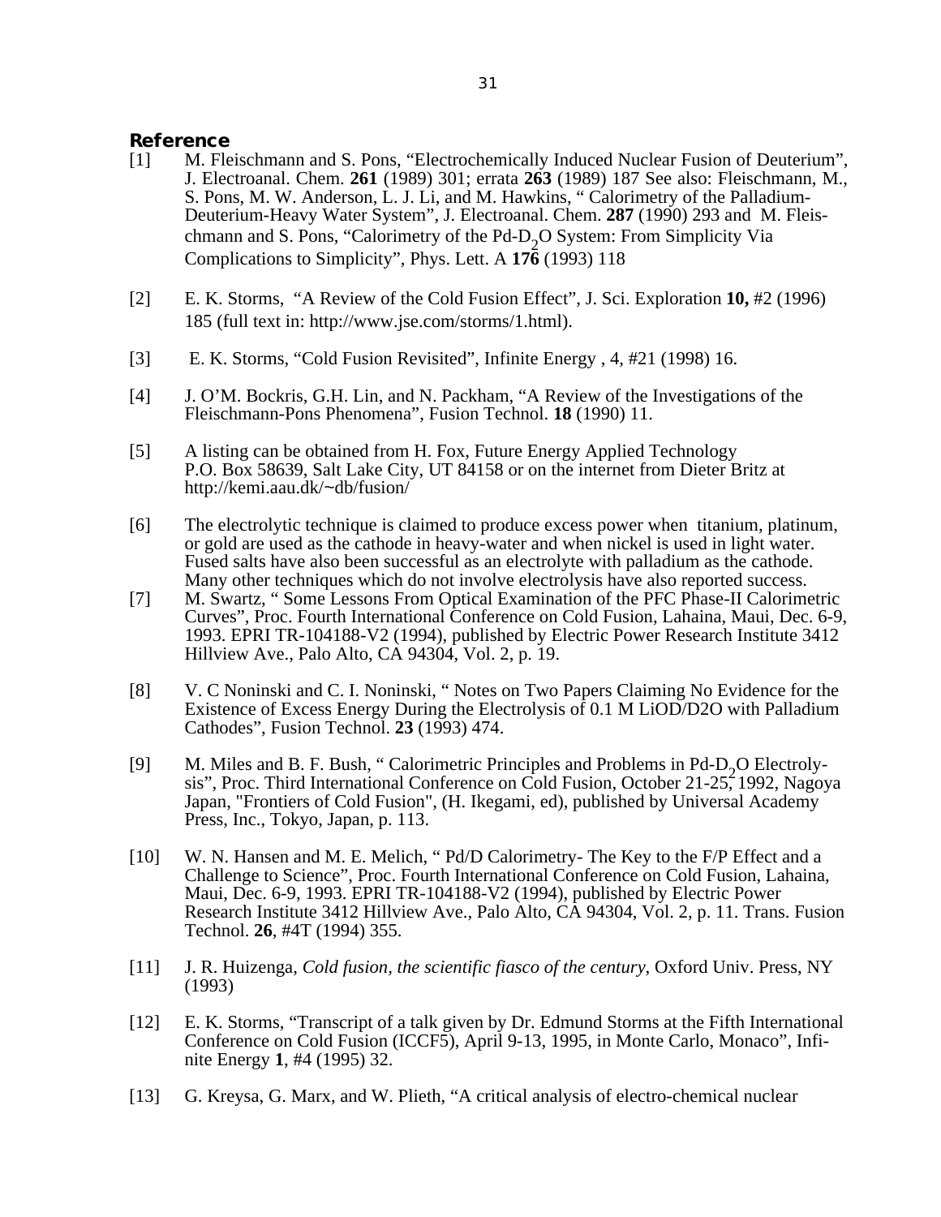## Reference

[1] M. Fleischmann and S. Pons, "Electrochemically Induced Nuclear Fusion of Deuterium", J. Electroanal. Chem. **261** (1989) 301; errata **263** (1989) 187 See also: Fleischmann, M., S. Pons, M. W. Anderson, L. J. Li, and M. Hawkins, " Calorimetry of the Palladium-Deuterium-Heavy Water System", J. Electroanal. Chem. **287** (1990) 293 and M. Fleischmann and S. Pons, "Calorimetry of the Pd-$D_2O$ System: From Simplicity Via Complications to Simplicity", Phys. Lett. A **176** (1993) 118

[2] E. K. Storms, "A Review of the Cold Fusion Effect", J. Sci. Exploration **10,** #2 (1996) 185 (full text in: http://www.jse.com/storms/1.html).

[3] E. K. Storms, "Cold Fusion Revisited", Infinite Energy , 4, #21 (1998) 16.

[4] J. O'M. Bockris, G.H. Lin, and N. Packham, "A Review of the Investigations of the Fleischmann-Pons Phenomena", Fusion Technol. **18** (1990) 11.

[5] A listing can be obtained from H. Fox, Future Energy Applied Technology P.O. Box 58639, Salt Lake City, UT 84158 or on the internet from Dieter Britz at http://kemi.aau.dk/~db/fusion/

[6] The electrolytic technique is claimed to produce excess power when titanium, platinum, or gold are used as the cathode in heavy-water and when nickel is used in light water. Fused salts have also been successful as an electrolyte with palladium as the cathode. Many other techniques which do not involve electrolysis have also reported success.

[7] M. Swartz, " Some Lessons From Optical Examination of the PFC Phase-II Calorimetric Curves", Proc. Fourth International Conference on Cold Fusion, Lahaina, Maui, Dec. 6-9, 1993. EPRI TR-104188-V2 (1994), published by Electric Power Research Institute 3412 Hillview Ave., Palo Alto, CA 94304, Vol. 2, p. 19.

[8] V. C Noninski and C. I. Noninski, " Notes on Two Papers Claiming No Evidence for the Existence of Excess Energy During the Electrolysis of 0.1 M LiOD/D2O with Palladium Cathodes", Fusion Technol. **23** (1993) 474.

[9] M. Miles and B. F. Bush, " Calorimetric Principles and Problems in Pd-$D_2O$ Electrolysis", Proc. Third International Conference on Cold Fusion, October 21-25, 1992, Nagoya Japan, "Frontiers of Cold Fusion", (H. Ikegami, ed), published by Universal Academy Press, Inc., Tokyo, Japan, p. 113.

[10] W. N. Hansen and M. E. Melich, " Pd/D Calorimetry- The Key to the F/P Effect and a Challenge to Science", Proc. Fourth International Conference on Cold Fusion, Lahaina, Maui, Dec. 6-9, 1993. EPRI TR-104188-V2 (1994), published by Electric Power Research Institute 3412 Hillview Ave., Palo Alto, CA 94304, Vol. 2, p. 11. Trans. Fusion Technol. **26**, #4T (1994) 355.

[11] J. R. Huizenga, *Cold fusion, the scientific fiasco of the century*, Oxford Univ. Press, NY (1993)

[12] E. K. Storms, "Transcript of a talk given by Dr. Edmund Storms at the Fifth International Conference on Cold Fusion (ICCF5), April 9-13, 1995, in Monte Carlo, Monaco", Infinite Energy **1**, #4 (1995) 32.

[13] G. Kreysa, G. Marx, and W. Plieth, "A critical analysis of electro-chemical nuclear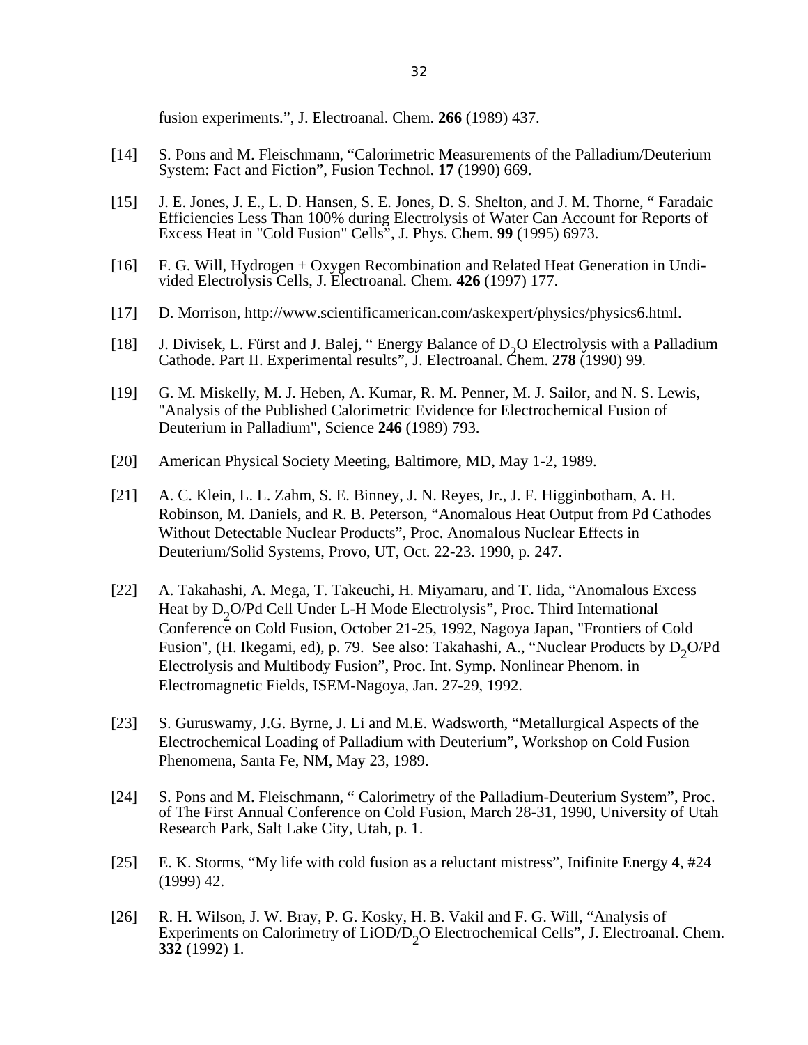fusion experiments.", J. Electroanal. Chem. **266** (1989) 437.

[14] S. Pons and M. Fleischmann, "Calorimetric Measurements of the Palladium/Deuterium System: Fact and Fiction", Fusion Technol. **17** (1990) 669.

[15] J. E. Jones, J. E., L. D. Hansen, S. E. Jones, D. S. Shelton, and J. M. Thorne, " Faradaic Efficiencies Less Than 100% during Electrolysis of Water Can Account for Reports of Excess Heat in "Cold Fusion" Cells", J. Phys. Chem. **99** (1995) 6973.

[16] F. G. Will, Hydrogen + Oxygen Recombination and Related Heat Generation in Undivided Electrolysis Cells, J. Electroanal. Chem. **426** (1997) 177.

[17] D. Morrison, http://www.scientificamerican.com/askexpert/physics/physics6.html.

[18] J. Divisek, L. Fürst and J. Balej, " Energy Balance of $D_2O$ Electrolysis with a Palladium Cathode. Part II. Experimental results", J. Electroanal. Chem. **278** (1990) 99.

[19] G. M. Miskelly, M. J. Heben, A. Kumar, R. M. Penner, M. J. Sailor, and N. S. Lewis, "Analysis of the Published Calorimetric Evidence for Electrochemical Fusion of Deuterium in Palladium", Science **246** (1989) 793.

[20] American Physical Society Meeting, Baltimore, MD, May 1-2, 1989.

[21] A. C. Klein, L. L. Zahm, S. E. Binney, J. N. Reyes, Jr., J. F. Higginbotham, A. H. Robinson, M. Daniels, and R. B. Peterson, "Anomalous Heat Output from Pd Cathodes Without Detectable Nuclear Products", Proc. Anomalous Nuclear Effects in Deuterium/Solid Systems, Provo, UT, Oct. 22-23. 1990, p. 247.

[22] A. Takahashi, A. Mega, T. Takeuchi, H. Miyamaru, and T. Iida, "Anomalous Excess Heat by $D_2O$/Pd Cell Under L-H Mode Electrolysis", Proc. Third International Conference on Cold Fusion, October 21-25, 1992, Nagoya Japan, "Frontiers of Cold Fusion", (H. Ikegami, ed), p. 79. See also: Takahashi, A., "Nuclear Products by $D_2O$/Pd Electrolysis and Multibody Fusion", Proc. Int. Symp. Nonlinear Phenom. in Electromagnetic Fields, ISEM-Nagoya, Jan. 27-29, 1992.

[23] S. Guruswamy, J.G. Byrne, J. Li and M.E. Wadsworth, "Metallurgical Aspects of the Electrochemical Loading of Palladium with Deuterium", Workshop on Cold Fusion Phenomena, Santa Fe, NM, May 23, 1989.

[24] S. Pons and M. Fleischmann, " Calorimetry of the Palladium-Deuterium System", Proc. of The First Annual Conference on Cold Fusion, March 28-31, 1990, University of Utah Research Park, Salt Lake City, Utah, p. 1.

[25] E. K. Storms, "My life with cold fusion as a reluctant mistress", Inifinite Energy **4**, #24 (1999) 42.

[26] R. H. Wilson, J. W. Bray, P. G. Kosky, H. B. Vakil and F. G. Will, "Analysis of Experiments on Calorimetry of LiOD/$D_2O$ Electrochemical Cells", J. Electroanal. Chem. **332** (1992) 1.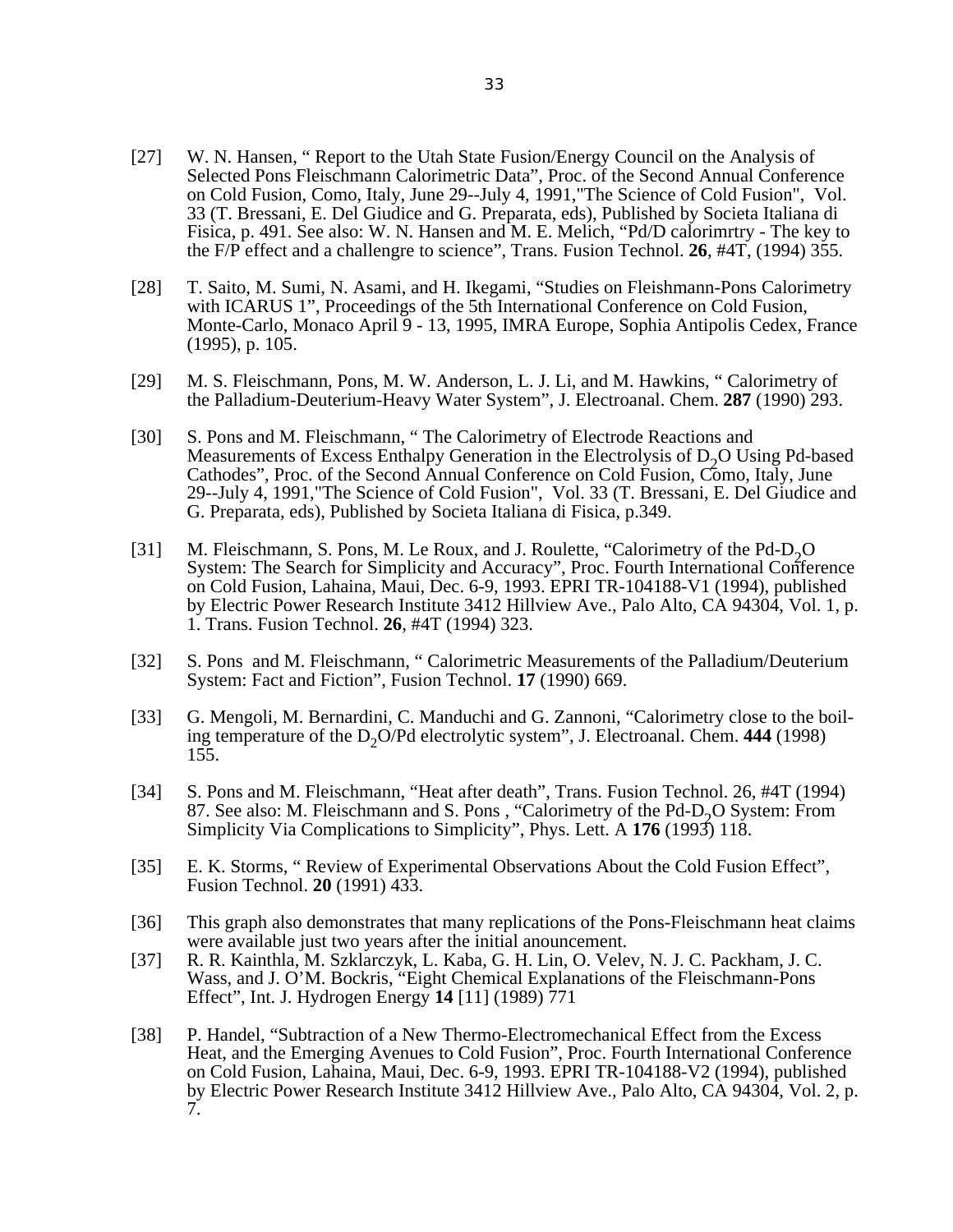[27] W. N. Hansen, " Report to the Utah State Fusion/Energy Council on the Analysis of Selected Pons Fleischmann Calorimetric Data", Proc. of the Second Annual Conference on Cold Fusion, Como, Italy, June 29--July 4, 1991,"The Science of Cold Fusion", Vol. 33 (T. Bressani, E. Del Giudice and G. Preparata, eds), Published by Societa Italiana di Fisica, p. 491. See also: W. N. Hansen and M. E. Melich, "Pd/D calorimrtry - The key to the F/P effect and a challengre to science", Trans. Fusion Technol. **26**, #4T, (1994) 355.

[28] T. Saito, M. Sumi, N. Asami, and H. Ikegami, "Studies on Fleishmann-Pons Calorimetry with ICARUS 1", Proceedings of the 5th International Conference on Cold Fusion, Monte-Carlo, Monaco April 9 - 13, 1995, IMRA Europe, Sophia Antipolis Cedex, France (1995), p. 105.

[29] M. S. Fleischmann, Pons, M. W. Anderson, L. J. Li, and M. Hawkins, " Calorimetry of the Palladium-Deuterium-Heavy Water System", J. Electroanal. Chem. **287** (1990) 293.

[30] S. Pons and M. Fleischmann, " The Calorimetry of Electrode Reactions and Measurements of Excess Enthalpy Generation in the Electrolysis of $D_2O$ Using Pd-based Cathodes", Proc. of the Second Annual Conference on Cold Fusion, Como, Italy, June 29--July 4, 1991,"The Science of Cold Fusion", Vol. 33 (T. Bressani, E. Del Giudice and G. Preparata, eds), Published by Societa Italiana di Fisica, p.349.

[31] M. Fleischmann, S. Pons, M. Le Roux, and J. Roulette, "Calorimetry of the Pd-$D_2O$ System: The Search for Simplicity and Accuracy", Proc. Fourth International Conference on Cold Fusion, Lahaina, Maui, Dec. 6-9, 1993. EPRI TR-104188-V1 (1994), published by Electric Power Research Institute 3412 Hillview Ave., Palo Alto, CA 94304, Vol. 1, p. 1. Trans. Fusion Technol. **26**, #4T (1994) 323.

[32] S. Pons and M. Fleischmann, " Calorimetric Measurements of the Palladium/Deuterium System: Fact and Fiction", Fusion Technol. **17** (1990) 669.

[33] G. Mengoli, M. Bernardini, C. Manduchi and G. Zannoni, "Calorimetry close to the boiling temperature of the $D_2O$/Pd electrolytic system", J. Electroanal. Chem. **444** (1998) 155.

[34] S. Pons and M. Fleischmann, "Heat after death", Trans. Fusion Technol. 26, #4T (1994) 87. See also: M. Fleischmann and S. Pons , "Calorimetry of the Pd-$D_2O$ System: From Simplicity Via Complications to Simplicity", Phys. Lett. A **176** (1993) 118.

[35] E. K. Storms, " Review of Experimental Observations About the Cold Fusion Effect", Fusion Technol. **20** (1991) 433.

[36] This graph also demonstrates that many replications of the Pons-Fleischmann heat claims were available just two years after the initial anouncement.

[37] R. R. Kainthla, M. Szklarczyk, L. Kaba, G. H. Lin, O. Velev, N. J. C. Packham, J. C. Wass, and J. O'M. Bockris, "Eight Chemical Explanations of the Fleischmann-Pons Effect", Int. J. Hydrogen Energy **14** [11] (1989) 771

[38] P. Handel, "Subtraction of a New Thermo-Electromechanical Effect from the Excess Heat, and the Emerging Avenues to Cold Fusion", Proc. Fourth International Conference on Cold Fusion, Lahaina, Maui, Dec. 6-9, 1993. EPRI TR-104188-V2 (1994), published by Electric Power Research Institute 3412 Hillview Ave., Palo Alto, CA 94304, Vol. 2, p. 7.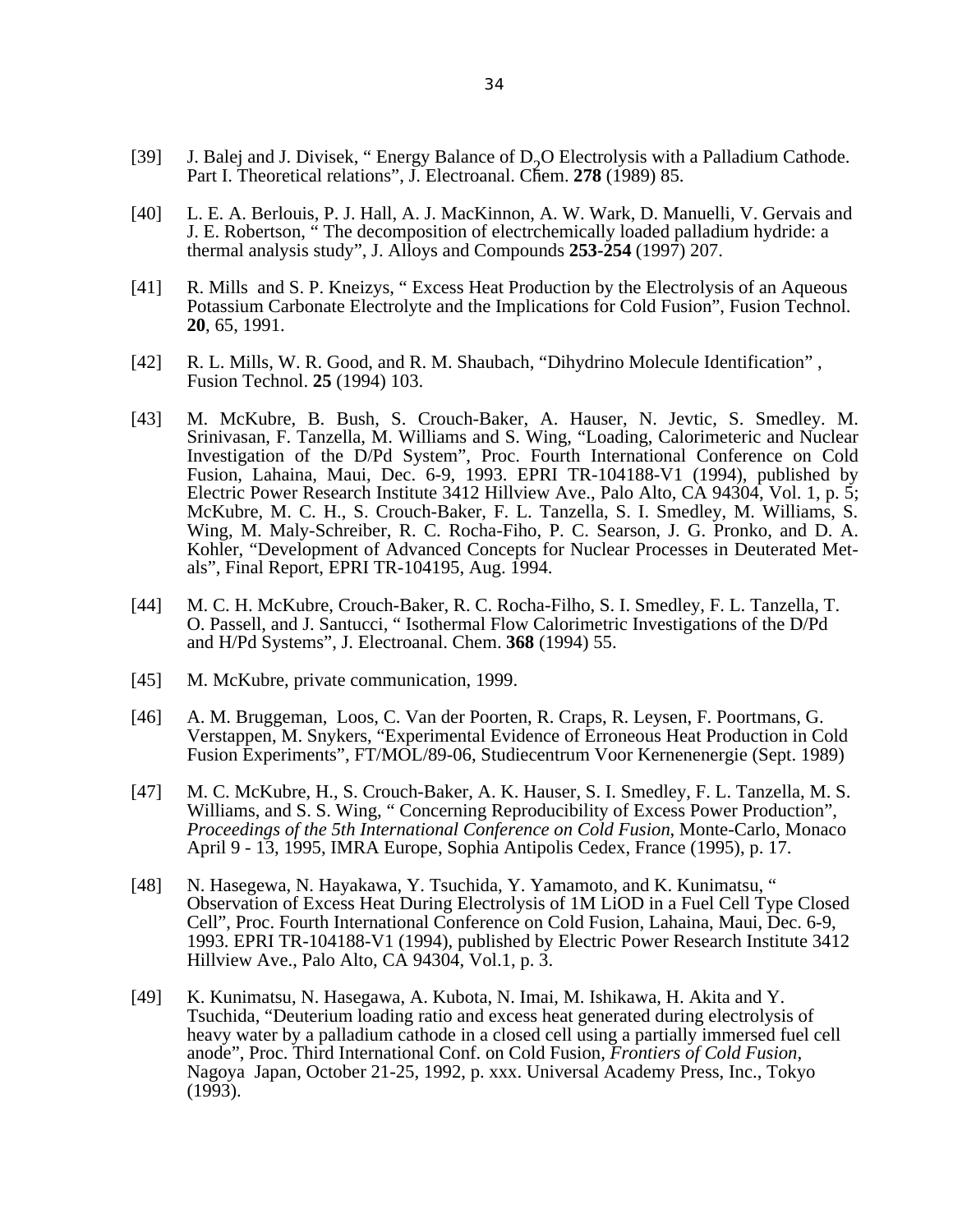[39] J. Balej and J. Divisek, " Energy Balance of $D_2O$ Electrolysis with a Palladium Cathode. Part I. Theoretical relations", J. Electroanal. Chem. **278** (1989) 85.

[40] L. E. A. Berlouis, P. J. Hall, A. J. MacKinnon, A. W. Wark, D. Manuelli, V. Gervais and J. E. Robertson, " The decomposition of electrchemically loaded palladium hydride: a thermal analysis study", J. Alloys and Compounds **253-254** (1997) 207.

[41] R. Mills and S. P. Kneizys, " Excess Heat Production by the Electrolysis of an Aqueous Potassium Carbonate Electrolyte and the Implications for Cold Fusion", Fusion Technol. **20**, 65, 1991.

[42] R. L. Mills, W. R. Good, and R. M. Shaubach, "Dihydrino Molecule Identification" , Fusion Technol. **25** (1994) 103.

[43] M. McKubre, B. Bush, S. Crouch-Baker, A. Hauser, N. Jevtic, S. Smedley. M. Srinivasan, F. Tanzella, M. Williams and S. Wing, "Loading, Calorimeteric and Nuclear Investigation of the D/Pd System", Proc. Fourth International Conference on Cold Fusion, Lahaina, Maui, Dec. 6-9, 1993. EPRI TR-104188-V1 (1994), published by Electric Power Research Institute 3412 Hillview Ave., Palo Alto, CA 94304, Vol. 1, p. 5; McKubre, M. C. H., S. Crouch-Baker, F. L. Tanzella, S. I. Smedley, M. Williams, S. Wing, M. Maly-Schreiber, R. C. Rocha-Fiho, P. C. Searson, J. G. Pronko, and D. A. Kohler, "Development of Advanced Concepts for Nuclear Processes in Deuterated Metals", Final Report, EPRI TR-104195, Aug. 1994.

[44] M. C. H. McKubre, Crouch-Baker, R. C. Rocha-Filho, S. I. Smedley, F. L. Tanzella, T. O. Passell, and J. Santucci, " Isothermal Flow Calorimetric Investigations of the D/Pd and H/Pd Systems", J. Electroanal. Chem. **368** (1994) 55.

[45] M. McKubre, private communication, 1999.

[46] A. M. Bruggeman, Loos, C. Van der Poorten, R. Craps, R. Leysen, F. Poortmans, G. Verstappen, M. Snykers, "Experimental Evidence of Erroneous Heat Production in Cold Fusion Experiments", FT/MOL/89-06, Studiecentrum Voor Kernenenergie (Sept. 1989)

[47] M. C. McKubre, H., S. Crouch-Baker, A. K. Hauser, S. I. Smedley, F. L. Tanzella, M. S. Williams, and S. S. Wing, " Concerning Reproducibility of Excess Power Production", *Proceedings of the 5th International Conference on Cold Fusion*, Monte-Carlo, Monaco April 9 - 13, 1995, IMRA Europe, Sophia Antipolis Cedex, France (1995), p. 17.

[48] N. Hasegewa, N. Hayakawa, Y. Tsuchida, Y. Yamamoto, and K. Kunimatsu, " Observation of Excess Heat During Electrolysis of 1M LiOD in a Fuel Cell Type Closed Cell", Proc. Fourth International Conference on Cold Fusion, Lahaina, Maui, Dec. 6-9, 1993. EPRI TR-104188-V1 (1994), published by Electric Power Research Institute 3412 Hillview Ave., Palo Alto, CA 94304, Vol.1, p. 3.

[49] K. Kunimatsu, N. Hasegawa, A. Kubota, N. Imai, M. Ishikawa, H. Akita and Y. Tsuchida, "Deuterium loading ratio and excess heat generated during electrolysis of heavy water by a palladium cathode in a closed cell using a partially immersed fuel cell anode", Proc. Third International Conf. on Cold Fusion, *Frontiers of Cold Fusion*, Nagoya Japan, October 21-25, 1992, p. xxx. Universal Academy Press, Inc., Tokyo (1993).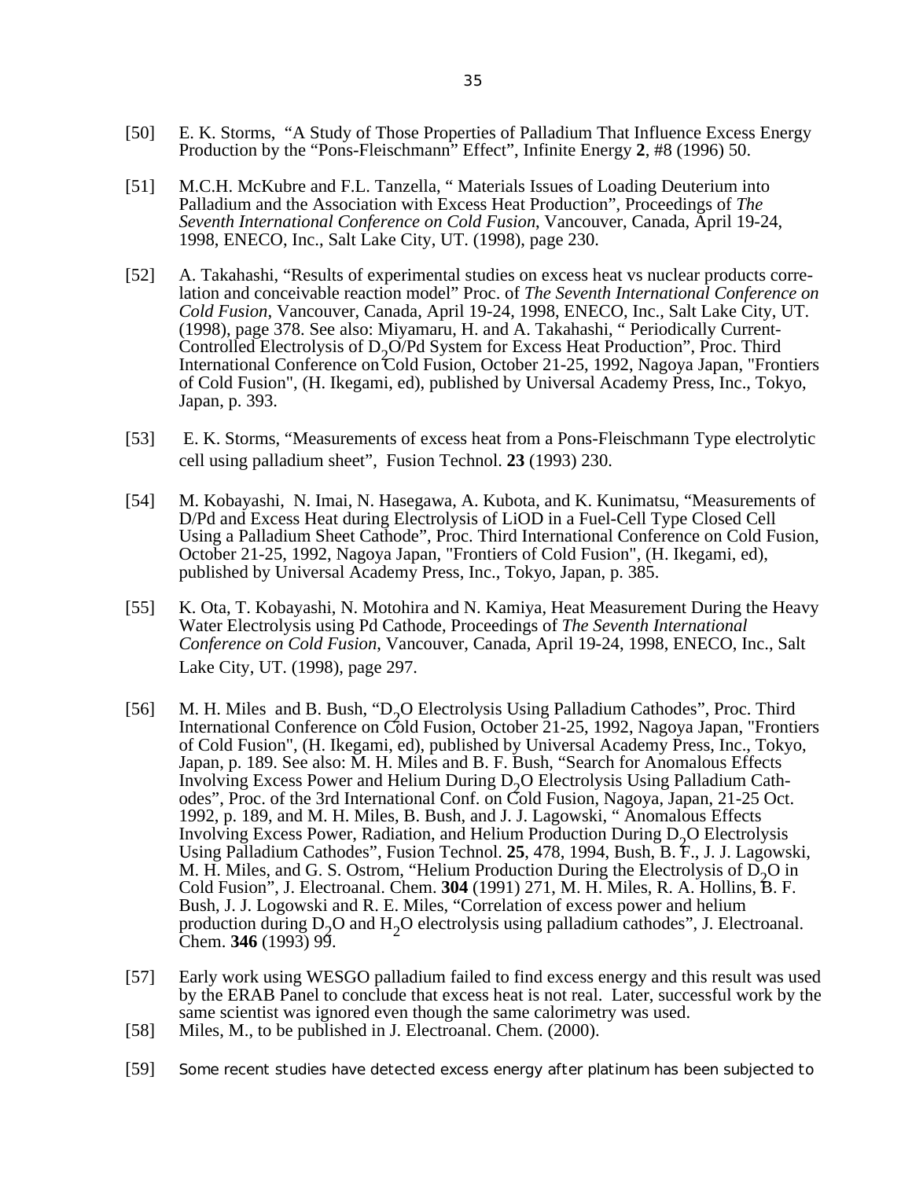[50] E. K. Storms, "A Study of Those Properties of Palladium That Influence Excess Energy Production by the "Pons-Fleischmann" Effect", Infinite Energy **2**, #8 (1996) 50.

[51] M.C.H. McKubre and F.L. Tanzella, " Materials Issues of Loading Deuterium into Palladium and the Association with Excess Heat Production", Proceedings of *The Seventh International Conference on Cold Fusion*, Vancouver, Canada, April 19-24, 1998, ENECO, Inc., Salt Lake City, UT. (1998), page 230.

[52] A. Takahashi, "Results of experimental studies on excess heat vs nuclear products correlation and conceivable reaction model" Proc. of *The Seventh International Conference on Cold Fusion*, Vancouver, Canada, April 19-24, 1998, ENECO, Inc., Salt Lake City, UT. (1998), page 378. See also: Miyamaru, H. and A. Takahashi, " Periodically Current-Controlled Electrolysis of $D_2O$/Pd System for Excess Heat Production", Proc. Third International Conference on Cold Fusion, October 21-25, 1992, Nagoya Japan, "Frontiers of Cold Fusion", (H. Ikegami, ed), published by Universal Academy Press, Inc., Tokyo, Japan, p. 393.

[53] E. K. Storms, "Measurements of excess heat from a Pons-Fleischmann Type electrolytic cell using palladium sheet", Fusion Technol. **23** (1993) 230.

[54] M. Kobayashi, N. Imai, N. Hasegawa, A. Kubota, and K. Kunimatsu, "Measurements of D/Pd and Excess Heat during Electrolysis of LiOD in a Fuel-Cell Type Closed Cell Using a Palladium Sheet Cathode", Proc. Third International Conference on Cold Fusion, October 21-25, 1992, Nagoya Japan, "Frontiers of Cold Fusion", (H. Ikegami, ed), published by Universal Academy Press, Inc., Tokyo, Japan, p. 385.

[55] K. Ota, T. Kobayashi, N. Motohira and N. Kamiya, Heat Measurement During the Heavy Water Electrolysis using Pd Cathode, Proceedings of *The Seventh International Conference on Cold Fusion*, Vancouver, Canada, April 19-24, 1998, ENECO, Inc., Salt Lake City, UT. (1998), page 297.

[56] M. H. Miles and B. Bush, "$D_2O$ Electrolysis Using Palladium Cathodes", Proc. Third International Conference on Cold Fusion, October 21-25, 1992, Nagoya Japan, "Frontiers of Cold Fusion", (H. Ikegami, ed), published by Universal Academy Press, Inc., Tokyo, Japan, p. 189. See also: M. H. Miles and B. F. Bush, "Search for Anomalous Effects Involving Excess Power and Helium During $D_2O$ Electrolysis Using Palladium Cathodes", Proc. of the 3rd International Conf. on Cold Fusion, Nagoya, Japan, 21-25 Oct. 1992, p. 189, and M. H. Miles, B. Bush, and J. J. Lagowski, " Anomalous Effects Involving Excess Power, Radiation, and Helium Production During $D_2O$ Electrolysis Using Palladium Cathodes", Fusion Technol. **25**, 478, 1994, Bush, B. F., J. J. Lagowski, M. H. Miles, and G. S. Ostrom, "Helium Production During the Electrolysis of $D_2O$ in Cold Fusion", J. Electroanal. Chem. **304** (1991) 271, M. H. Miles, R. A. Hollins, B. F. Bush, J. J. Logowski and R. E. Miles, "Correlation of excess power and helium production during $D_2O$ and $H_2O$ electrolysis using palladium cathodes", J. Electroanal. Chem. **346** (1993) 99.

[57] Early work using WESGO palladium failed to find excess energy and this result was used by the ERAB Panel to conclude that excess heat is not real. Later, successful work by the same scientist was ignored even though the same calorimetry was used.

[58] Miles, M., to be published in J. Electroanal. Chem. (2000).

[59] Some recent studies have detected excess energy after platinum has been subjected to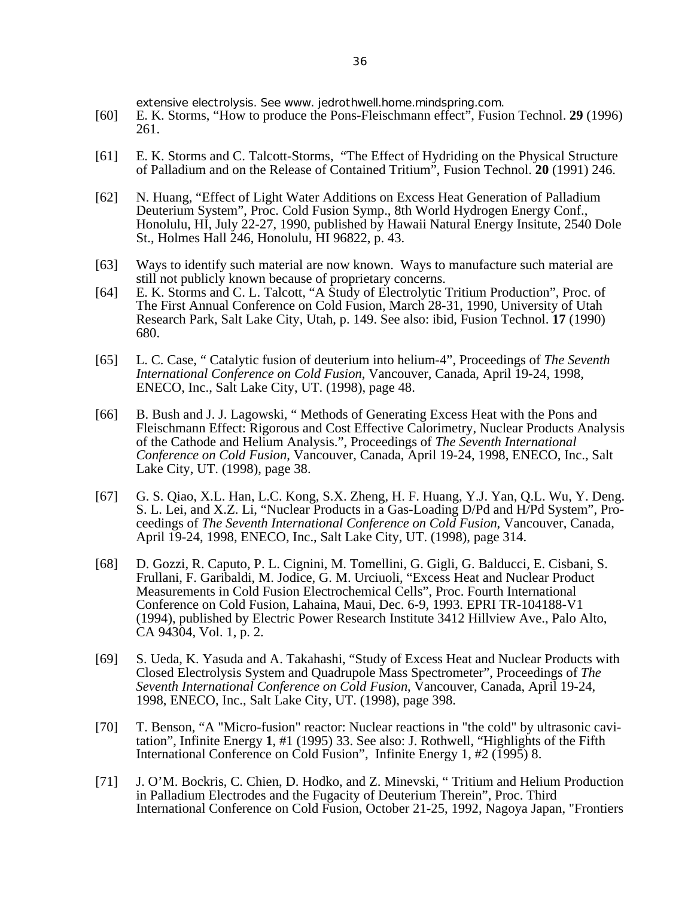extensive electrolysis. See www. jedrothwell.home.mindspring.com.

[60] E. K. Storms, "How to produce the Pons-Fleischmann effect", Fusion Technol. **29** (1996) 261.

[61] E. K. Storms and C. Talcott-Storms, "The Effect of Hydriding on the Physical Structure of Palladium and on the Release of Contained Tritium", Fusion Technol. **20** (1991) 246.

[62] N. Huang, "Effect of Light Water Additions on Excess Heat Generation of Palladium Deuterium System", Proc. Cold Fusion Symp., 8th World Hydrogen Energy Conf., Honolulu, HI, July 22-27, 1990, published by Hawaii Natural Energy Insitute, 2540 Dole St., Holmes Hall 246, Honolulu, HI 96822, p. 43.

[63] Ways to identify such material are now known. Ways to manufacture such material are still not publicly known because of proprietary concerns.

[64] E. K. Storms and C. L. Talcott, "A Study of Electrolytic Tritium Production", Proc. of The First Annual Conference on Cold Fusion, March 28-31, 1990, University of Utah Research Park, Salt Lake City, Utah, p. 149. See also: ibid, Fusion Technol. **17** (1990) 680.

[65] L. C. Case, " Catalytic fusion of deuterium into helium-4", Proceedings of *The Seventh International Conference on Cold Fusion*, Vancouver, Canada, April 19-24, 1998, ENECO, Inc., Salt Lake City, UT. (1998), page 48.

[66] B. Bush and J. J. Lagowski, " Methods of Generating Excess Heat with the Pons and Fleischmann Effect: Rigorous and Cost Effective Calorimetry, Nuclear Products Analysis of the Cathode and Helium Analysis.", Proceedings of *The Seventh International Conference on Cold Fusion*, Vancouver, Canada, April 19-24, 1998, ENECO, Inc., Salt Lake City, UT. (1998), page 38.

[67] G. S. Qiao, X.L. Han, L.C. Kong, S.X. Zheng, H. F. Huang, Y.J. Yan, Q.L. Wu, Y. Deng. S. L. Lei, and X.Z. Li, "Nuclear Products in a Gas-Loading D/Pd and H/Pd System", Proceedings of *The Seventh International Conference on Cold Fusion*, Vancouver, Canada, April 19-24, 1998, ENECO, Inc., Salt Lake City, UT. (1998), page 314.

[68] D. Gozzi, R. Caputo, P. L. Cignini, M. Tomellini, G. Gigli, G. Balducci, E. Cisbani, S. Frullani, F. Garibaldi, M. Jodice, G. M. Urciuoli, "Excess Heat and Nuclear Product Measurements in Cold Fusion Electrochemical Cells", Proc. Fourth International Conference on Cold Fusion, Lahaina, Maui, Dec. 6-9, 1993. EPRI TR-104188-V1 (1994), published by Electric Power Research Institute 3412 Hillview Ave., Palo Alto, CA 94304, Vol. 1, p. 2.

[69] S. Ueda, K. Yasuda and A. Takahashi, "Study of Excess Heat and Nuclear Products with Closed Electrolysis System and Quadrupole Mass Spectrometer", Proceedings of *The Seventh International Conference on Cold Fusion*, Vancouver, Canada, April 19-24, 1998, ENECO, Inc., Salt Lake City, UT. (1998), page 398.

[70] T. Benson, "A "Micro-fusion" reactor: Nuclear reactions in "the cold" by ultrasonic cavitation", Infinite Energy **1**, #1 (1995) 33. See also: J. Rothwell, "Highlights of the Fifth International Conference on Cold Fusion", Infinite Energy 1, #2 (1995) 8.

[71] J. O'M. Bockris, C. Chien, D. Hodko, and Z. Minevski, " Tritium and Helium Production in Palladium Electrodes and the Fugacity of Deuterium Therein", Proc. Third International Conference on Cold Fusion, October 21-25, 1992, Nagoya Japan, "Frontiers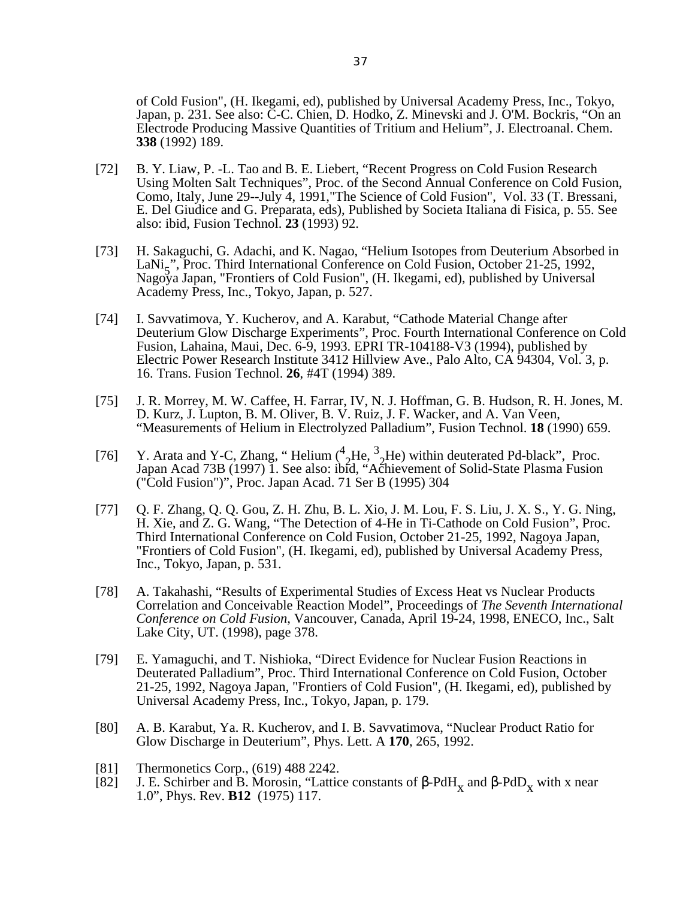of Cold Fusion", (H. Ikegami, ed), published by Universal Academy Press, Inc., Tokyo, Japan, p. 231. See also: C-C. Chien, D. Hodko, Z. Minevski and J. O'M. Bockris, "On an Electrode Producing Massive Quantities of Tritium and Helium", J. Electroanal. Chem. **338** (1992) 189.

[72] B. Y. Liaw, P. -L. Tao and B. E. Liebert, "Recent Progress on Cold Fusion Research Using Molten Salt Techniques", Proc. of the Second Annual Conference on Cold Fusion, Como, Italy, June 29--July 4, 1991,"The Science of Cold Fusion", Vol. 33 (T. Bressani, E. Del Giudice and G. Preparata, eds), Published by Societa Italiana di Fisica, p. 55. See also: ibid, Fusion Technol. **23** (1993) 92.

[73] H. Sakaguchi, G. Adachi, and K. Nagao, "Helium Isotopes from Deuterium Absorbed in $LaNi_5$", Proc. Third International Conference on Cold Fusion, October 21-25, 1992, Nagoya Japan, "Frontiers of Cold Fusion", (H. Ikegami, ed), published by Universal Academy Press, Inc., Tokyo, Japan, p. 527.

[74] I. Savvatimova, Y. Kucherov, and A. Karabut, "Cathode Material Change after Deuterium Glow Discharge Experiments", Proc. Fourth International Conference on Cold Fusion, Lahaina, Maui, Dec. 6-9, 1993. EPRI TR-104188-V3 (1994), published by Electric Power Research Institute 3412 Hillview Ave., Palo Alto, CA 94304, Vol. 3, p. 16. Trans. Fusion Technol. **26**, #4T (1994) 389.

[75] J. R. Morrey, M. W. Caffee, H. Farrar, IV, N. J. Hoffman, G. B. Hudson, R. H. Jones, M. D. Kurz, J. Lupton, B. M. Oliver, B. V. Ruiz, J. F. Wacker, and A. Van Veen, "Measurements of Helium in Electrolyzed Palladium", Fusion Technol. **18** (1990) 659.

[76] Y. Arata and Y-C, Zhang, " Helium ($^4_2He$, $^3_2He$) within deuterated Pd-black", Proc. Japan Acad 73B (1997) 1. See also: ibid, "Achievement of Solid-State Plasma Fusion ("Cold Fusion")", Proc. Japan Acad. 71 Ser B (1995) 304

[77] Q. F. Zhang, Q. Q. Gou, Z. H. Zhu, B. L. Xio, J. M. Lou, F. S. Liu, J. X. S., Y. G. Ning, H. Xie, and Z. G. Wang, "The Detection of 4-He in Ti-Cathode on Cold Fusion", Proc. Third International Conference on Cold Fusion, October 21-25, 1992, Nagoya Japan, "Frontiers of Cold Fusion", (H. Ikegami, ed), published by Universal Academy Press, Inc., Tokyo, Japan, p. 531.

[78] A. Takahashi, "Results of Experimental Studies of Excess Heat vs Nuclear Products Correlation and Conceivable Reaction Model", Proceedings of *The Seventh International Conference on Cold Fusion*, Vancouver, Canada, April 19-24, 1998, ENECO, Inc., Salt Lake City, UT. (1998), page 378.

[79] E. Yamaguchi, and T. Nishioka, "Direct Evidence for Nuclear Fusion Reactions in Deuterated Palladium", Proc. Third International Conference on Cold Fusion, October 21-25, 1992, Nagoya Japan, "Frontiers of Cold Fusion", (H. Ikegami, ed), published by Universal Academy Press, Inc., Tokyo, Japan, p. 179.

[80] A. B. Karabut, Ya. R. Kucherov, and I. B. Savvatimova, "Nuclear Product Ratio for Glow Discharge in Deuterium", Phys. Lett. A **170**, 265, 1992.

[81] Thermonetics Corp., (619) 488 2242.

[82] J. E. Schirber and B. Morosin, "Lattice constants of $\beta$-$PdH_x$ and $\beta$-$PdD_x$ with x near 1.0", Phys. Rev. **B12** (1975) 117.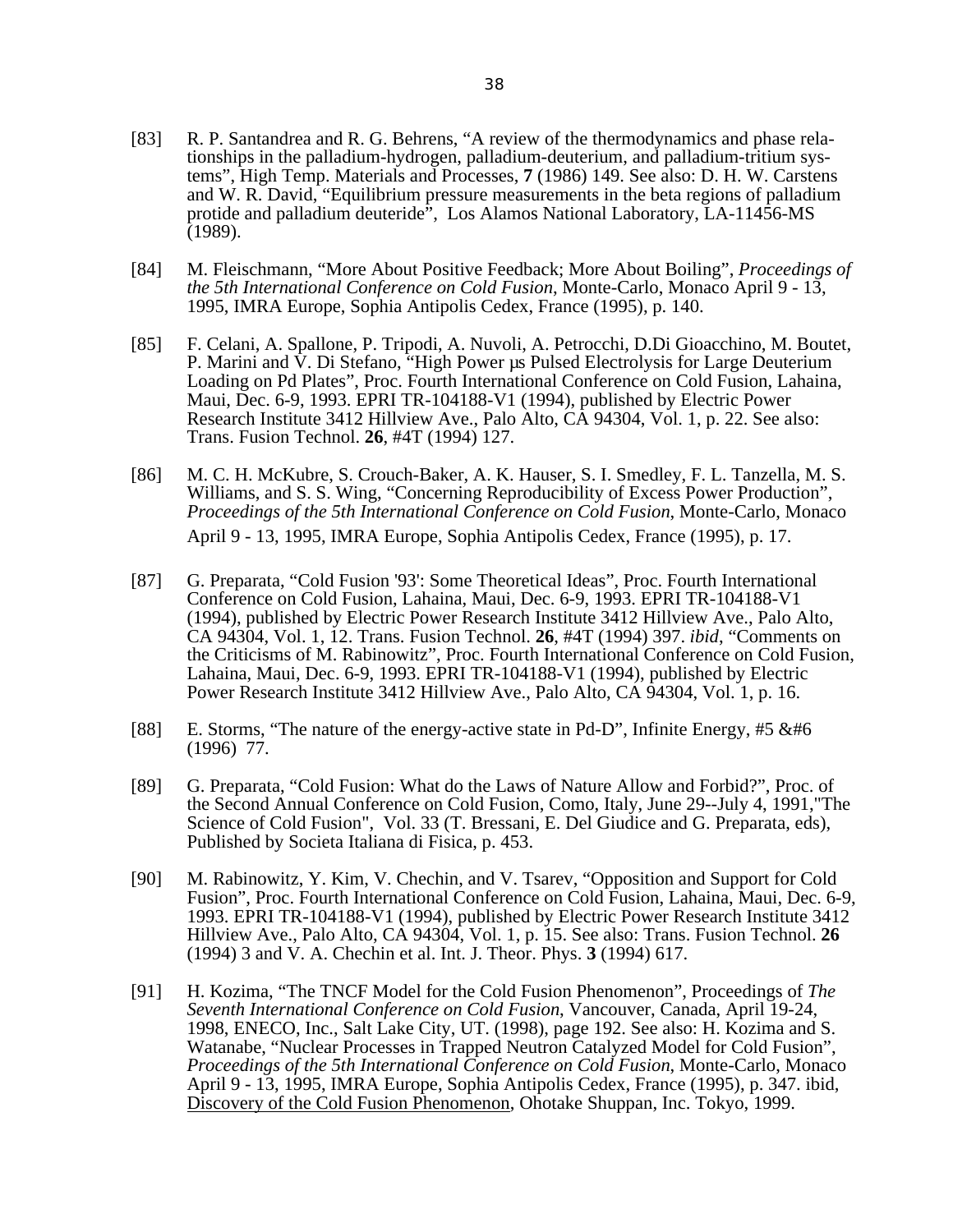[83] R. P. Santandrea and R. G. Behrens, “A review of the thermodynamics and phase relationships in the palladium-hydrogen, palladium-deuterium, and palladium-tritium systems”, High Temp. Materials and Processes, **7** (1986) 149. See also: D. H. W. Carstens and W. R. David, “Equilibrium pressure measurements in the beta regions of palladium protide and palladium deuteride”, Los Alamos National Laboratory, LA-11456-MS (1989).

[84] M. Fleischmann, “More About Positive Feedback; More About Boiling”, *Proceedings of the 5th International Conference on Cold Fusion*, Monte-Carlo, Monaco April 9 - 13, 1995, IMRA Europe, Sophia Antipolis Cedex, France (1995), p. 140.

[85] F. Celani, A. Spallone, P. Tripodi, A. Nuvoli, A. Petrocchi, D.Di Gioacchino, M. Boutet, P. Marini and V. Di Stefano, “High Power µs Pulsed Electrolysis for Large Deuterium Loading on Pd Plates”, Proc. Fourth International Conference on Cold Fusion, Lahaina, Maui, Dec. 6-9, 1993. EPRI TR-104188-V1 (1994), published by Electric Power Research Institute 3412 Hillview Ave., Palo Alto, CA 94304, Vol. 1, p. 22. See also: Trans. Fusion Technol. **26**, #4T (1994) 127.

[86] M. C. H. McKubre, S. Crouch-Baker, A. K. Hauser, S. I. Smedley, F. L. Tanzella, M. S. Williams, and S. S. Wing, “Concerning Reproducibility of Excess Power Production”, *Proceedings of the 5th International Conference on Cold Fusion*, Monte-Carlo, Monaco April 9 - 13, 1995, IMRA Europe, Sophia Antipolis Cedex, France (1995), p. 17.

[87] G. Preparata, “Cold Fusion '93': Some Theoretical Ideas”, Proc. Fourth International Conference on Cold Fusion, Lahaina, Maui, Dec. 6-9, 1993. EPRI TR-104188-V1 (1994), published by Electric Power Research Institute 3412 Hillview Ave., Palo Alto, CA 94304, Vol. 1, 12. Trans. Fusion Technol. **26**, #4T (1994) 397. *ibid*, “Comments on the Criticisms of M. Rabinowitz”, Proc. Fourth International Conference on Cold Fusion, Lahaina, Maui, Dec. 6-9, 1993. EPRI TR-104188-V1 (1994), published by Electric Power Research Institute 3412 Hillview Ave., Palo Alto, CA 94304, Vol. 1, p. 16.

[88] E. Storms, “The nature of the energy-active state in Pd-D”, Infinite Energy, #5 &#6 (1996) 77.

[89] G. Preparata, “Cold Fusion: What do the Laws of Nature Allow and Forbid?”, Proc. of the Second Annual Conference on Cold Fusion, Como, Italy, June 29--July 4, 1991,"The Science of Cold Fusion", Vol. 33 (T. Bressani, E. Del Giudice and G. Preparata, eds), Published by Societa Italiana di Fisica, p. 453.

[90] M. Rabinowitz, Y. Kim, V. Chechin, and V. Tsarev, “Opposition and Support for Cold Fusion”, Proc. Fourth International Conference on Cold Fusion, Lahaina, Maui, Dec. 6-9, 1993. EPRI TR-104188-V1 (1994), published by Electric Power Research Institute 3412 Hillview Ave., Palo Alto, CA 94304, Vol. 1, p. 15. See also: Trans. Fusion Technol. **26** (1994) 3 and V. A. Chechin et al. Int. J. Theor. Phys. **3** (1994) 617.

[91] H. Kozima, “The TNCF Model for the Cold Fusion Phenomenon”, Proceedings of *The Seventh International Conference on Cold Fusion*, Vancouver, Canada, April 19-24, 1998, ENECO, Inc., Salt Lake City, UT. (1998), page 192. See also: H. Kozima and S. Watanabe, “Nuclear Processes in Trapped Neutron Catalyzed Model for Cold Fusion”, *Proceedings of the 5th International Conference on Cold Fusion*, Monte-Carlo, Monaco April 9 - 13, 1995, IMRA Europe, Sophia Antipolis Cedex, France (1995), p. 347. ibid, Discovery of the Cold Fusion Phenomenon, Ohotake Shuppan, Inc. Tokyo, 1999.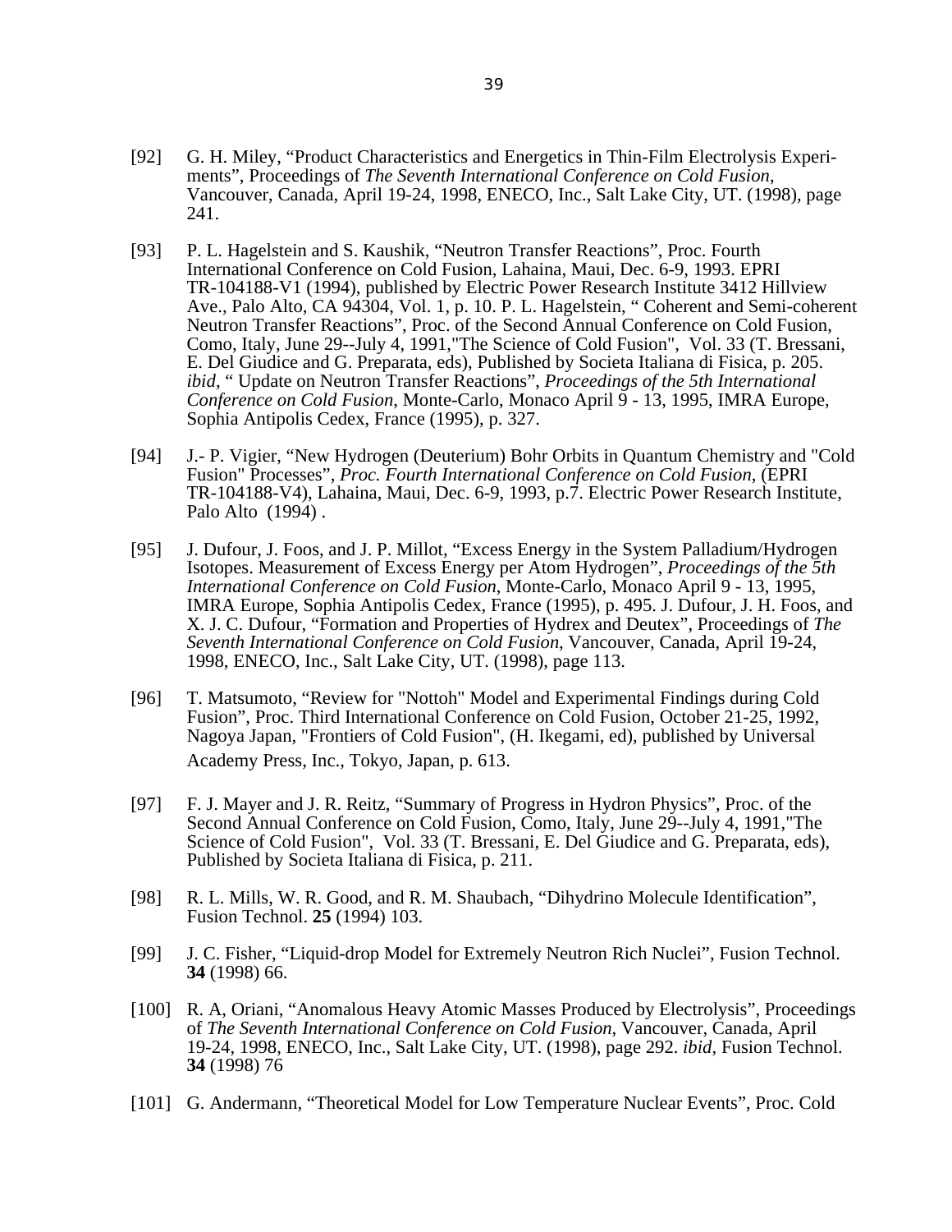[92] G. H. Miley, “Product Characteristics and Energetics in Thin-Film Electrolysis Experiments”, Proceedings of *The Seventh International Conference on Cold Fusion*, Vancouver, Canada, April 19-24, 1998, ENECO, Inc., Salt Lake City, UT. (1998), page 241.

[93] P. L. Hagelstein and S. Kaushik, “Neutron Transfer Reactions”, Proc. Fourth International Conference on Cold Fusion, Lahaina, Maui, Dec. 6-9, 1993. EPRI TR-104188-V1 (1994), published by Electric Power Research Institute 3412 Hillview Ave., Palo Alto, CA 94304, Vol. 1, p. 10. P. L. Hagelstein, “ Coherent and Semi-coherent Neutron Transfer Reactions”, Proc. of the Second Annual Conference on Cold Fusion, Como, Italy, June 29--July 4, 1991,"The Science of Cold Fusion", Vol. 33 (T. Bressani, E. Del Giudice and G. Preparata, eds), Published by Societa Italiana di Fisica, p. 205. *ibid*, “ Update on Neutron Transfer Reactions”, *Proceedings of the 5th International Conference on Cold Fusion*, Monte-Carlo, Monaco April 9 - 13, 1995, IMRA Europe, Sophia Antipolis Cedex, France (1995), p. 327.

[94] J.- P. Vigier, “New Hydrogen (Deuterium) Bohr Orbits in Quantum Chemistry and "Cold Fusion" Processes”, *Proc. Fourth International Conference on Cold Fusion*, (EPRI TR-104188-V4), Lahaina, Maui, Dec. 6-9, 1993, p.7. Electric Power Research Institute, Palo Alto (1994) .

[95] J. Dufour, J. Foos, and J. P. Millot, “Excess Energy in the System Palladium/Hydrogen Isotopes. Measurement of Excess Energy per Atom Hydrogen”, *Proceedings of the 5th International Conference on Cold Fusion*, Monte-Carlo, Monaco April 9 - 13, 1995, IMRA Europe, Sophia Antipolis Cedex, France (1995), p. 495. J. Dufour, J. H. Foos, and X. J. C. Dufour, “Formation and Properties of Hydrex and Deutex”, Proceedings of *The Seventh International Conference on Cold Fusion*, Vancouver, Canada, April 19-24, 1998, ENECO, Inc., Salt Lake City, UT. (1998), page 113.

[96] T. Matsumoto, “Review for "Nottoh" Model and Experimental Findings during Cold Fusion”, Proc. Third International Conference on Cold Fusion, October 21-25, 1992, Nagoya Japan, "Frontiers of Cold Fusion", (H. Ikegami, ed), published by Universal Academy Press, Inc., Tokyo, Japan, p. 613.

[97] F. J. Mayer and J. R. Reitz, “Summary of Progress in Hydron Physics”, Proc. of the Second Annual Conference on Cold Fusion, Como, Italy, June 29--July 4, 1991,"The Science of Cold Fusion", Vol. 33 (T. Bressani, E. Del Giudice and G. Preparata, eds), Published by Societa Italiana di Fisica, p. 211.

[98] R. L. Mills, W. R. Good, and R. M. Shaubach, “Dihydrino Molecule Identification”, Fusion Technol. **25** (1994) 103.

[99] J. C. Fisher, “Liquid-drop Model for Extremely Neutron Rich Nuclei”, Fusion Technol. **34** (1998) 66.

[100] R. A, Oriani, “Anomalous Heavy Atomic Masses Produced by Electrolysis”, Proceedings of *The Seventh International Conference on Cold Fusion*, Vancouver, Canada, April 19-24, 1998, ENECO, Inc., Salt Lake City, UT. (1998), page 292. *ibid*, Fusion Technol. **34** (1998) 76

[101] G. Andermann, “Theoretical Model for Low Temperature Nuclear Events”, Proc. Cold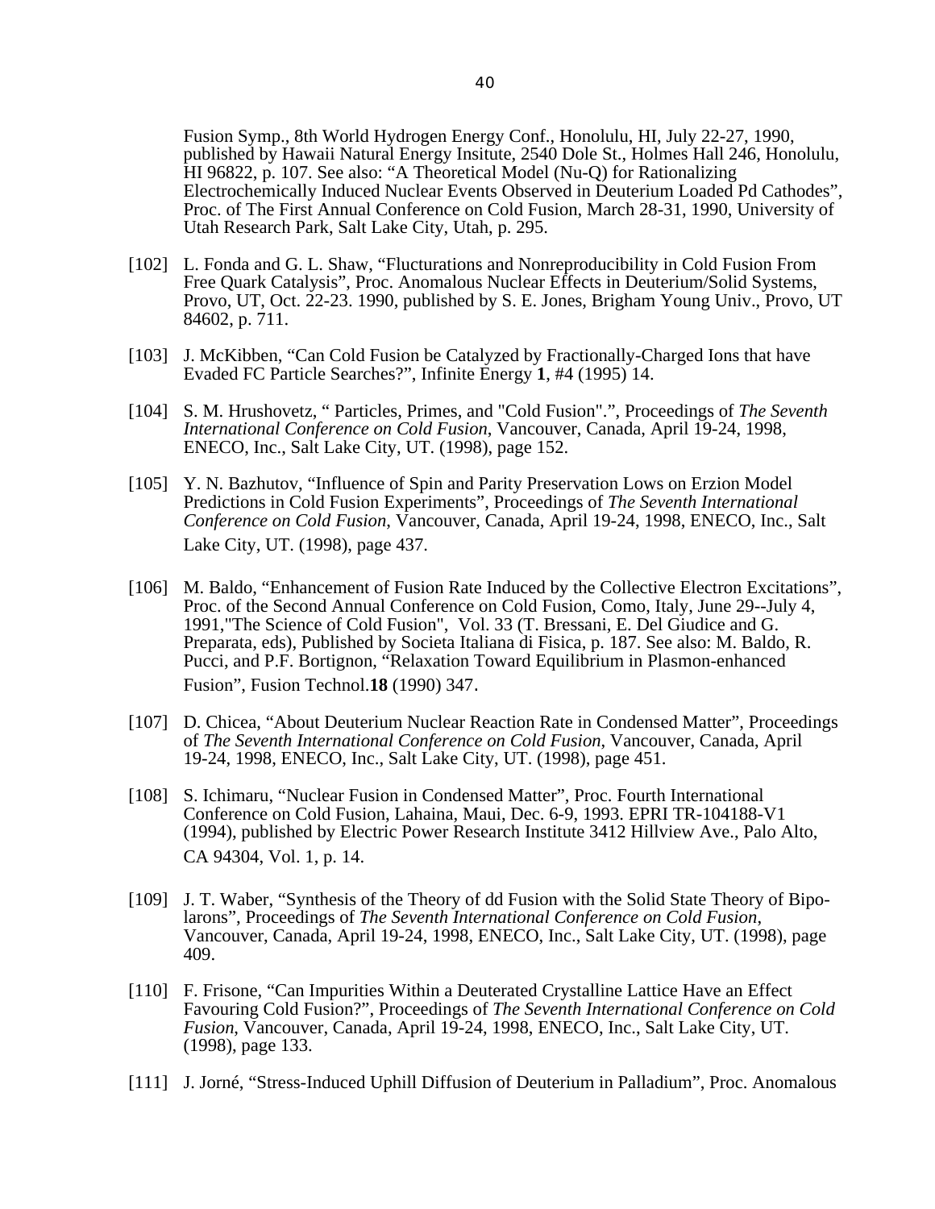Fusion Symp., 8th World Hydrogen Energy Conf., Honolulu, HI, July 22-27, 1990, published by Hawaii Natural Energy Insitute, 2540 Dole St., Holmes Hall 246, Honolulu, HI 96822, p. 107. See also: “A Theoretical Model (Nu-Q) for Rationalizing Electrochemically Induced Nuclear Events Observed in Deuterium Loaded Pd Cathodes”, Proc. of The First Annual Conference on Cold Fusion, March 28-31, 1990, University of Utah Research Park, Salt Lake City, Utah, p. 295.

[102] L. Fonda and G. L. Shaw, “Flucturations and Nonreproducibility in Cold Fusion From Free Quark Catalysis”, Proc. Anomalous Nuclear Effects in Deuterium/Solid Systems, Provo, UT, Oct. 22-23. 1990, published by S. E. Jones, Brigham Young Univ., Provo, UT 84602, p. 711.

[103] J. McKibben, “Can Cold Fusion be Catalyzed by Fractionally-Charged Ions that have Evaded FC Particle Searches?”, Infinite Energy **1**, #4 (1995) 14.

[104] S. M. Hrushovetz, “ Particles, Primes, and "Cold Fusion".”, Proceedings of *The Seventh International Conference on Cold Fusion*, Vancouver, Canada, April 19-24, 1998, ENECO, Inc., Salt Lake City, UT. (1998), page 152.

[105] Y. N. Bazhutov, “Influence of Spin and Parity Preservation Lows on Erzion Model Predictions in Cold Fusion Experiments”, Proceedings of *The Seventh International Conference on Cold Fusion*, Vancouver, Canada, April 19-24, 1998, ENECO, Inc., Salt Lake City, UT. (1998), page 437.

[106] M. Baldo, “Enhancement of Fusion Rate Induced by the Collective Electron Excitations”, Proc. of the Second Annual Conference on Cold Fusion, Como, Italy, June 29--July 4, 1991,"The Science of Cold Fusion", Vol. 33 (T. Bressani, E. Del Giudice and G. Preparata, eds), Published by Societa Italiana di Fisica, p. 187. See also: M. Baldo, R. Pucci, and P.F. Bortignon, “Relaxation Toward Equilibrium in Plasmon-enhanced Fusion”, Fusion Technol.**18** (1990) 347.

[107] D. Chicea, “About Deuterium Nuclear Reaction Rate in Condensed Matter”, Proceedings of *The Seventh International Conference on Cold Fusion*, Vancouver, Canada, April 19-24, 1998, ENECO, Inc., Salt Lake City, UT. (1998), page 451.

[108] S. Ichimaru, “Nuclear Fusion in Condensed Matter”, Proc. Fourth International Conference on Cold Fusion, Lahaina, Maui, Dec. 6-9, 1993. EPRI TR-104188-V1 (1994), published by Electric Power Research Institute 3412 Hillview Ave., Palo Alto, CA 94304, Vol. 1, p. 14.

[109] J. T. Waber, “Synthesis of the Theory of dd Fusion with the Solid State Theory of Bipolarons”, Proceedings of *The Seventh International Conference on Cold Fusion*, Vancouver, Canada, April 19-24, 1998, ENECO, Inc., Salt Lake City, UT. (1998), page 409.

[110] F. Frisone, “Can Impurities Within a Deuterated Crystalline Lattice Have an Effect Favouring Cold Fusion?”, Proceedings of *The Seventh International Conference on Cold Fusion*, Vancouver, Canada, April 19-24, 1998, ENECO, Inc., Salt Lake City, UT. (1998), page 133.

[111] J. Jorné, “Stress-Induced Uphill Diffusion of Deuterium in Palladium”, Proc. Anomalous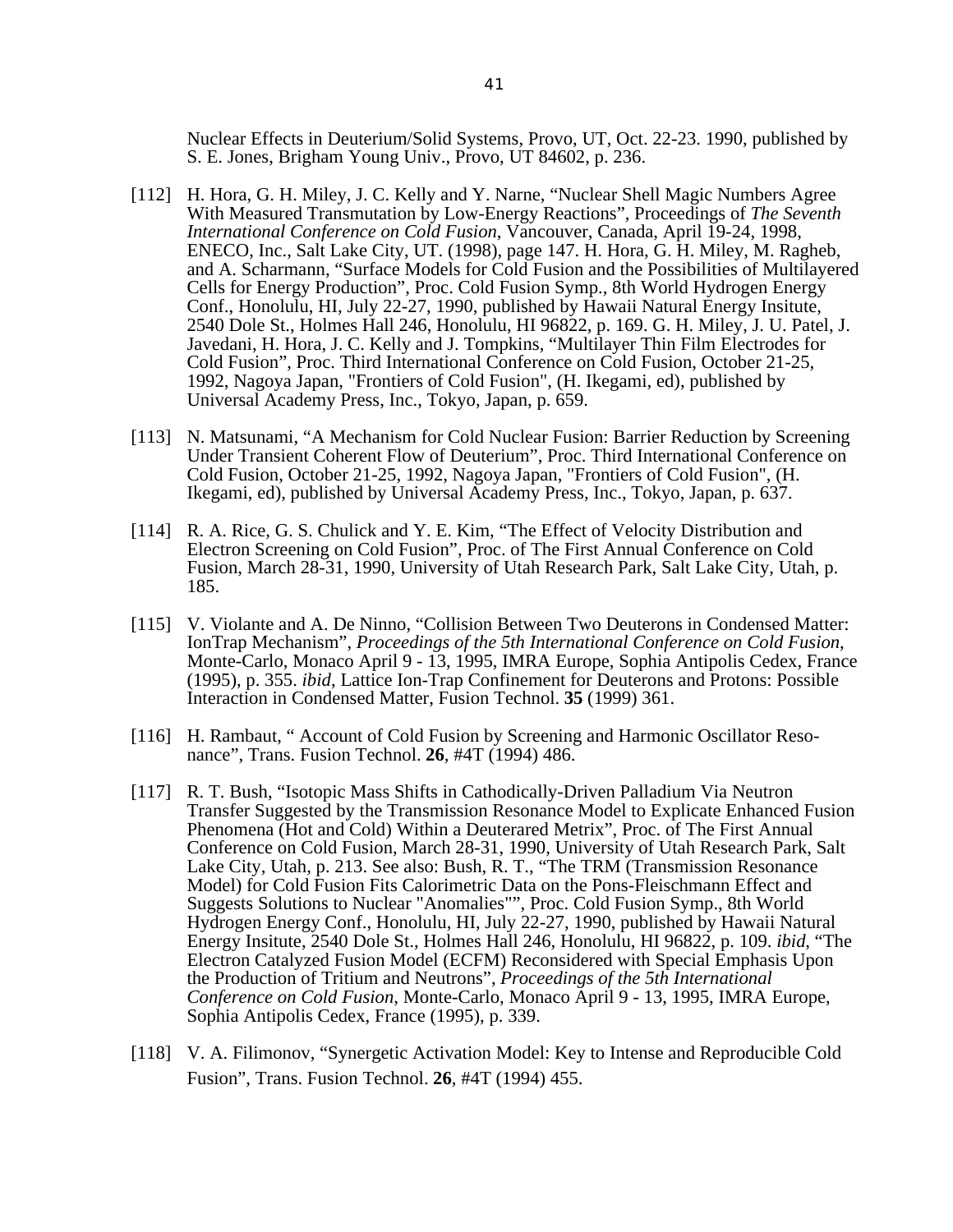Nuclear Effects in Deuterium/Solid Systems, Provo, UT, Oct. 22-23. 1990, published by S. E. Jones, Brigham Young Univ., Provo, UT 84602, p. 236.

[112] H. Hora, G. H. Miley, J. C. Kelly and Y. Narne, “Nuclear Shell Magic Numbers Agree With Measured Transmutation by Low-Energy Reactions”, Proceedings of *The Seventh International Conference on Cold Fusion*, Vancouver, Canada, April 19-24, 1998, ENECO, Inc., Salt Lake City, UT. (1998), page 147. H. Hora, G. H. Miley, M. Ragheb, and A. Scharmann, “Surface Models for Cold Fusion and the Possibilities of Multilayered Cells for Energy Production”, Proc. Cold Fusion Symp., 8th World Hydrogen Energy Conf., Honolulu, HI, July 22-27, 1990, published by Hawaii Natural Energy Insitute, 2540 Dole St., Holmes Hall 246, Honolulu, HI 96822, p. 169. G. H. Miley, J. U. Patel, J. Javedani, H. Hora, J. C. Kelly and J. Tompkins, “Multilayer Thin Film Electrodes for Cold Fusion”, Proc. Third International Conference on Cold Fusion, October 21-25, 1992, Nagoya Japan, "Frontiers of Cold Fusion", (H. Ikegami, ed), published by Universal Academy Press, Inc., Tokyo, Japan, p. 659.

[113] N. Matsunami, “A Mechanism for Cold Nuclear Fusion: Barrier Reduction by Screening Under Transient Coherent Flow of Deuterium”, Proc. Third International Conference on Cold Fusion, October 21-25, 1992, Nagoya Japan, "Frontiers of Cold Fusion", (H. Ikegami, ed), published by Universal Academy Press, Inc., Tokyo, Japan, p. 637.

[114] R. A. Rice, G. S. Chulick and Y. E. Kim, “The Effect of Velocity Distribution and Electron Screening on Cold Fusion”, Proc. of The First Annual Conference on Cold Fusion, March 28-31, 1990, University of Utah Research Park, Salt Lake City, Utah, p. 185.

[115] V. Violante and A. De Ninno, “Collision Between Two Deuterons in Condensed Matter: IonTrap Mechanism”, *Proceedings of the 5th International Conference on Cold Fusion*, Monte-Carlo, Monaco April 9 - 13, 1995, IMRA Europe, Sophia Antipolis Cedex, France (1995), p. 355. *ibid*, Lattice Ion-Trap Confinement for Deuterons and Protons: Possible Interaction in Condensed Matter, Fusion Technol. **35** (1999) 361.

[116] H. Rambaut, “ Account of Cold Fusion by Screening and Harmonic Oscillator Resonance”, Trans. Fusion Technol. **26**, #4T (1994) 486.

[117] R. T. Bush, “Isotopic Mass Shifts in Cathodically-Driven Palladium Via Neutron Transfer Suggested by the Transmission Resonance Model to Explicate Enhanced Fusion Phenomena (Hot and Cold) Within a Deuterared Metrix”, Proc. of The First Annual Conference on Cold Fusion, March 28-31, 1990, University of Utah Research Park, Salt Lake City, Utah, p. 213. See also: Bush, R. T., “The TRM (Transmission Resonance Model) for Cold Fusion Fits Calorimetric Data on the Pons-Fleischmann Effect and Suggests Solutions to Nuclear "Anomalies"”, Proc. Cold Fusion Symp., 8th World Hydrogen Energy Conf., Honolulu, HI, July 22-27, 1990, published by Hawaii Natural Energy Insitute, 2540 Dole St., Holmes Hall 246, Honolulu, HI 96822, p. 109. *ibid*, “The Electron Catalyzed Fusion Model (ECFM) Reconsidered with Special Emphasis Upon the Production of Tritium and Neutrons”, *Proceedings of the 5th International Conference on Cold Fusion*, Monte-Carlo, Monaco April 9 - 13, 1995, IMRA Europe, Sophia Antipolis Cedex, France (1995), p. 339.

[118] V. A. Filimonov, “Synergetic Activation Model: Key to Intense and Reproducible Cold Fusion”, Trans. Fusion Technol. **26**, #4T (1994) 455.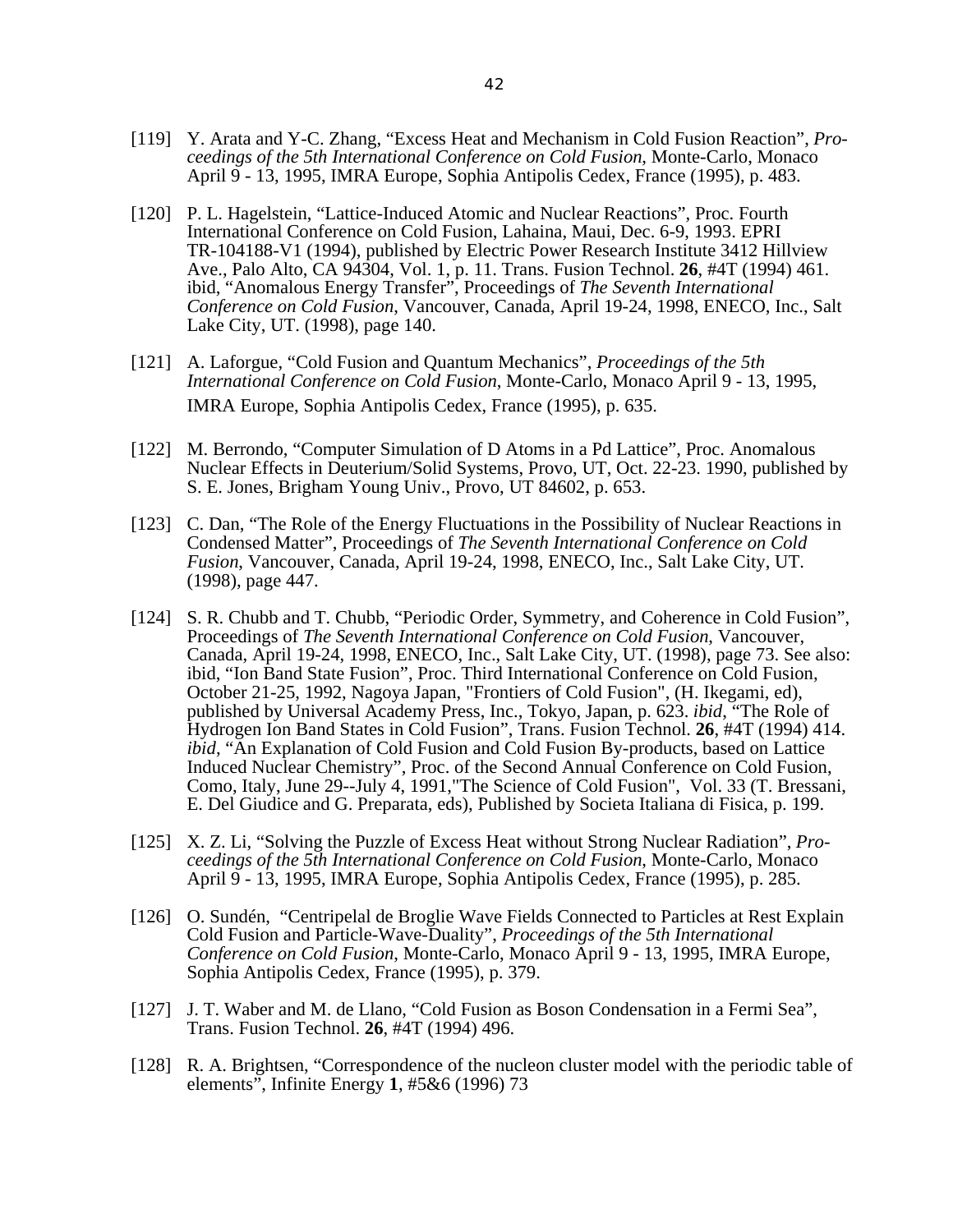[119] Y. Arata and Y-C. Zhang, “Excess Heat and Mechanism in Cold Fusion Reaction”, *Proceedings of the 5th International Conference on Cold Fusion*, Monte-Carlo, Monaco April 9 - 13, 1995, IMRA Europe, Sophia Antipolis Cedex, France (1995), p. 483.

[120] P. L. Hagelstein, “Lattice-Induced Atomic and Nuclear Reactions”, Proc. Fourth International Conference on Cold Fusion, Lahaina, Maui, Dec. 6-9, 1993. EPRI TR-104188-V1 (1994), published by Electric Power Research Institute 3412 Hillview Ave., Palo Alto, CA 94304, Vol. 1, p. 11. Trans. Fusion Technol. **26**, #4T (1994) 461. ibid, “Anomalous Energy Transfer”, Proceedings of *The Seventh International Conference on Cold Fusion*, Vancouver, Canada, April 19-24, 1998, ENECO, Inc., Salt Lake City, UT. (1998), page 140.

[121] A. Laforgue, “Cold Fusion and Quantum Mechanics”, *Proceedings of the 5th International Conference on Cold Fusion*, Monte-Carlo, Monaco April 9 - 13, 1995, IMRA Europe, Sophia Antipolis Cedex, France (1995), p. 635.

[122] M. Berrondo, “Computer Simulation of D Atoms in a Pd Lattice”, Proc. Anomalous Nuclear Effects in Deuterium/Solid Systems, Provo, UT, Oct. 22-23. 1990, published by S. E. Jones, Brigham Young Univ., Provo, UT 84602, p. 653.

[123] C. Dan, “The Role of the Energy Fluctuations in the Possibility of Nuclear Reactions in Condensed Matter”, Proceedings of *The Seventh International Conference on Cold Fusion*, Vancouver, Canada, April 19-24, 1998, ENECO, Inc., Salt Lake City, UT. (1998), page 447.

[124] S. R. Chubb and T. Chubb, “Periodic Order, Symmetry, and Coherence in Cold Fusion”, Proceedings of *The Seventh International Conference on Cold Fusion*, Vancouver, Canada, April 19-24, 1998, ENECO, Inc., Salt Lake City, UT. (1998), page 73. See also: ibid, “Ion Band State Fusion”, Proc. Third International Conference on Cold Fusion, October 21-25, 1992, Nagoya Japan, "Frontiers of Cold Fusion", (H. Ikegami, ed), published by Universal Academy Press, Inc., Tokyo, Japan, p. 623. *ibid*, “The Role of Hydrogen Ion Band States in Cold Fusion”, Trans. Fusion Technol. **26**, #4T (1994) 414. *ibid*, “An Explanation of Cold Fusion and Cold Fusion By-products, based on Lattice Induced Nuclear Chemistry”, Proc. of the Second Annual Conference on Cold Fusion, Como, Italy, June 29--July 4, 1991,"The Science of Cold Fusion", Vol. 33 (T. Bressani, E. Del Giudice and G. Preparata, eds), Published by Societa Italiana di Fisica, p. 199.

[125] X. Z. Li, “Solving the Puzzle of Excess Heat without Strong Nuclear Radiation”, *Proceedings of the 5th International Conference on Cold Fusion*, Monte-Carlo, Monaco April 9 - 13, 1995, IMRA Europe, Sophia Antipolis Cedex, France (1995), p. 285.

[126] O. Sundén, “Centripelal de Broglie Wave Fields Connected to Particles at Rest Explain Cold Fusion and Particle-Wave-Duality”, *Proceedings of the 5th International Conference on Cold Fusion*, Monte-Carlo, Monaco April 9 - 13, 1995, IMRA Europe, Sophia Antipolis Cedex, France (1995), p. 379.

[127] J. T. Waber and M. de Llano, “Cold Fusion as Boson Condensation in a Fermi Sea”, Trans. Fusion Technol. **26**, #4T (1994) 496.

[128] R. A. Brightsen, “Correspondence of the nucleon cluster model with the periodic table of elements”, Infinite Energy **1**, #5&6 (1996) 73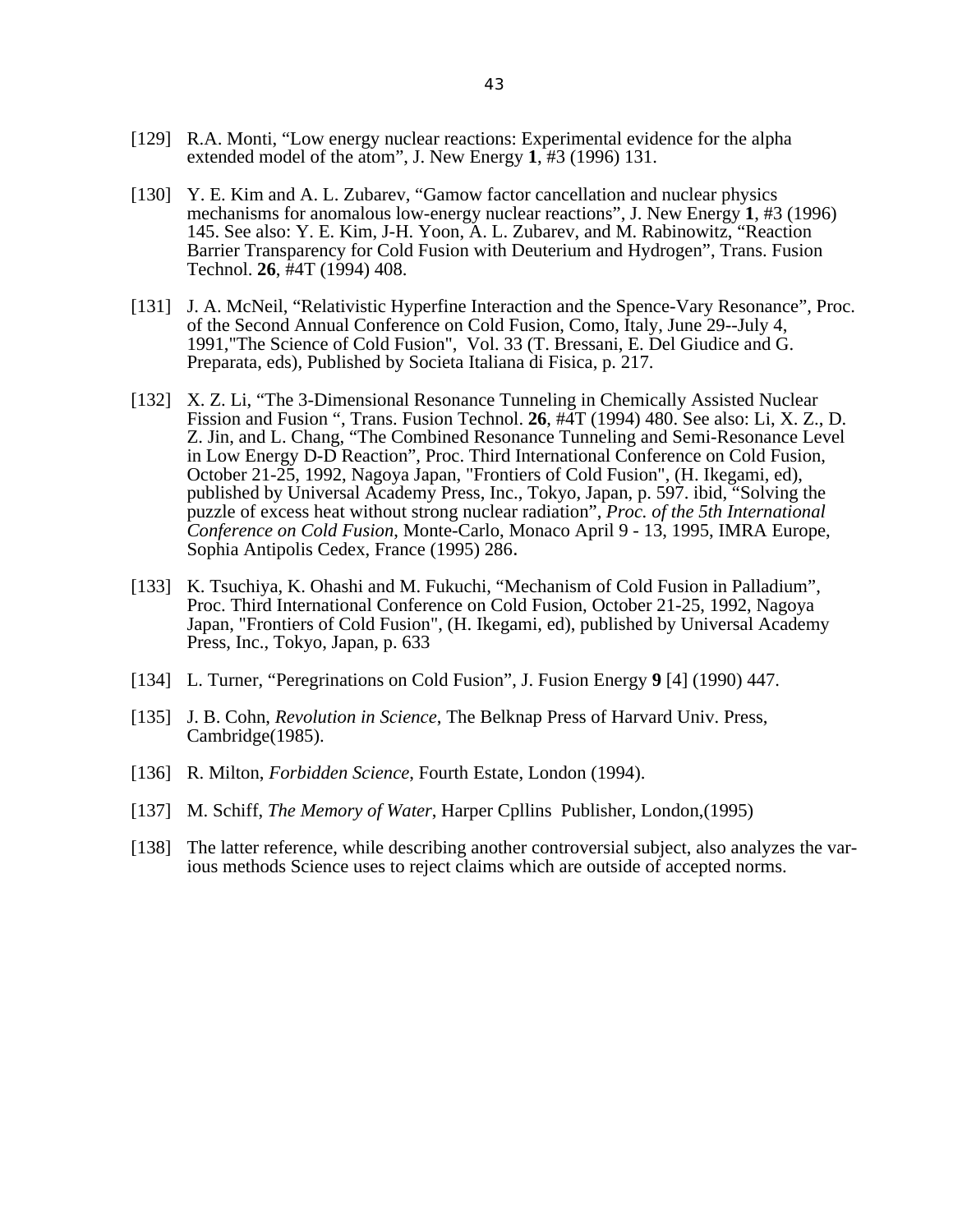[129] R.A. Monti, “Low energy nuclear reactions: Experimental evidence for the alpha extended model of the atom”, J. New Energy **1**, #3 (1996) 131.

[130] Y. E. Kim and A. L. Zubarev, “Gamow factor cancellation and nuclear physics mechanisms for anomalous low-energy nuclear reactions”, J. New Energy **1**, #3 (1996) 145. See also: Y. E. Kim, J-H. Yoon, A. L. Zubarev, and M. Rabinowitz, “Reaction Barrier Transparency for Cold Fusion with Deuterium and Hydrogen”, Trans. Fusion Technol. **26**, #4T (1994) 408.

[131] J. A. McNeil, “Relativistic Hyperfine Interaction and the Spence-Vary Resonance”, Proc. of the Second Annual Conference on Cold Fusion, Como, Italy, June 29--July 4, 1991,"The Science of Cold Fusion", Vol. 33 (T. Bressani, E. Del Giudice and G. Preparata, eds), Published by Societa Italiana di Fisica, p. 217.

[132] X. Z. Li, “The 3-Dimensional Resonance Tunneling in Chemically Assisted Nuclear Fission and Fusion “, Trans. Fusion Technol. **26**, #4T (1994) 480. See also: Li, X. Z., D. Z. Jin, and L. Chang, “The Combined Resonance Tunneling and Semi-Resonance Level in Low Energy D-D Reaction”, Proc. Third International Conference on Cold Fusion, October 21-25, 1992, Nagoya Japan, "Frontiers of Cold Fusion", (H. Ikegami, ed), published by Universal Academy Press, Inc., Tokyo, Japan, p. 597. ibid, “Solving the puzzle of excess heat without strong nuclear radiation”, *Proc. of the 5th International Conference on Cold Fusion*, Monte-Carlo, Monaco April 9 - 13, 1995, IMRA Europe, Sophia Antipolis Cedex, France (1995) 286.

[133] K. Tsuchiya, K. Ohashi and M. Fukuchi, “Mechanism of Cold Fusion in Palladium”, Proc. Third International Conference on Cold Fusion, October 21-25, 1992, Nagoya Japan, "Frontiers of Cold Fusion", (H. Ikegami, ed), published by Universal Academy Press, Inc., Tokyo, Japan, p. 633

[134] L. Turner, “Peregrinations on Cold Fusion”, J. Fusion Energy **9** [4] (1990) 447.

[135] J. B. Cohn, *Revolution in Science*, The Belknap Press of Harvard Univ. Press, Cambridge(1985).

[136] R. Milton, *Forbidden Science*, Fourth Estate, London (1994).

[137] M. Schiff, *The Memory of Water*, Harper Cpllins Publisher, London,(1995)

[138] The latter reference, while describing another controversial subject, also analyzes the various methods Science uses to reject claims which are outside of accepted norms.